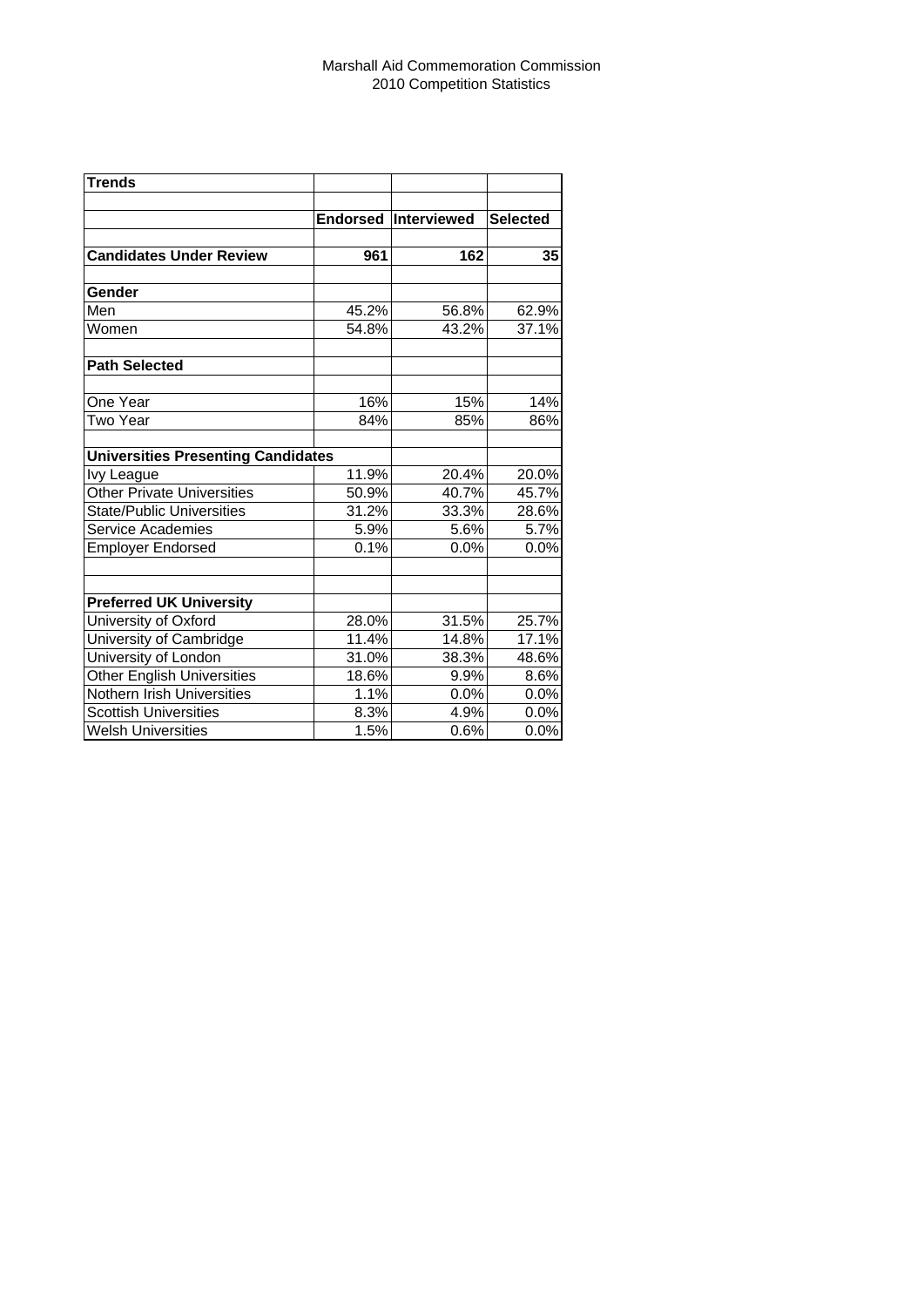Marshall Aid Commemoration Commission
2010 Competition Statistics

| Trends | | | |
|---|---|---|---|
| | Endorsed | Interviewed | Selected |
| **Candidates Under Review** | **961** | **162** | **35** |
| **Gender** | | | |
| Men | 45.2% | 56.8% | 62.9% |
| Women | 54.8% | 43.2% | 37.1% |
| **Path Selected** | | | |
| One Year | 16% | 15% | 14% |
| Two Year | 84% | 85% | 86% |
| **Universities Presenting Candidates** | | | |
| Ivy League | 11.9% | 20.4% | 20.0% |
| Other Private Universities | 50.9% | 40.7% | 45.7% |
| State/Public Universities | 31.2% | 33.3% | 28.6% |
| Service Academies | 5.9% | 5.6% | 5.7% |
| Employer Endorsed | 0.1% | 0.0% | 0.0% |
| **Preferred UK University** | | | |
| University of Oxford | 28.0% | 31.5% | 25.7% |
| University of Cambridge | 11.4% | 14.8% | 17.1% |
| University of London | 31.0% | 38.3% | 48.6% |
| Other English Universities | 18.6% | 9.9% | 8.6% |
| Nothern Irish Universities | 1.1% | 0.0% | 0.0% |
| Scottish Universities | 8.3% | 4.9% | 0.0% |
| Welsh Universities | 1.5% | 0.6% | 0.0% |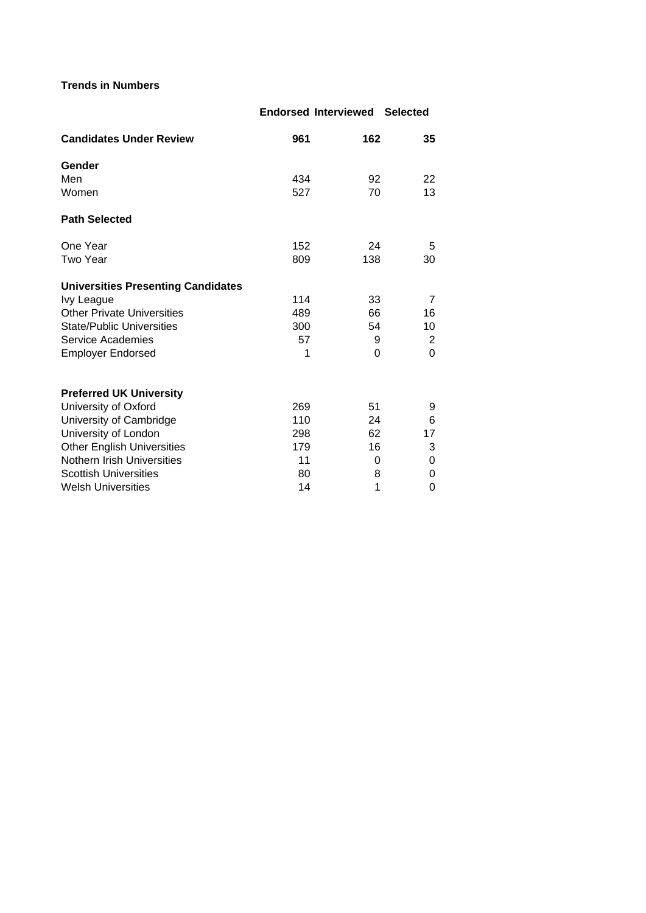**Trends in Numbers**

| | Endorsed | Interviewed | Selected |
|---|---|---|---|
| **Candidates Under Review** | **961** | **162** | **35** |
| **Gender** | | | |
| Men | 434 | 92 | 22 |
| Women | 527 | 70 | 13 |
| **Path Selected** | | | |
| One Year | 152 | 24 | 5 |
| Two Year | 809 | 138 | 30 |
| **Universities Presenting Candidates** | | | |
| Ivy League | 114 | 33 | 7 |
| Other Private Universities | 489 | 66 | 16 |
| State/Public Universities | 300 | 54 | 10 |
| Service Academies | 57 | 9 | 2 |
| Employer Endorsed | 1 | 0 | 0 |
| **Preferred UK University** | | | |
| University of Oxford | 269 | 51 | 9 |
| University of Cambridge | 110 | 24 | 6 |
| University of London | 298 | 62 | 17 |
| Other English Universities | 179 | 16 | 3 |
| Nothern Irish Universities | 11 | 0 | 0 |
| Scottish Universities | 80 | 8 | 0 |
| Welsh Universities | 14 | 1 | 0 |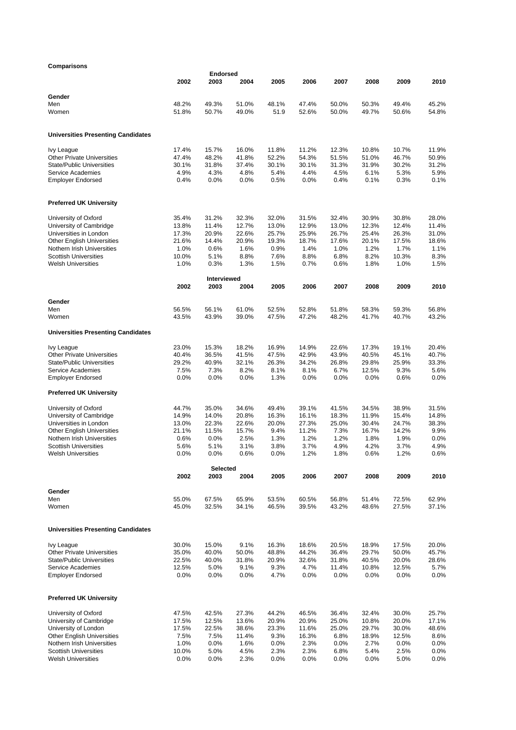**Comparisons**

| | **Endorsed** | | | | | | | | |
|---|---|---|---|---|---|---|---|---|---|
| | **2002** | **2003** | **2004** | **2005** | **2006** | **2007** | **2008** | **2009** | **2010** |
| **Gender** | | | | | | | | | |
| Men | 48.2% | 49.3% | 51.0% | 48.1% | 47.4% | 50.0% | 50.3% | 49.4% | 45.2% |
| Women | 51.8% | 50.7% | 49.0% | 51.9 | 52.6% | 50.0% | 49.7% | 50.6% | 54.8% |
| **Universities Presenting Candidates** | | | | | | | | | |
| Ivy League | 17.4% | 15.7% | 16.0% | 11.8% | 11.2% | 12.3% | 10.8% | 10.7% | 11.9% |
| Other Private Universities | 47.4% | 48.2% | 41.8% | 52.2% | 54.3% | 51.5% | 51.0% | 46.7% | 50.9% |
| State/Public Universities | 30.1% | 31.8% | 37.4% | 30.1% | 30.1% | 31.3% | 31.9% | 30.2% | 31.2% |
| Service Academies | 4.9% | 4.3% | 4.8% | 5.4% | 4.4% | 4.5% | 6.1% | 5.3% | 5.9% |
| Employer Endorsed | 0.4% | 0.0% | 0.0% | 0.5% | 0.0% | 0.4% | 0.1% | 0.3% | 0.1% |
| **Preferred UK University** | | | | | | | | | |
| University of Oxford | 35.4% | 31.2% | 32.3% | 32.0% | 31.5% | 32.4% | 30.9% | 30.8% | 28.0% |
| University of Cambridge | 13.8% | 11.4% | 12.7% | 13.0% | 12.9% | 13.0% | 12.3% | 12.4% | 11.4% |
| Universities in London | 17.3% | 20.9% | 22.6% | 25.7% | 25.9% | 26.7% | 25.4% | 26.3% | 31.0% |
| Other English Universities | 21.6% | 14.4% | 20.9% | 19.3% | 18.7% | 17.6% | 20.1% | 17.5% | 18.6% |
| Nothern Irish Universities | 1.0% | 0.6% | 1.6% | 0.9% | 1.4% | 1.0% | 1.2% | 1.7% | 1.1% |
| Scottish Universities | 10.0% | 5.1% | 8.8% | 7.6% | 8.8% | 6.8% | 8.2% | 10.3% | 8.3% |
| Welsh Universities | 1.0% | 0.3% | 1.3% | 1.5% | 0.7% | 0.6% | 1.8% | 1.0% | 1.5% |

| | **Interviewed** | | | | | | | | |
|---|---|---|---|---|---|---|---|---|---|
| | **2002** | **2003** | **2004** | **2005** | **2006** | **2007** | **2008** | **2009** | **2010** |
| **Gender** | | | | | | | | | |
| Men | 56.5% | 56.1% | 61.0% | 52.5% | 52.8% | 51.8% | 58.3% | 59.3% | 56.8% |
| Women | 43.5% | 43.9% | 39.0% | 47.5% | 47.2% | 48.2% | 41.7% | 40.7% | 43.2% |
| **Universities Presenting Candidates** | | | | | | | | | |
| Ivy League | 23.0% | 15.3% | 18.2% | 16.9% | 14.9% | 22.6% | 17.3% | 19.1% | 20.4% |
| Other Private Universities | 40.4% | 36.5% | 41.5% | 47.5% | 42.9% | 43.9% | 40.5% | 45.1% | 40.7% |
| State/Public Universities | 29.2% | 40.9% | 32.1% | 26.3% | 34.2% | 26.8% | 29.8% | 25.9% | 33.3% |
| Service Academies | 7.5% | 7.3% | 8.2% | 8.1% | 8.1% | 6.7% | 12.5% | 9.3% | 5.6% |
| Employer Endorsed | 0.0% | 0.0% | 0.0% | 1.3% | 0.0% | 0.0% | 0.0% | 0.6% | 0.0% |
| **Preferred UK University** | | | | | | | | | |
| University of Oxford | 44.7% | 35.0% | 34.6% | 49.4% | 39.1% | 41.5% | 34.5% | 38.9% | 31.5% |
| University of Cambridge | 14.9% | 14.0% | 20.8% | 16.3% | 16.1% | 18.3% | 11.9% | 15.4% | 14.8% |
| Universities in London | 13.0% | 22.3% | 22.6% | 20.0% | 27.3% | 25.0% | 30.4% | 24.7% | 38.3% |
| Other English Universities | 21.1% | 11.5% | 15.7% | 9.4% | 11.2% | 7.3% | 16.7% | 14.2% | 9.9% |
| Nothern Irish Universities | 0.6% | 0.0% | 2.5% | 1.3% | 1.2% | 1.2% | 1.8% | 1.9% | 0.0% |
| Scottish Universities | 5.6% | 5.1% | 3.1% | 3.8% | 3.7% | 4.9% | 4.2% | 3.7% | 4.9% |
| Welsh Universities | 0.0% | 0.0% | 0.6% | 0.0% | 1.2% | 1.8% | 0.6% | 1.2% | 0.6% |

| | **Selected** | | | | | | | | |
|---|---|---|---|---|---|---|---|---|---|
| | **2002** | **2003** | **2004** | **2005** | **2006** | **2007** | **2008** | **2009** | **2010** |
| **Gender** | | | | | | | | | |
| Men | 55.0% | 67.5% | 65.9% | 53.5% | 60.5% | 56.8% | 51.4% | 72.5% | 62.9% |
| Women | 45.0% | 32.5% | 34.1% | 46.5% | 39.5% | 43.2% | 48.6% | 27.5% | 37.1% |
| **Universities Presenting Candidates** | | | | | | | | | |
| Ivy League | 30.0% | 15.0% | 9.1% | 16.3% | 18.6% | 20.5% | 18.9% | 17.5% | 20.0% |
| Other Private Universities | 35.0% | 40.0% | 50.0% | 48.8% | 44.2% | 36.4% | 29.7% | 50.0% | 45.7% |
| State/Public Universities | 22.5% | 40.0% | 31.8% | 20.9% | 32.6% | 31.8% | 40.5% | 20.0% | 28.6% |
| Service Academies | 12.5% | 5.0% | 9.1% | 9.3% | 4.7% | 11.4% | 10.8% | 12.5% | 5.7% |
| Employer Endorsed | 0.0% | 0.0% | 0.0% | 4.7% | 0.0% | 0.0% | 0.0% | 0.0% | 0.0% |
| **Preferred UK University** | | | | | | | | | |
| University of Oxford | 47.5% | 42.5% | 27.3% | 44.2% | 46.5% | 36.4% | 32.4% | 30.0% | 25.7% |
| University of Cambridge | 17.5% | 12.5% | 13.6% | 20.9% | 20.9% | 25.0% | 10.8% | 20.0% | 17.1% |
| University of London | 17.5% | 22.5% | 38.6% | 23.3% | 11.6% | 25.0% | 29.7% | 30.0% | 48.6% |
| Other English Universities | 7.5% | 7.5% | 11.4% | 9.3% | 16.3% | 6.8% | 18.9% | 12.5% | 8.6% |
| Nothern Irish Universities | 1.0% | 0.0% | 1.6% | 0.0% | 2.3% | 0.0% | 2.7% | 0.0% | 0.0% |
| Scottish Universities | 10.0% | 5.0% | 4.5% | 2.3% | 2.3% | 6.8% | 5.4% | 2.5% | 0.0% |
| Welsh Universities | 0.0% | 0.0% | 2.3% | 0.0% | 0.0% | 0.0% | 0.0% | 5.0% | 0.0% |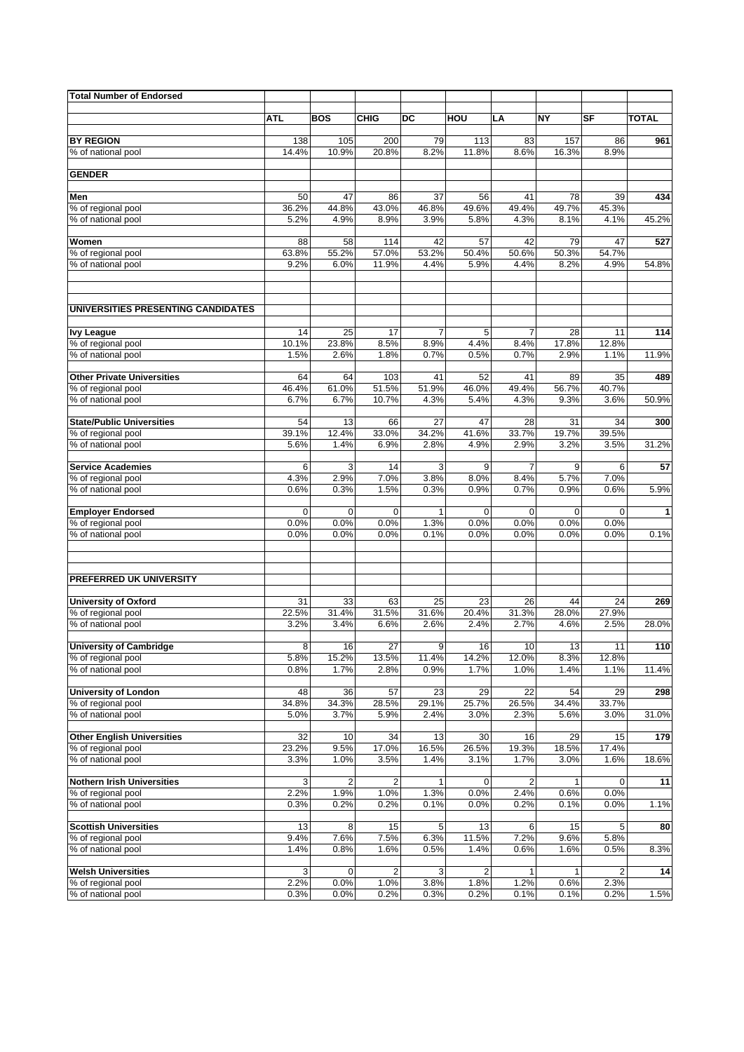| Total Number of Endorsed | | | | | | | | | |
|---|---|---|---|---|---|---|---|---|---|
| | ATL | BOS | CHIG | DC | HOU | LA | NY | SF | TOTAL |
| **BY REGION** | 138 | 105 | 200 | 79 | 113 | 83 | 157 | 86 | **961** |
| % of national pool | 14.4% | 10.9% | 20.8% | 8.2% | 11.8% | 8.6% | 16.3% | 8.9% | |
| **GENDER** | | | | | | | | | |
| **Men** | 50 | 47 | 86 | 37 | 56 | 41 | 78 | 39 | **434** |
| % of regional pool | 36.2% | 44.8% | 43.0% | 46.8% | 49.6% | 49.4% | 49.7% | 45.3% | |
| % of national pool | 5.2% | 4.9% | 8.9% | 3.9% | 5.8% | 4.3% | 8.1% | 4.1% | 45.2% |
| **Women** | 88 | 58 | 114 | 42 | 57 | 42 | 79 | 47 | **527** |
| % of regional pool | 63.8% | 55.2% | 57.0% | 53.2% | 50.4% | 50.6% | 50.3% | 54.7% | |
| % of national pool | 9.2% | 6.0% | 11.9% | 4.4% | 5.9% | 4.4% | 8.2% | 4.9% | 54.8% |
| **UNIVERSITIES PRESENTING CANDIDATES** | | | | | | | | | |
| **Ivy League** | 14 | 25 | 17 | 7 | 5 | 7 | 28 | 11 | **114** |
| % of regional pool | 10.1% | 23.8% | 8.5% | 8.9% | 4.4% | 8.4% | 17.8% | 12.8% | |
| % of national pool | 1.5% | 2.6% | 1.8% | 0.7% | 0.5% | 0.7% | 2.9% | 1.1% | 11.9% |
| **Other Private Universities** | 64 | 64 | 103 | 41 | 52 | 41 | 89 | 35 | **489** |
| % of regional pool | 46.4% | 61.0% | 51.5% | 51.9% | 46.0% | 49.4% | 56.7% | 40.7% | |
| % of national pool | 6.7% | 6.7% | 10.7% | 4.3% | 5.4% | 4.3% | 9.3% | 3.6% | 50.9% |
| **State/Public Universities** | 54 | 13 | 66 | 27 | 47 | 28 | 31 | 34 | **300** |
| % of regional pool | 39.1% | 12.4% | 33.0% | 34.2% | 41.6% | 33.7% | 19.7% | 39.5% | |
| % of national pool | 5.6% | 1.4% | 6.9% | 2.8% | 4.9% | 2.9% | 3.2% | 3.5% | 31.2% |
| **Service Academies** | 6 | 3 | 14 | 3 | 9 | 7 | 9 | 6 | **57** |
| % of regional pool | 4.3% | 2.9% | 7.0% | 3.8% | 8.0% | 8.4% | 5.7% | 7.0% | |
| % of national pool | 0.6% | 0.3% | 1.5% | 0.3% | 0.9% | 0.7% | 0.9% | 0.6% | 5.9% |
| **Employer Endorsed** | 0 | 0 | 0 | 1 | 0 | 0 | 0 | 0 | **1** |
| % of regional pool | 0.0% | 0.0% | 0.0% | 1.3% | 0.0% | 0.0% | 0.0% | 0.0% | |
| % of national pool | 0.0% | 0.0% | 0.0% | 0.1% | 0.0% | 0.0% | 0.0% | 0.0% | 0.1% |
| **PREFERRED UK UNIVERSITY** | | | | | | | | | |
| **University of Oxford** | 31 | 33 | 63 | 25 | 23 | 26 | 44 | 24 | **269** |
| % of regional pool | 22.5% | 31.4% | 31.5% | 31.6% | 20.4% | 31.3% | 28.0% | 27.9% | |
| % of national pool | 3.2% | 3.4% | 6.6% | 2.6% | 2.4% | 2.7% | 4.6% | 2.5% | 28.0% |
| **University of Cambridge** | 8 | 16 | 27 | 9 | 16 | 10 | 13 | 11 | **110** |
| % of regional pool | 5.8% | 15.2% | 13.5% | 11.4% | 14.2% | 12.0% | 8.3% | 12.8% | |
| % of national pool | 0.8% | 1.7% | 2.8% | 0.9% | 1.7% | 1.0% | 1.4% | 1.1% | 11.4% |
| **University of London** | 48 | 36 | 57 | 23 | 29 | 22 | 54 | 29 | **298** |
| % of regional pool | 34.8% | 34.3% | 28.5% | 29.1% | 25.7% | 26.5% | 34.4% | 33.7% | |
| % of national pool | 5.0% | 3.7% | 5.9% | 2.4% | 3.0% | 2.3% | 5.6% | 3.0% | 31.0% |
| **Other English Universities** | 32 | 10 | 34 | 13 | 30 | 16 | 29 | 15 | **179** |
| % of regional pool | 23.2% | 9.5% | 17.0% | 16.5% | 26.5% | 19.3% | 18.5% | 17.4% | |
| % of national pool | 3.3% | 1.0% | 3.5% | 1.4% | 3.1% | 1.7% | 3.0% | 1.6% | 18.6% |
| **Nothern Irish Universities** | 3 | 2 | 2 | 1 | 0 | 2 | 1 | 0 | **11** |
| % of regional pool | 2.2% | 1.9% | 1.0% | 1.3% | 0.0% | 2.4% | 0.6% | 0.0% | |
| % of national pool | 0.3% | 0.2% | 0.2% | 0.1% | 0.0% | 0.2% | 0.1% | 0.0% | 1.1% |
| **Scottish Universities** | 13 | 8 | 15 | 5 | 13 | 6 | 15 | 5 | **80** |
| % of regional pool | 9.4% | 7.6% | 7.5% | 6.3% | 11.5% | 7.2% | 9.6% | 5.8% | |
| % of national pool | 1.4% | 0.8% | 1.6% | 0.5% | 1.4% | 0.6% | 1.6% | 0.5% | 8.3% |
| **Welsh Universities** | 3 | 0 | 2 | 3 | 2 | 1 | 1 | 2 | **14** |
| % of regional pool | 2.2% | 0.0% | 1.0% | 3.8% | 1.8% | 1.2% | 0.6% | 2.3% | |
| % of national pool | 0.3% | 0.0% | 0.2% | 0.3% | 0.2% | 0.1% | 0.1% | 0.2% | 1.5% |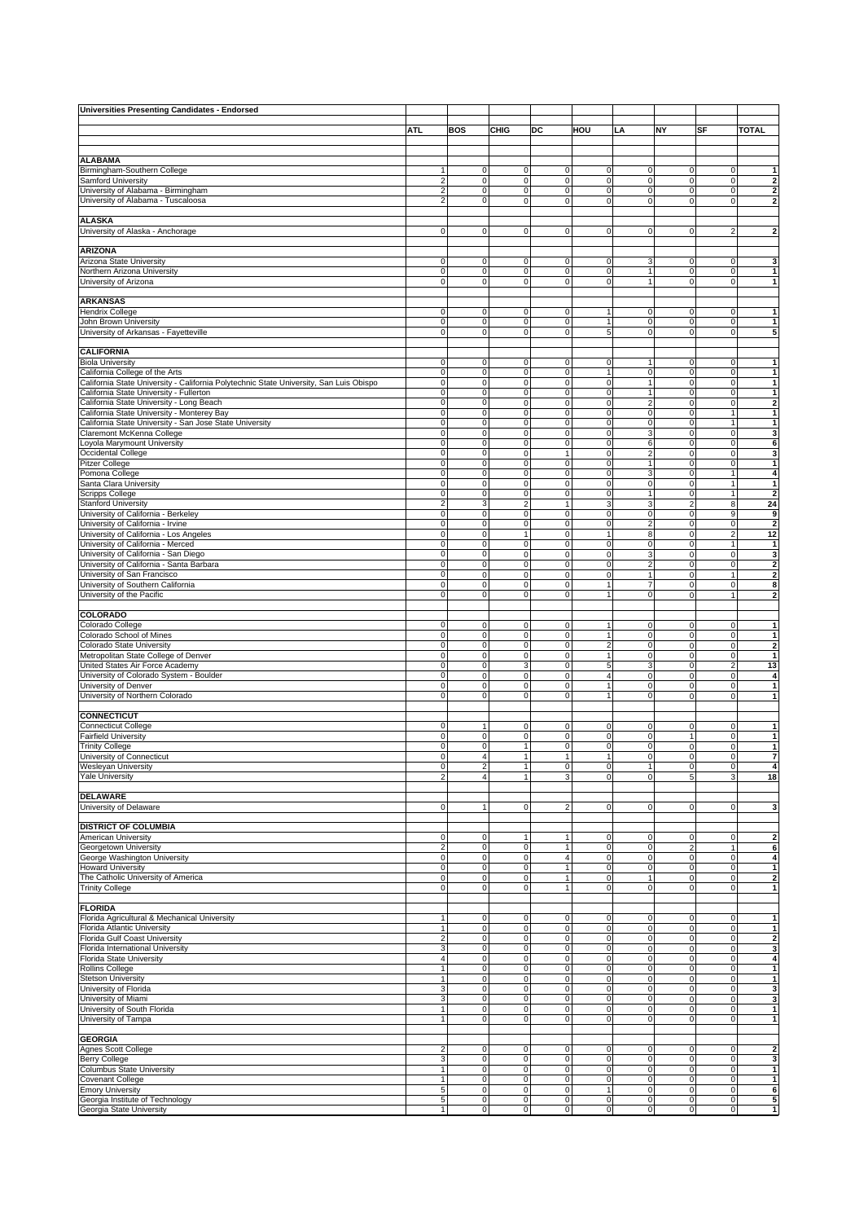**Universities Presenting Candidates - Endorsed**

| | ATL | BOS | CHIG | DC | HOU | LA | NY | SF | TOTAL |
|---|---|---|---|---|---|---|---|---|---|
| **ALABAMA** | | | | | | | | | |
| Birmingham-Southern College | 1 | 0 | 0 | 0 | 0 | 0 | 0 | 0 | **1** |
| Samford University | 2 | 0 | 0 | 0 | 0 | 0 | 0 | 0 | **2** |
| University of Alabama - Birmingham | 2 | 0 | 0 | 0 | 0 | 0 | 0 | 0 | **2** |
| University of Alabama - Tuscaloosa | 2 | 0 | 0 | 0 | 0 | 0 | 0 | 0 | **2** |
| **ALASKA** | | | | | | | | | |
| University of Alaska - Anchorage | 0 | 0 | 0 | 0 | 0 | 0 | 0 | 2 | **2** |
| **ARIZONA** | | | | | | | | | |
| Arizona State University | 0 | 0 | 0 | 0 | 0 | 3 | 0 | 0 | **3** |
| Northern Arizona University | 0 | 0 | 0 | 0 | 0 | 1 | 0 | 0 | **1** |
| University of Arizona | 0 | 0 | 0 | 0 | 0 | 1 | 0 | 0 | **1** |
| **ARKANSAS** | | | | | | | | | |
| Hendrix College | 0 | 0 | 0 | 0 | 1 | 0 | 0 | 0 | **1** |
| John Brown University | 0 | 0 | 0 | 0 | 1 | 0 | 0 | 0 | **1** |
| University of Arkansas - Fayetteville | 0 | 0 | 0 | 0 | 5 | 0 | 0 | 0 | **5** |
| **CALIFORNIA** | | | | | | | | | |
| Biola University | 0 | 0 | 0 | 0 | 0 | 1 | 0 | 0 | **1** |
| California College of the Arts | 0 | 0 | 0 | 0 | 1 | 0 | 0 | 0 | **1** |
| California State University - California Polytechnic State University, San Luis Obispo | 0 | 0 | 0 | 0 | 0 | 1 | 0 | 0 | **1** |
| California State University - Fullerton | 0 | 0 | 0 | 0 | 0 | 1 | 0 | 0 | **1** |
| California State University - Long Beach | 0 | 0 | 0 | 0 | 0 | 2 | 0 | 0 | **2** |
| California State University - Monterey Bay | 0 | 0 | 0 | 0 | 0 | 0 | 0 | 1 | **1** |
| California State University - San Jose State University | 0 | 0 | 0 | 0 | 0 | 0 | 0 | 1 | **1** |
| Claremont McKenna College | 0 | 0 | 0 | 0 | 0 | 3 | 0 | 0 | **3** |
| Loyola Marymount University | 0 | 0 | 0 | 0 | 0 | 6 | 0 | 0 | **6** |
| Occidental College | 0 | 0 | 0 | 1 | 0 | 2 | 0 | 0 | **3** |
| Pitzer College | 0 | 0 | 0 | 0 | 0 | 1 | 0 | 0 | **1** |
| Pomona College | 0 | 0 | 0 | 0 | 0 | 3 | 0 | 1 | **4** |
| Santa Clara University | 0 | 0 | 0 | 0 | 0 | 0 | 0 | 1 | **1** |
| Scripps College | 0 | 0 | 0 | 0 | 0 | 1 | 0 | 1 | **2** |
| Stanford University | 2 | 3 | 2 | 1 | 3 | 3 | 2 | 8 | **24** |
| University of California - Berkeley | 0 | 0 | 0 | 0 | 0 | 0 | 0 | 9 | **9** |
| University of California - Irvine | 0 | 0 | 0 | 0 | 0 | 2 | 0 | 0 | **2** |
| University of California - Los Angeles | 0 | 0 | 1 | 0 | 1 | 8 | 0 | 2 | **12** |
| University of California - Merced | 0 | 0 | 0 | 0 | 0 | 0 | 0 | 1 | **1** |
| University of California - San Diego | 0 | 0 | 0 | 0 | 0 | 3 | 0 | 0 | **3** |
| University of California - Santa Barbara | 0 | 0 | 0 | 0 | 0 | 2 | 0 | 0 | **2** |
| University of San Francisco | 0 | 0 | 0 | 0 | 0 | 1 | 0 | 1 | **2** |
| University of Southern California | 0 | 0 | 0 | 0 | 1 | 7 | 0 | 0 | **8** |
| University of the Pacific | 0 | 0 | 0 | 0 | 1 | 0 | 0 | 1 | **2** |
| **COLORADO** | | | | | | | | | |
| Colorado College | 0 | 0 | 0 | 0 | 1 | 0 | 0 | 0 | **1** |
| Colorado School of Mines | 0 | 0 | 0 | 0 | 1 | 0 | 0 | 0 | **1** |
| Colorado State University | 0 | 0 | 0 | 0 | 2 | 0 | 0 | 0 | **2** |
| Metropolitan State College of Denver | 0 | 0 | 0 | 0 | 1 | 0 | 0 | 0 | **1** |
| United States Air Force Academy | 0 | 0 | 3 | 0 | 5 | 3 | 0 | 2 | **13** |
| University of Colorado System - Boulder | 0 | 0 | 0 | 0 | 4 | 0 | 0 | 0 | **4** |
| University of Denver | 0 | 0 | 0 | 0 | 1 | 0 | 0 | 0 | **1** |
| University of Northern Colorado | 0 | 0 | 0 | 0 | 1 | 0 | 0 | 0 | **1** |
| **CONNECTICUT** | | | | | | | | | |
| Connecticut College | 0 | 1 | 0 | 0 | 0 | 0 | 0 | 0 | **1** |
| Fairfield University | 0 | 0 | 0 | 0 | 0 | 0 | 1 | 0 | **1** |
| Trinity College | 0 | 0 | 1 | 0 | 0 | 0 | 0 | 0 | **1** |
| University of Connecticut | 0 | 4 | 1 | 1 | 1 | 0 | 0 | 0 | **7** |
| Wesleyan University | 0 | 2 | 1 | 0 | 0 | 1 | 0 | 0 | **4** |
| Yale University | 2 | 4 | 1 | 3 | 0 | 0 | 5 | 3 | **18** |
| **DELAWARE** | | | | | | | | | |
| University of Delaware | 0 | 1 | 0 | 2 | 0 | 0 | 0 | 0 | **3** |
| **DISTRICT OF COLUMBIA** | | | | | | | | | |
| American University | 0 | 0 | 1 | 1 | 0 | 0 | 0 | 0 | **2** |
| Georgetown University | 2 | 0 | 0 | 1 | 0 | 0 | 2 | 1 | **6** |
| George Washington University | 0 | 0 | 0 | 4 | 0 | 0 | 0 | 0 | **4** |
| Howard University | 0 | 0 | 0 | 1 | 0 | 0 | 0 | 0 | **1** |
| The Catholic University of America | 0 | 0 | 0 | 1 | 0 | 1 | 0 | 0 | **2** |
| Trinity College | 0 | 0 | 0 | 1 | 0 | 0 | 0 | 0 | **1** |
| **FLORIDA** | | | | | | | | | |
| Florida Agricultural & Mechanical University | 1 | 0 | 0 | 0 | 0 | 0 | 0 | 0 | **1** |
| Florida Atlantic University | 1 | 0 | 0 | 0 | 0 | 0 | 0 | 0 | **1** |
| Florida Gulf Coast University | 2 | 0 | 0 | 0 | 0 | 0 | 0 | 0 | **2** |
| Florida International University | 3 | 0 | 0 | 0 | 0 | 0 | 0 | 0 | **3** |
| Florida State University | 4 | 0 | 0 | 0 | 0 | 0 | 0 | 0 | **4** |
| Rollins College | 1 | 0 | 0 | 0 | 0 | 0 | 0 | 0 | **1** |
| Stetson University | 1 | 0 | 0 | 0 | 0 | 0 | 0 | 0 | **1** |
| University of Florida | 3 | 0 | 0 | 0 | 0 | 0 | 0 | 0 | **3** |
| University of Miami | 3 | 0 | 0 | 0 | 0 | 0 | 0 | 0 | **3** |
| University of South Florida | 1 | 0 | 0 | 0 | 0 | 0 | 0 | 0 | **1** |
| University of Tampa | 1 | 0 | 0 | 0 | 0 | 0 | 0 | 0 | **1** |
| **GEORGIA** | | | | | | | | | |
| Agnes Scott College | 2 | 0 | 0 | 0 | 0 | 0 | 0 | 0 | **2** |
| Berry College | 3 | 0 | 0 | 0 | 0 | 0 | 0 | 0 | **3** |
| Columbus State University | 1 | 0 | 0 | 0 | 0 | 0 | 0 | 0 | **1** |
| Covenant College | 1 | 0 | 0 | 0 | 0 | 0 | 0 | 0 | **1** |
| Emory University | 5 | 0 | 0 | 0 | 1 | 0 | 0 | 0 | **6** |
| Georgia Institute of Technology | 5 | 0 | 0 | 0 | 0 | 0 | 0 | 0 | **5** |
| Georgia State University | 1 | 0 | 0 | 0 | 0 | 0 | 0 | 0 | **1** |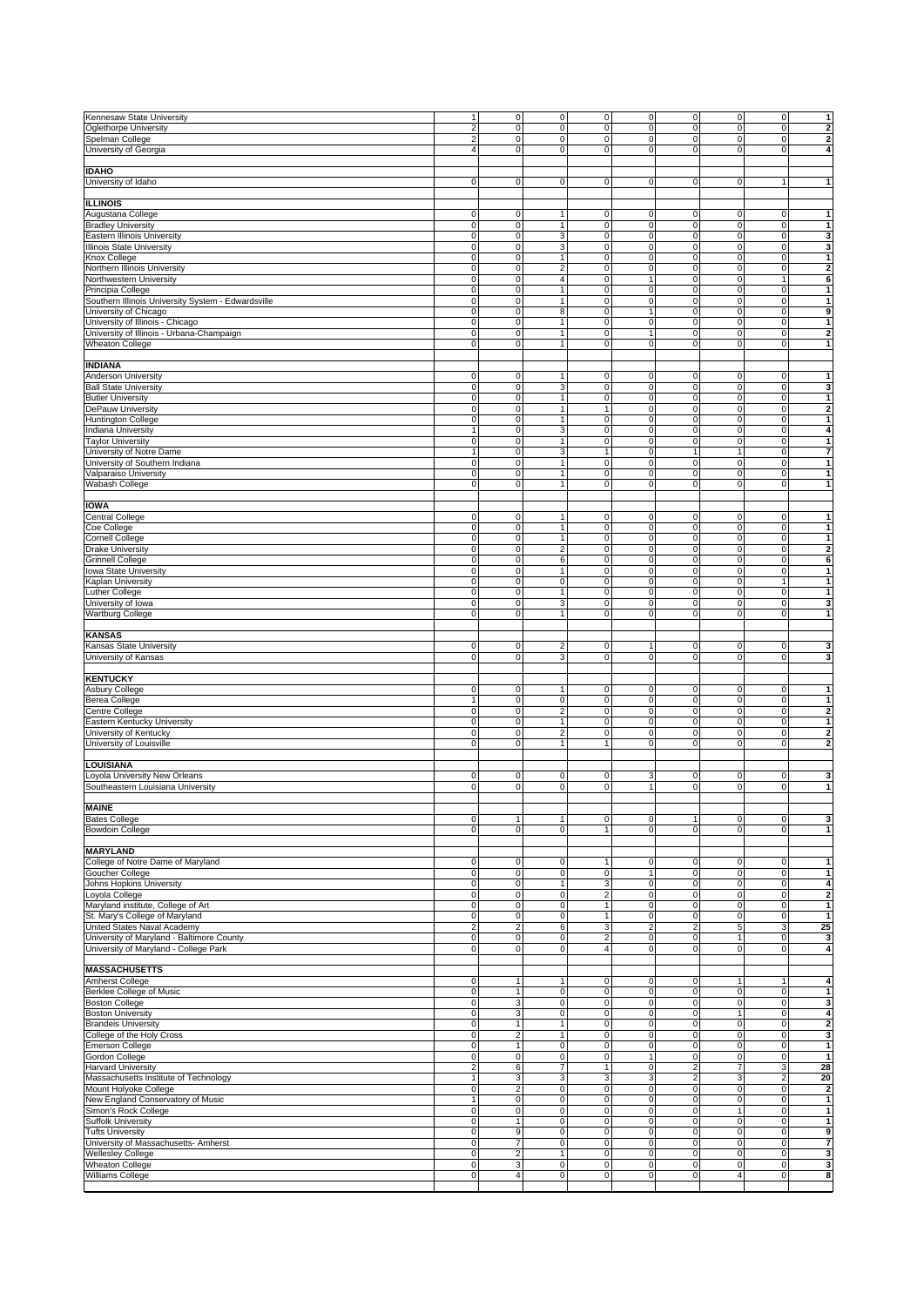| | | | | | | | | | |
|---|---|---|---|---|---|---|---|---|---|
| Kennesaw State University | 1 | 0 | 0 | 0 | 0 | 0 | 0 | 0 | **1** |
| Oglethorpe University | 2 | 0 | 0 | 0 | 0 | 0 | 0 | 0 | **2** |
| Spelman College | 2 | 0 | 0 | 0 | 0 | 0 | 0 | 0 | **2** |
| University of Georgia | 4 | 0 | 0 | 0 | 0 | 0 | 0 | 0 | **4** |
| | | | | | | | | | |
| **IDAHO** | | | | | | | | | |
| University of Idaho | 0 | 0 | 0 | 0 | 0 | 0 | 0 | 1 | **1** |
| | | | | | | | | | |
| **ILLINOIS** | | | | | | | | | |
| Augustana College | 0 | 0 | 1 | 0 | 0 | 0 | 0 | 0 | **1** |
| Bradley University | 0 | 0 | 1 | 0 | 0 | 0 | 0 | 0 | **1** |
| Eastern Illinois University | 0 | 0 | 3 | 0 | 0 | 0 | 0 | 0 | **3** |
| Illinois State University | 0 | 0 | 3 | 0 | 0 | 0 | 0 | 0 | **3** |
| Knox College | 0 | 0 | 1 | 0 | 0 | 0 | 0 | 0 | **1** |
| Northern Illinois University | 0 | 0 | 2 | 0 | 0 | 0 | 0 | 0 | **2** |
| Northwestern University | 0 | 0 | 4 | 0 | 1 | 0 | 0 | 1 | **6** |
| Principia College | 0 | 0 | 1 | 0 | 0 | 0 | 0 | 0 | **1** |
| Southern Illinois University System - Edwardsville | 0 | 0 | 1 | 0 | 0 | 0 | 0 | 0 | **1** |
| University of Chicago | 0 | 0 | 8 | 0 | 1 | 0 | 0 | 0 | **9** |
| University of Illinois - Chicago | 0 | 0 | 1 | 0 | 0 | 0 | 0 | 0 | **1** |
| University of Illinois - Urbana-Champaign | 0 | 0 | 1 | 0 | 1 | 0 | 0 | 0 | **2** |
| Wheaton College | 0 | 0 | 1 | 0 | 0 | 0 | 0 | 0 | **1** |
| | | | | | | | | | |
| **INDIANA** | | | | | | | | | |
| Anderson University | 0 | 0 | 1 | 0 | 0 | 0 | 0 | 0 | **1** |
| Ball State University | 0 | 0 | 3 | 0 | 0 | 0 | 0 | 0 | **3** |
| Butler University | 0 | 0 | 1 | 0 | 0 | 0 | 0 | 0 | **1** |
| DePauw University | 0 | 0 | 1 | 1 | 0 | 0 | 0 | 0 | **2** |
| Huntington College | 0 | 0 | 1 | 0 | 0 | 0 | 0 | 0 | **1** |
| Indiana University | 1 | 0 | 3 | 0 | 0 | 0 | 0 | 0 | **4** |
| Taylor University | 0 | 0 | 1 | 0 | 0 | 0 | 0 | 0 | **1** |
| University of Notre Dame | 1 | 0 | 3 | 1 | 0 | 1 | 1 | 0 | **7** |
| University of Southern Indiana | 0 | 0 | 1 | 0 | 0 | 0 | 0 | 0 | **1** |
| Valparaiso University | 0 | 0 | 1 | 0 | 0 | 0 | 0 | 0 | **1** |
| Wabash College | 0 | 0 | 1 | 0 | 0 | 0 | 0 | 0 | **1** |
| | | | | | | | | | |
| **IOWA** | | | | | | | | | |
| Central College | 0 | 0 | 1 | 0 | 0 | 0 | 0 | 0 | **1** |
| Coe College | 0 | 0 | 1 | 0 | 0 | 0 | 0 | 0 | **1** |
| Cornell College | 0 | 0 | 1 | 0 | 0 | 0 | 0 | 0 | **1** |
| Drake University | 0 | 0 | 2 | 0 | 0 | 0 | 0 | 0 | **2** |
| Grinnell College | 0 | 0 | 6 | 0 | 0 | 0 | 0 | 0 | **6** |
| Iowa State University | 0 | 0 | 1 | 0 | 0 | 0 | 0 | 0 | **1** |
| Kaplan University | 0 | 0 | 0 | 0 | 0 | 0 | 0 | 1 | **1** |
| Luther College | 0 | 0 | 1 | 0 | 0 | 0 | 0 | 0 | **1** |
| University of Iowa | 0 | 0 | 3 | 0 | 0 | 0 | 0 | 0 | **3** |
| Wartburg College | 0 | 0 | 1 | 0 | 0 | 0 | 0 | 0 | **1** |
| | | | | | | | | | |
| **KANSAS** | | | | | | | | | |
| Kansas State University | 0 | 0 | 2 | 0 | 1 | 0 | 0 | 0 | **3** |
| University of Kansas | 0 | 0 | 3 | 0 | 0 | 0 | 0 | 0 | **3** |
| | | | | | | | | | |
| **KENTUCKY** | | | | | | | | | |
| Asbury College | 0 | 0 | 1 | 0 | 0 | 0 | 0 | 0 | **1** |
| Berea College | 1 | 0 | 0 | 0 | 0 | 0 | 0 | 0 | **1** |
| Centre College | 0 | 0 | 2 | 0 | 0 | 0 | 0 | 0 | **2** |
| Eastern Kentucky University | 0 | 0 | 1 | 0 | 0 | 0 | 0 | 0 | **1** |
| University of Kentucky | 0 | 0 | 2 | 0 | 0 | 0 | 0 | 0 | **2** |
| University of Louisville | 0 | 0 | 1 | 1 | 0 | 0 | 0 | 0 | **2** |
| | | | | | | | | | |
| **LOUISIANA** | | | | | | | | | |
| Loyola University New Orleans | 0 | 0 | 0 | 0 | 3 | 0 | 0 | 0 | **3** |
| Southeastern Louisiana University | 0 | 0 | 0 | 0 | 1 | 0 | 0 | 0 | **1** |
| | | | | | | | | | |
| **MAINE** | | | | | | | | | |
| Bates College | 0 | 1 | 1 | 0 | 0 | 1 | 0 | 0 | **3** |
| Bowdoin College | 0 | 0 | 0 | 1 | 0 | 0 | 0 | 0 | **1** |
| | | | | | | | | | |
| **MARYLAND** | | | | | | | | | |
| College of Notre Dame of Maryland | 0 | 0 | 0 | 1 | 0 | 0 | 0 | 0 | **1** |
| Goucher College | 0 | 0 | 0 | 0 | 1 | 0 | 0 | 0 | **1** |
| Johns Hopkins University | 0 | 0 | 1 | 3 | 0 | 0 | 0 | 0 | **4** |
| Loyola College | 0 | 0 | 0 | 2 | 0 | 0 | 0 | 0 | **2** |
| Maryland institute, College of Art | 0 | 0 | 0 | 1 | 0 | 0 | 0 | 0 | **1** |
| St. Mary's College of Maryland | 0 | 0 | 0 | 1 | 0 | 0 | 0 | 0 | **1** |
| United States Naval Academy | 2 | 2 | 6 | 3 | 2 | 2 | 5 | 3 | **25** |
| University of Maryland - Baltimore County | 0 | 0 | 0 | 2 | 0 | 0 | 1 | 0 | **3** |
| University of Maryland - College Park | 0 | 0 | 0 | 4 | 0 | 0 | 0 | 0 | **4** |
| | | | | | | | | | |
| **MASSACHUSETTS** | | | | | | | | | |
| Amherst College | 0 | 1 | 1 | 0 | 0 | 0 | 1 | 1 | **4** |
| Berklee College of Music | 0 | 1 | 0 | 0 | 0 | 0 | 0 | 0 | **1** |
| Boston College | 0 | 3 | 0 | 0 | 0 | 0 | 0 | 0 | **3** |
| Boston University | 0 | 3 | 0 | 0 | 0 | 0 | 1 | 0 | **4** |
| Brandeis University | 0 | 1 | 1 | 0 | 0 | 0 | 0 | 0 | **2** |
| College of the Holy Cross | 0 | 2 | 1 | 0 | 0 | 0 | 0 | 0 | **3** |
| Emerson College | 0 | 1 | 0 | 0 | 0 | 0 | 0 | 0 | **1** |
| Gordon College | 0 | 0 | 0 | 0 | 1 | 0 | 0 | 0 | **1** |
| Harvard University | 2 | 6 | 7 | 1 | 0 | 2 | 7 | 3 | **28** |
| Massachusetts Institute of Technology | 1 | 3 | 3 | 3 | 3 | 2 | 3 | 2 | **20** |
| Mount Holyoke College | 0 | 2 | 0 | 0 | 0 | 0 | 0 | 0 | **2** |
| New England Conservatory of Music | 1 | 0 | 0 | 0 | 0 | 0 | 0 | 0 | **1** |
| Simon's Rock College | 0 | 0 | 0 | 0 | 0 | 0 | 1 | 0 | **1** |
| Suffolk University | 0 | 1 | 0 | 0 | 0 | 0 | 0 | 0 | **1** |
| Tufts University | 0 | 9 | 0 | 0 | 0 | 0 | 0 | 0 | **9** |
| University of Massachusetts- Amherst | 0 | 7 | 0 | 0 | 0 | 0 | 0 | 0 | **7** |
| Wellesley College | 0 | 2 | 1 | 0 | 0 | 0 | 0 | 0 | **3** |
| Wheaton College | 0 | 3 | 0 | 0 | 0 | 0 | 0 | 0 | **3** |
| Williams College | 0 | 4 | 0 | 0 | 0 | 0 | 4 | 0 | **8** |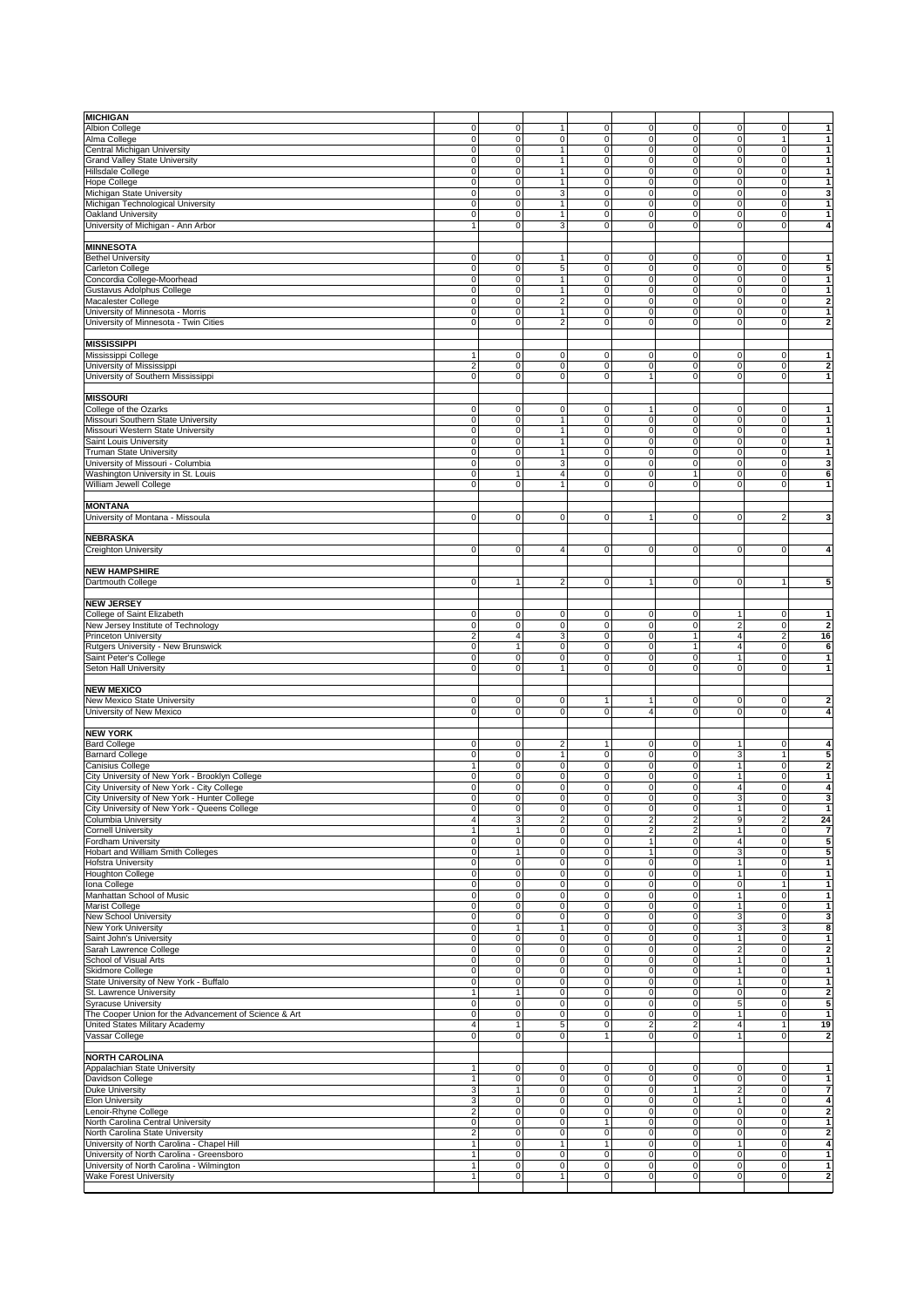| | | | | | | | | | |
|---|---|---|---|---|---|---|---|---|---|
| **MICHIGAN** | | | | | | | | | |
| Albion College | 0 | 0 | 1 | 0 | 0 | 0 | 0 | 0 | **1** |
| Alma College | 0 | 0 | 0 | 0 | 0 | 0 | 0 | 1 | **1** |
| Central Michigan University | 0 | 0 | 1 | 0 | 0 | 0 | 0 | 0 | **1** |
| Grand Valley State University | 0 | 0 | 1 | 0 | 0 | 0 | 0 | 0 | **1** |
| Hillsdale College | 0 | 0 | 1 | 0 | 0 | 0 | 0 | 0 | **1** |
| Hope College | 0 | 0 | 1 | 0 | 0 | 0 | 0 | 0 | **1** |
| Michigan State University | 0 | 0 | 3 | 0 | 0 | 0 | 0 | 0 | **3** |
| Michigan Technological University | 0 | 0 | 1 | 0 | 0 | 0 | 0 | 0 | **1** |
| Oakland University | 0 | 0 | 1 | 0 | 0 | 0 | 0 | 0 | **1** |
| University of Michigan - Ann Arbor | 1 | 0 | 3 | 0 | 0 | 0 | 0 | 0 | **4** |
| | | | | | | | | | |
| **MINNESOTA** | | | | | | | | | |
| Bethel University | 0 | 0 | 1 | 0 | 0 | 0 | 0 | 0 | **1** |
| Carleton College | 0 | 0 | 5 | 0 | 0 | 0 | 0 | 0 | **5** |
| Concordia College-Moorhead | 0 | 0 | 1 | 0 | 0 | 0 | 0 | 0 | **1** |
| Gustavus Adolphus College | 0 | 0 | 1 | 0 | 0 | 0 | 0 | 0 | **1** |
| Macalester College | 0 | 0 | 2 | 0 | 0 | 0 | 0 | 0 | **2** |
| University of Minnesota - Morris | 0 | 0 | 1 | 0 | 0 | 0 | 0 | 0 | **1** |
| University of Minnesota - Twin Cities | 0 | 0 | 2 | 0 | 0 | 0 | 0 | 0 | **2** |
| | | | | | | | | | |
| **MISSISSIPPI** | | | | | | | | | |
| Mississippi College | 1 | 0 | 0 | 0 | 0 | 0 | 0 | 0 | **1** |
| University of Mississippi | 2 | 0 | 0 | 0 | 0 | 0 | 0 | 0 | **2** |
| University of Southern Mississippi | 0 | 0 | 0 | 0 | 1 | 0 | 0 | 0 | **1** |
| | | | | | | | | | |
| **MISSOURI** | | | | | | | | | |
| College of the Ozarks | 0 | 0 | 0 | 0 | 1 | 0 | 0 | 0 | **1** |
| Missouri Southern State University | 0 | 0 | 1 | 0 | 0 | 0 | 0 | 0 | **1** |
| Missouri Western State University | 0 | 0 | 1 | 0 | 0 | 0 | 0 | 0 | **1** |
| Saint Louis University | 0 | 0 | 1 | 0 | 0 | 0 | 0 | 0 | **1** |
| Truman State University | 0 | 0 | 1 | 0 | 0 | 0 | 0 | 0 | **1** |
| University of Missouri - Columbia | 0 | 0 | 3 | 0 | 0 | 0 | 0 | 0 | **3** |
| Washington University in St. Louis | 0 | 1 | 4 | 0 | 0 | 1 | 0 | 0 | **6** |
| William Jewell College | 0 | 0 | 1 | 0 | 0 | 0 | 0 | 0 | **1** |
| | | | | | | | | | |
| **MONTANA** | | | | | | | | | |
| University of Montana - Missoula | 0 | 0 | 0 | 0 | 1 | 0 | 0 | 2 | **3** |
| | | | | | | | | | |
| **NEBRASKA** | | | | | | | | | |
| Creighton University | 0 | 0 | 4 | 0 | 0 | 0 | 0 | 0 | **4** |
| | | | | | | | | | |
| **NEW HAMPSHIRE** | | | | | | | | | |
| Dartmouth College | 0 | 1 | 2 | 0 | 1 | 0 | 0 | 1 | **5** |
| | | | | | | | | | |
| **NEW JERSEY** | | | | | | | | | |
| College of Saint Elizabeth | 0 | 0 | 0 | 0 | 0 | 0 | 1 | 0 | **1** |
| New Jersey Institute of Technology | 0 | 0 | 0 | 0 | 0 | 0 | 2 | 0 | **2** |
| Princeton University | 2 | 4 | 3 | 0 | 0 | 1 | 4 | 2 | **16** |
| Rutgers University - New Brunswick | 0 | 1 | 0 | 0 | 0 | 1 | 4 | 0 | **6** |
| Saint Peter's College | 0 | 0 | 0 | 0 | 0 | 0 | 1 | 0 | **1** |
| Seton Hall University | 0 | 0 | 1 | 0 | 0 | 0 | 0 | 0 | **1** |
| | | | | | | | | | |
| **NEW MEXICO** | | | | | | | | | |
| New Mexico State University | 0 | 0 | 0 | 1 | 1 | 0 | 0 | 0 | **2** |
| University of New Mexico | 0 | 0 | 0 | 0 | 4 | 0 | 0 | 0 | **4** |
| | | | | | | | | | |
| **NEW YORK** | | | | | | | | | |
| Bard College | 0 | 0 | 2 | 1 | 0 | 0 | 1 | 0 | **4** |
| Barnard College | 0 | 0 | 1 | 0 | 0 | 0 | 3 | 1 | **5** |
| Canisius College | 1 | 0 | 0 | 0 | 0 | 0 | 1 | 0 | **2** |
| City University of New York - Brooklyn College | 0 | 0 | 0 | 0 | 0 | 0 | 1 | 0 | **1** |
| City University of New York - City College | 0 | 0 | 0 | 0 | 0 | 0 | 4 | 0 | **4** |
| City University of New York - Hunter College | 0 | 0 | 0 | 0 | 0 | 0 | 3 | 0 | **3** |
| City University of New York - Queens College | 0 | 0 | 0 | 0 | 0 | 0 | 1 | 0 | **1** |
| Columbia University | 4 | 3 | 2 | 0 | 2 | 2 | 9 | 2 | **24** |
| Cornell University | 1 | 1 | 0 | 0 | 2 | 2 | 1 | 0 | **7** |
| Fordham University | 0 | 0 | 0 | 0 | 1 | 0 | 4 | 0 | **5** |
| Hobart and William Smith Colleges | 0 | 1 | 0 | 0 | 1 | 0 | 3 | 0 | **5** |
| Hofstra University | 0 | 0 | 0 | 0 | 0 | 0 | 1 | 0 | **1** |
| Houghton College | 0 | 0 | 0 | 0 | 0 | 0 | 1 | 0 | **1** |
| Iona College | 0 | 0 | 0 | 0 | 0 | 0 | 0 | 1 | **1** |
| Manhattan School of Music | 0 | 0 | 0 | 0 | 0 | 0 | 1 | 0 | **1** |
| Marist College | 0 | 0 | 0 | 0 | 0 | 0 | 1 | 0 | **1** |
| New School University | 0 | 0 | 0 | 0 | 0 | 0 | 3 | 0 | **3** |
| New York University | 0 | 1 | 1 | 0 | 0 | 0 | 3 | 3 | **8** |
| Saint John's University | 0 | 0 | 0 | 0 | 0 | 0 | 1 | 0 | **1** |
| Sarah Lawrence College | 0 | 0 | 0 | 0 | 0 | 0 | 2 | 0 | **2** |
| School of Visual Arts | 0 | 0 | 0 | 0 | 0 | 0 | 1 | 0 | **1** |
| Skidmore College | 0 | 0 | 0 | 0 | 0 | 0 | 1 | 0 | **1** |
| State University of New York - Buffalo | 0 | 0 | 0 | 0 | 0 | 0 | 1 | 0 | **1** |
| St. Lawrence University | 1 | 1 | 0 | 0 | 0 | 0 | 0 | 0 | **2** |
| Syracuse University | 0 | 0 | 0 | 0 | 0 | 0 | 5 | 0 | **5** |
| The Cooper Union for the Advancement of Science & Art | 0 | 0 | 0 | 0 | 0 | 0 | 1 | 0 | **1** |
| United States Military Academy | 4 | 1 | 5 | 0 | 2 | 2 | 4 | 1 | **19** |
| Vassar College | 0 | 0 | 0 | 1 | 0 | 0 | 1 | 0 | **2** |
| | | | | | | | | | |
| **NORTH CAROLINA** | | | | | | | | | |
| Appalachian State University | 1 | 0 | 0 | 0 | 0 | 0 | 0 | 0 | **1** |
| Davidson College | 1 | 0 | 0 | 0 | 0 | 0 | 0 | 0 | **1** |
| Duke University | 3 | 1 | 0 | 0 | 0 | 1 | 2 | 0 | **7** |
| Elon University | 3 | 0 | 0 | 0 | 0 | 0 | 1 | 0 | **4** |
| Lenoir-Rhyne College | 2 | 0 | 0 | 0 | 0 | 0 | 0 | 0 | **2** |
| North Carolina Central University | 0 | 0 | 0 | 1 | 0 | 0 | 0 | 0 | **1** |
| North Carolina State University | 2 | 0 | 0 | 0 | 0 | 0 | 0 | 0 | **2** |
| University of North Carolina - Chapel Hill | 1 | 0 | 1 | 1 | 0 | 0 | 1 | 0 | **4** |
| University of North Carolina - Greensboro | 1 | 0 | 0 | 0 | 0 | 0 | 0 | 0 | **1** |
| University of North Carolina - Wilmington | 1 | 0 | 0 | 0 | 0 | 0 | 0 | 0 | **1** |
| Wake Forest University | 1 | 0 | 1 | 0 | 0 | 0 | 0 | 0 | **2** |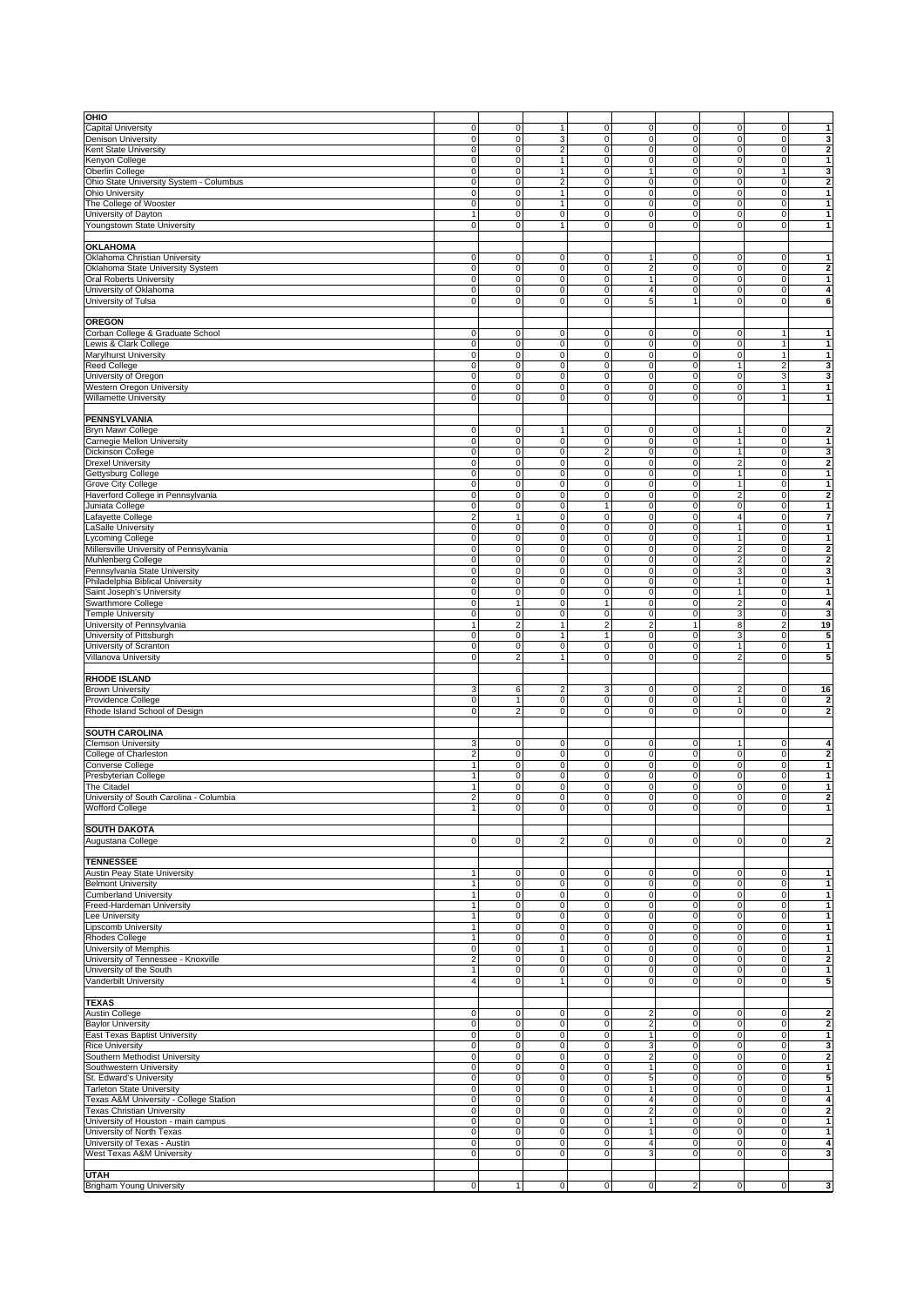| | | | | | | | | | |
|---|---|---|---|---|---|---|---|---|---|
| **OHIO** | | | | | | | | | |
| Capital University | 0 | 0 | 1 | 0 | 0 | 0 | 0 | 0 | **1** |
| Denison University | 0 | 0 | 3 | 0 | 0 | 0 | 0 | 0 | **3** |
| Kent State University | 0 | 0 | 2 | 0 | 0 | 0 | 0 | 0 | **2** |
| Kenyon College | 0 | 0 | 1 | 0 | 0 | 0 | 0 | 0 | **1** |
| Oberlin College | 0 | 0 | 1 | 0 | 1 | 0 | 0 | 1 | **3** |
| Ohio State University System - Columbus | 0 | 0 | 2 | 0 | 0 | 0 | 0 | 0 | **2** |
| Ohio University | 0 | 0 | 1 | 0 | 0 | 0 | 0 | 0 | **1** |
| The College of Wooster | 0 | 0 | 1 | 0 | 0 | 0 | 0 | 0 | **1** |
| University of Dayton | 1 | 0 | 0 | 0 | 0 | 0 | 0 | 0 | **1** |
| Youngstown State University | 0 | 0 | 1 | 0 | 0 | 0 | 0 | 0 | **1** |
| | | | | | | | | | |
| **OKLAHOMA** | | | | | | | | | |
| Oklahoma Christian University | 0 | 0 | 0 | 0 | 1 | 0 | 0 | 0 | **1** |
| Oklahoma State University System | 0 | 0 | 0 | 0 | 2 | 0 | 0 | 0 | **2** |
| Oral Roberts University | 0 | 0 | 0 | 0 | 1 | 0 | 0 | 0 | **1** |
| University of Oklahoma | 0 | 0 | 0 | 0 | 4 | 0 | 0 | 0 | **4** |
| University of Tulsa | 0 | 0 | 0 | 0 | 5 | 1 | 0 | 0 | **6** |
| | | | | | | | | | |
| **OREGON** | | | | | | | | | |
| Corban College & Graduate School | 0 | 0 | 0 | 0 | 0 | 0 | 0 | 1 | **1** |
| Lewis & Clark College | 0 | 0 | 0 | 0 | 0 | 0 | 0 | 1 | **1** |
| Marylhurst University | 0 | 0 | 0 | 0 | 0 | 0 | 0 | 1 | **1** |
| Reed College | 0 | 0 | 0 | 0 | 0 | 0 | 1 | 2 | **3** |
| University of Oregon | 0 | 0 | 0 | 0 | 0 | 0 | 0 | 3 | **3** |
| Western Oregon University | 0 | 0 | 0 | 0 | 0 | 0 | 0 | 1 | **1** |
| Willamette University | 0 | 0 | 0 | 0 | 0 | 0 | 0 | 1 | **1** |
| | | | | | | | | | |
| **PENNSYLVANIA** | | | | | | | | | |
| Bryn Mawr College | 0 | 0 | 1 | 0 | 0 | 0 | 1 | 0 | **2** |
| Carnegie Mellon University | 0 | 0 | 0 | 0 | 0 | 0 | 1 | 0 | **1** |
| Dickinson College | 0 | 0 | 0 | 2 | 0 | 0 | 1 | 0 | **3** |
| Drexel University | 0 | 0 | 0 | 0 | 0 | 0 | 2 | 0 | **2** |
| Gettysburg College | 0 | 0 | 0 | 0 | 0 | 0 | 1 | 0 | **1** |
| Grove City College | 0 | 0 | 0 | 0 | 0 | 0 | 1 | 0 | **1** |
| Haverford College in Pennsylvania | 0 | 0 | 0 | 0 | 0 | 0 | 2 | 0 | **2** |
| Juniata College | 0 | 0 | 0 | 1 | 0 | 0 | 0 | 0 | **1** |
| Lafayette College | 2 | 1 | 0 | 0 | 0 | 0 | 4 | 0 | **7** |
| LaSalle University | 0 | 0 | 0 | 0 | 0 | 0 | 1 | 0 | **1** |
| Lycoming College | 0 | 0 | 0 | 0 | 0 | 0 | 1 | 0 | **1** |
| Millersville University of Pennsylvania | 0 | 0 | 0 | 0 | 0 | 0 | 2 | 0 | **2** |
| Muhlenberg College | 0 | 0 | 0 | 0 | 0 | 0 | 2 | 0 | **2** |
| Pennsylvania State University | 0 | 0 | 0 | 0 | 0 | 0 | 3 | 0 | **3** |
| Philadelphia Biblical University | 0 | 0 | 0 | 0 | 0 | 0 | 1 | 0 | **1** |
| Saint Joseph's University | 0 | 0 | 0 | 0 | 0 | 0 | 1 | 0 | **1** |
| Swarthmore College | 0 | 1 | 0 | 1 | 0 | 0 | 2 | 0 | **4** |
| Temple University | 0 | 0 | 0 | 0 | 0 | 0 | 3 | 0 | **3** |
| University of Pennsylvania | 1 | 2 | 1 | 2 | 2 | 1 | 8 | 2 | **19** |
| University of Pittsburgh | 0 | 0 | 1 | 1 | 0 | 0 | 3 | 0 | **5** |
| University of Scranton | 0 | 0 | 0 | 0 | 0 | 0 | 1 | 0 | **1** |
| Villanova University | 0 | 2 | 1 | 0 | 0 | 0 | 2 | 0 | **5** |
| | | | | | | | | | |
| **RHODE ISLAND** | | | | | | | | | |
| Brown University | 3 | 6 | 2 | 3 | 0 | 0 | 2 | 0 | **16** |
| Providence College | 0 | 1 | 0 | 0 | 0 | 0 | 1 | 0 | **2** |
| Rhode Island School of Design | 0 | 2 | 0 | 0 | 0 | 0 | 0 | 0 | **2** |
| | | | | | | | | | |
| **SOUTH CAROLINA** | | | | | | | | | |
| Clemson University | 3 | 0 | 0 | 0 | 0 | 0 | 1 | 0 | **4** |
| College of Charleston | 2 | 0 | 0 | 0 | 0 | 0 | 0 | 0 | **2** |
| Converse College | 1 | 0 | 0 | 0 | 0 | 0 | 0 | 0 | **1** |
| Presbyterian College | 1 | 0 | 0 | 0 | 0 | 0 | 0 | 0 | **1** |
| The Citadel | 1 | 0 | 0 | 0 | 0 | 0 | 0 | 0 | **1** |
| University of South Carolina - Columbia | 2 | 0 | 0 | 0 | 0 | 0 | 0 | 0 | **2** |
| Wofford College | 1 | 0 | 0 | 0 | 0 | 0 | 0 | 0 | **1** |
| | | | | | | | | | |
| **SOUTH DAKOTA** | | | | | | | | | |
| Augustana College | 0 | 0 | 2 | 0 | 0 | 0 | 0 | 0 | **2** |
| | | | | | | | | | |
| **TENNESSEE** | | | | | | | | | |
| Austin Peay State University | 1 | 0 | 0 | 0 | 0 | 0 | 0 | 0 | **1** |
| Belmont University | 1 | 0 | 0 | 0 | 0 | 0 | 0 | 0 | **1** |
| Cumberland University | 1 | 0 | 0 | 0 | 0 | 0 | 0 | 0 | **1** |
| Freed-Hardeman University | 1 | 0 | 0 | 0 | 0 | 0 | 0 | 0 | **1** |
| Lee University | 1 | 0 | 0 | 0 | 0 | 0 | 0 | 0 | **1** |
| Lipscomb University | 1 | 0 | 0 | 0 | 0 | 0 | 0 | 0 | **1** |
| Rhodes College | 1 | 0 | 0 | 0 | 0 | 0 | 0 | 0 | **1** |
| University of Memphis | 0 | 0 | 1 | 0 | 0 | 0 | 0 | 0 | **1** |
| University of Tennessee - Knoxville | 2 | 0 | 0 | 0 | 0 | 0 | 0 | 0 | **2** |
| University of the South | 1 | 0 | 0 | 0 | 0 | 0 | 0 | 0 | **1** |
| Vanderbilt University | 4 | 0 | 1 | 0 | 0 | 0 | 0 | 0 | **5** |
| | | | | | | | | | |
| **TEXAS** | | | | | | | | | |
| Austin College | 0 | 0 | 0 | 0 | 2 | 0 | 0 | 0 | **2** |
| Baylor University | 0 | 0 | 0 | 0 | 2 | 0 | 0 | 0 | **2** |
| East Texas Baptist University | 0 | 0 | 0 | 0 | 1 | 0 | 0 | 0 | **1** |
| Rice University | 0 | 0 | 0 | 0 | 3 | 0 | 0 | 0 | **3** |
| Southern Methodist University | 0 | 0 | 0 | 0 | 2 | 0 | 0 | 0 | **2** |
| Southwestern University | 0 | 0 | 0 | 0 | 1 | 0 | 0 | 0 | **1** |
| St. Edward's University | 0 | 0 | 0 | 0 | 5 | 0 | 0 | 0 | **5** |
| Tarleton State University | 0 | 0 | 0 | 0 | 1 | 0 | 0 | 0 | **1** |
| Texas A&M University - College Station | 0 | 0 | 0 | 0 | 4 | 0 | 0 | 0 | **4** |
| Texas Christian University | 0 | 0 | 0 | 0 | 2 | 0 | 0 | 0 | **2** |
| University of Houston - main campus | 0 | 0 | 0 | 0 | 1 | 0 | 0 | 0 | **1** |
| University of North Texas | 0 | 0 | 0 | 0 | 1 | 0 | 0 | 0 | **1** |
| University of Texas - Austin | 0 | 0 | 0 | 0 | 4 | 0 | 0 | 0 | **4** |
| West Texas A&M University | 0 | 0 | 0 | 0 | 3 | 0 | 0 | 0 | **3** |
| | | | | | | | | | |
| **UTAH** | | | | | | | | | |
| Brigham Young University | 0 | 1 | 0 | 0 | 0 | 2 | 0 | 0 | **3** |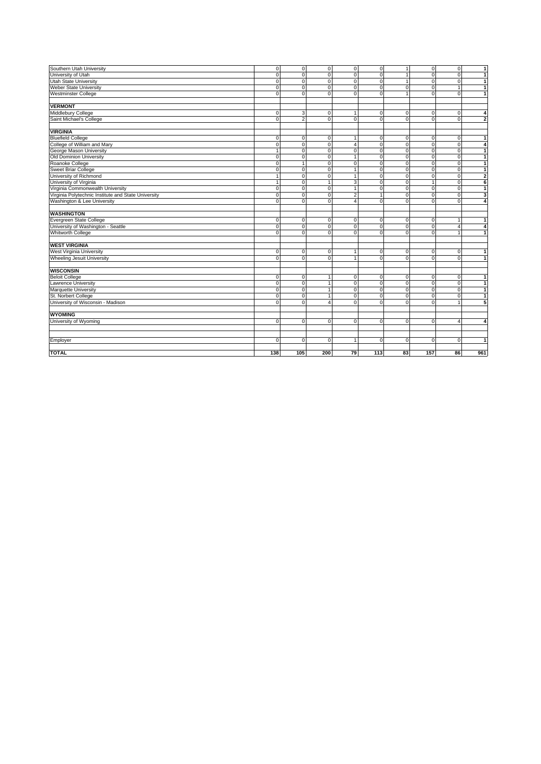| | | | | | | | | | |
|---|---|---|---|---|---|---|---|---|---|
| Southern Utah University | 0 | 0 | 0 | 0 | 0 | 1 | 0 | 0 | 1 |
| University of Utah | 0 | 0 | 0 | 0 | 0 | 1 | 0 | 0 | 1 |
| Utah State University | 0 | 0 | 0 | 0 | 0 | 1 | 0 | 0 | 1 |
| Weber State University | 0 | 0 | 0 | 0 | 0 | 0 | 0 | 1 | 1 |
| Westminster College | 0 | 0 | 0 | 0 | 0 | 1 | 0 | 0 | 1 |
| | | | | | | | | | |
| **VERMONT** | | | | | | | | | |
| Middlebury College | 0 | 3 | 0 | 1 | 0 | 0 | 0 | 0 | 4 |
| Saint Michael's College | 0 | 2 | 0 | 0 | 0 | 0 | 0 | 0 | 2 |
| | | | | | | | | | |
| **VIRGINIA** | | | | | | | | | |
| Bluefield College | 0 | 0 | 0 | 1 | 0 | 0 | 0 | 0 | 1 |
| College of William and Mary | 0 | 0 | 0 | 4 | 0 | 0 | 0 | 0 | 4 |
| George Mason University | 1 | 0 | 0 | 0 | 0 | 0 | 0 | 0 | 1 |
| Old Dominion University | 0 | 0 | 0 | 1 | 0 | 0 | 0 | 0 | 1 |
| Roanoke College | 0 | 1 | 0 | 0 | 0 | 0 | 0 | 0 | 1 |
| Sweet Briar College | 0 | 0 | 0 | 1 | 0 | 0 | 0 | 0 | 1 |
| University of Richmond | 1 | 0 | 0 | 1 | 0 | 0 | 0 | 0 | 2 |
| University of Virginia | 1 | 0 | 1 | 3 | 0 | 0 | 1 | 0 | 6 |
| Virginia Commonwealth University | 0 | 0 | 0 | 1 | 0 | 0 | 0 | 0 | 1 |
| Virginia Polytechnic Institute and State University | 0 | 0 | 0 | 2 | 1 | 0 | 0 | 0 | 3 |
| Washington & Lee University | 0 | 0 | 0 | 4 | 0 | 0 | 0 | 0 | 4 |
| | | | | | | | | | |
| **WASHINGTON** | | | | | | | | | |
| Evergreen State College | 0 | 0 | 0 | 0 | 0 | 0 | 0 | 1 | 1 |
| University of Washington - Seattle | 0 | 0 | 0 | 0 | 0 | 0 | 0 | 4 | 4 |
| Whitworth College | 0 | 0 | 0 | 0 | 0 | 0 | 0 | 1 | 1 |
| | | | | | | | | | |
| **WEST VIRGINIA** | | | | | | | | | |
| West Virginia University | 0 | 0 | 0 | 1 | 0 | 0 | 0 | 0 | 1 |
| Wheeling Jesuit University | 0 | 0 | 0 | 1 | 0 | 0 | 0 | 0 | 1 |
| | | | | | | | | | |
| **WISCONSIN** | | | | | | | | | |
| Beloit College | 0 | 0 | 1 | 0 | 0 | 0 | 0 | 0 | 1 |
| Lawrence University | 0 | 0 | 1 | 0 | 0 | 0 | 0 | 0 | 1 |
| Marquette University | 0 | 0 | 1 | 0 | 0 | 0 | 0 | 0 | 1 |
| St. Norbert College | 0 | 0 | 1 | 0 | 0 | 0 | 0 | 0 | 1 |
| University of Wisconsin - Madison | 0 | 0 | 4 | 0 | 0 | 0 | 0 | 1 | 5 |
| | | | | | | | | | |
| **WYOMING** | | | | | | | | | |
| University of Wyoming | 0 | 0 | 0 | 0 | 0 | 0 | 0 | 4 | 4 |
| | | | | | | | | | |
| Employer | 0 | 0 | 0 | 1 | 0 | 0 | 0 | 0 | 1 |
| | | | | | | | | | |
| **TOTAL** | **138** | **105** | **200** | **79** | **113** | **83** | **157** | **86** | **961** |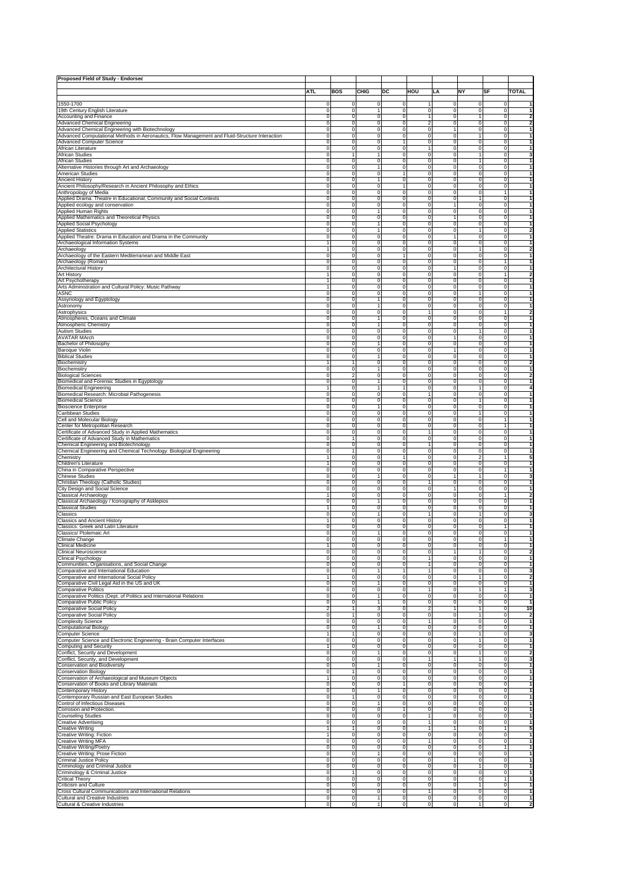**Proposed Field of Study - Endorsed**

| | ATL | BOS | CHIG | DC | HOU | LA | NY | SF | TOTAL |
|---|---|---|---|---|---|---|---|---|---|
| 1550-1700 | 0 | 0 | 0 | 0 | 1 | 0 | 0 | 0 | 1 |
| 19th Century English Literature | 0 | 0 | 1 | 0 | 0 | 0 | 0 | 0 | 1 |
| Accounting and Finance | 0 | 0 | 0 | 0 | 1 | 0 | 1 | 0 | 2 |
| Advanced Chemical Engineering | 0 | 0 | 0 | 0 | 2 | 0 | 0 | 0 | 2 |
| Advanced Chemical Engineering with Biotechnology | 0 | 0 | 0 | 0 | 0 | 1 | 0 | 0 | 1 |
| Advanced Computational Methods in Aeronautics, Flow Management and Fluid-Structure Interaction | 0 | 0 | 0 | 0 | 0 | 0 | 1 | 0 | 1 |
| Advanced Computer Science | 0 | 0 | 0 | 1 | 0 | 0 | 0 | 0 | 1 |
| African Literature | 0 | 0 | 0 | 0 | 1 | 0 | 0 | 0 | 1 |
| African Studies | 0 | 1 | 1 | 0 | 0 | 0 | 1 | 0 | 3 |
| African Studies | 0 | 0 | 0 | 0 | 0 | 0 | 1 | 0 | 1 |
| Alternative Histories through Art and Archaeology | 0 | 0 | 1 | 0 | 0 | 0 | 0 | 0 | 1 |
| American Studies | 0 | 0 | 0 | 1 | 0 | 0 | 0 | 0 | 1 |
| Ancient History | 0 | 0 | 1 | 0 | 0 | 0 | 0 | 0 | 1 |
| Ancient Philosophy/Research in Ancient Philosophy and Ethics | 0 | 0 | 0 | 1 | 0 | 0 | 0 | 0 | 1 |
| Anthropology of Media | 0 | 0 | 0 | 0 | 0 | 0 | 0 | 1 | 1 |
| Applied Drama: Theatre in Educational, Community and Social Contexts | 0 | 0 | 0 | 0 | 0 | 0 | 1 | 0 | 1 |
| Applied ecology and conservation | 0 | 0 | 0 | 0 | 0 | 1 | 0 | 0 | 1 |
| Applied Human Rights | 0 | 0 | 1 | 0 | 0 | 0 | 0 | 0 | 1 |
| Applied Mathematics and Theoretical Physics | 0 | 0 | 0 | 0 | 0 | 1 | 0 | 0 | 1 |
| Applied Social Psychology | 0 | 0 | 1 | 0 | 0 | 0 | 0 | 0 | 1 |
| Applied Statistics | 0 | 0 | 1 | 0 | 0 | 0 | 1 | 0 | 2 |
| Applied Theatre: Drama in Education and Drama in the Community | 0 | 0 | 0 | 0 | 0 | 1 | 0 | 0 | 1 |
| Archaeological Information Systems | 1 | 0 | 0 | 0 | 0 | 0 | 0 | 0 | 1 |
| Archaeology | 1 | 0 | 0 | 0 | 0 | 0 | 1 | 0 | 2 |
| Archaeology of the Eastern Mediterranean and Middle East | 0 | 0 | 0 | 1 | 0 | 0 | 0 | 0 | 1 |
| Archaeology (Roman) | 0 | 0 | 0 | 0 | 0 | 0 | 0 | 1 | 1 |
| Architectural History | 0 | 0 | 0 | 0 | 0 | 1 | 0 | 0 | 1 |
| Art History | 1 | 0 | 0 | 0 | 0 | 0 | 0 | 1 | 2 |
| Art Psychotherapy | 1 | 0 | 0 | 0 | 0 | 0 | 0 | 0 | 1 |
| Arts Administration and Cultural Policy: Music Pathway | 1 | 0 | 0 | 0 | 0 | 0 | 0 | 0 | 1 |
| ASNC | 0 | 0 | 0 | 0 | 0 | 0 | 1 | 0 | 1 |
| Assyriology and Egyptology | 0 | 0 | 1 | 0 | 0 | 0 | 0 | 0 | 1 |
| Astronomy | 0 | 0 | 1 | 0 | 0 | 0 | 0 | 0 | 1 |
| Astrophysics | 0 | 0 | 0 | 0 | 1 | 0 | 0 | 1 | 2 |
| Atmospheres, Oceans and Climate | 0 | 0 | 1 | 0 | 0 | 0 | 0 | 0 | 1 |
| Atmospheric Chemistry | 0 | 0 | 1 | 0 | 0 | 0 | 0 | 0 | 1 |
| Autism Studies | 0 | 0 | 0 | 0 | 0 | 0 | 1 | 0 | 1 |
| AVATAR MArch | 0 | 0 | 0 | 0 | 0 | 1 | 0 | 0 | 1 |
| Bachelor of Philosophy | 0 | 0 | 1 | 0 | 0 | 0 | 0 | 0 | 1 |
| Baroque Violin | 0 | 0 | 0 | 0 | 0 | 1 | 0 | 0 | 1 |
| Biblical Studies | 0 | 0 | 1 | 0 | 0 | 0 | 0 | 0 | 1 |
| Biochemistry | 1 | 1 | 0 | 0 | 0 | 0 | 0 | 0 | 2 |
| Biochemsitry | 0 | 0 | 1 | 0 | 0 | 0 | 0 | 0 | 1 |
| Biological Sciences | 0 | 2 | 0 | 0 | 0 | 0 | 0 | 0 | 2 |
| Biomedical and Forensic Studies in Egyptology | 0 | 0 | 1 | 0 | 0 | 0 | 0 | 0 | 1 |
| Biomedical Engineering | 1 | 0 | 1 | 1 | 0 | 0 | 1 | 0 | 4 |
| Biomedical Research: Microbial Pathogenesis | 0 | 0 | 0 | 0 | 1 | 0 | 0 | 0 | 1 |
| Biomedical Science | 0 | 0 | 0 | 0 | 0 | 0 | 1 | 0 | 1 |
| Bioscience Enterprise | 0 | 0 | 1 | 0 | 0 | 0 | 0 | 0 | 1 |
| Caribbean Studies | 0 | 0 | 0 | 0 | 0 | 0 | 1 | 0 | 1 |
| Cell and Molecular Biology | 0 | 0 | 0 | 0 | 0 | 0 | 0 | 1 | 1 |
| Center for Metropolitan Research | 0 | 0 | 0 | 0 | 0 | 0 | 0 | 1 | 1 |
| Certificate of Advanced Study in Applied Mathematics | 0 | 0 | 0 | 0 | 1 | 0 | 0 | 0 | 1 |
| Certificate of Advanced Study in Mathematics | 0 | 1 | 0 | 0 | 0 | 0 | 0 | 0 | 1 |
| Chemical Engineering and Biotechnology | 0 | 0 | 0 | 0 | 1 | 0 | 0 | 0 | 1 |
| Chemical Engineering and Chemical Technology: Biological Engineering | 0 | 1 | 0 | 0 | 0 | 0 | 0 | 0 | 1 |
| Chemistry | 1 | 0 | 0 | 1 | 0 | 0 | 2 | 1 | 5 |
| Children's Literature | 1 | 0 | 0 | 0 | 0 | 0 | 0 | 0 | 1 |
| China in Comparative Perspective | 0 | 0 | 0 | 0 | 0 | 0 | 0 | 1 | 1 |
| Chinese Studies | 0 | 0 | 1 | 0 | 0 | 1 | 1 | 0 | 3 |
| Christian Theology (Catholic Studies) | 0 | 0 | 0 | 0 | 1 | 0 | 0 | 0 | 1 |
| City Design and Social Science | 0 | 0 | 0 | 0 | 0 | 1 | 0 | 0 | 1 |
| Classical Archaeology | 1 | 0 | 0 | 0 | 0 | 0 | 0 | 1 | 2 |
| Classical Archaeology / Iconography of Asklepios | 0 | 0 | 1 | 0 | 0 | 0 | 0 | 0 | 1 |
| Classical Studies | 1 | 0 | 0 | 0 | 0 | 0 | 0 | 0 | 1 |
| Classics | 0 | 0 | 1 | 0 | 1 | 0 | 1 | 0 | 3 |
| Classics and Ancient History | 1 | 0 | 0 | 0 | 0 | 0 | 0 | 0 | 1 |
| Classics: Greek and Latin Literature | 0 | 0 | 0 | 0 | 0 | 0 | 0 | 1 | 1 |
| Classics/ Ptolemaic Art | 0 | 0 | 1 | 0 | 0 | 0 | 0 | 0 | 1 |
| Climate Change | 0 | 0 | 0 | 0 | 0 | 0 | 0 | 1 | 1 |
| Clinical Medicine | 1 | 0 | 0 | 0 | 0 | 0 | 0 | 0 | 1 |
| Clinical Neuroscience | 0 | 0 | 0 | 0 | 0 | 1 | 1 | 0 | 2 |
| Clinical Psychology | 0 | 0 | 0 | 0 | 1 | 0 | 0 | 0 | 1 |
| Communities, Organisations, and Social Change | 0 | 0 | 0 | 0 | 1 | 0 | 0 | 0 | 1 |
| Comparative and International Education | 0 | 0 | 1 | 1 | 1 | 0 | 0 | 0 | 3 |
| Comparative and International Social Policy | 1 | 0 | 0 | 0 | 0 | 0 | 1 | 0 | 2 |
| Comparative Civil Legal Aid in the US and UK | 0 | 0 | 1 | 0 | 0 | 0 | 0 | 0 | 1 |
| Comparative Politics | 0 | 0 | 0 | 0 | 1 | 0 | 1 | 1 | 3 |
| Comparative Politics (Dept. of Politics and International Relations | 0 | 0 | 1 | 0 | 0 | 0 | 0 | 0 | 1 |
| Comparative Public Policy | 0 | 0 | 1 | 0 | 0 | 0 | 0 | 0 | 1 |
| Comparative Social Policy | 2 | 1 | 3 | 0 | 2 | 1 | 1 | 0 | 10 |
| Comparative Social Policy | 0 | 1 | 0 | 0 | 0 | 0 | 1 | 0 | 2 |
| Complexity Science | 0 | 0 | 0 | 0 | 1 | 0 | 0 | 0 | 1 |
| Computational Biology | 0 | 0 | 1 | 0 | 0 | 0 | 0 | 0 | 1 |
| Computer Science | 1 | 1 | 0 | 0 | 0 | 0 | 1 | 0 | 3 |
| Computer Science and Electronic Engineering - Brain Computer Interfaces | 0 | 0 | 0 | 0 | 0 | 0 | 1 | 0 | 1 |
| Computing and Security | 1 | 0 | 0 | 0 | 0 | 0 | 0 | 0 | 1 |
| Conflict, Security and Development | 0 | 0 | 1 | 0 | 0 | 0 | 1 | 0 | 2 |
| Conflict, Security, and Development | 0 | 0 | 0 | 0 | 1 | 1 | 1 | 0 | 3 |
| Conservation and Biodiversity | 0 | 0 | 1 | 0 | 0 | 0 | 0 | 0 | 1 |
| Conservation Biology | 0 | 1 | 0 | 0 | 0 | 0 | 0 | 0 | 1 |
| Conservation of Archaeological and Museum Objects | 1 | 0 | 0 | 0 | 0 | 0 | 0 | 0 | 1 |
| Conservation of Books and Library Materials | 0 | 0 | 0 | 1 | 0 | 0 | 0 | 0 | 1 |
| Contemporary History | 0 | 0 | 1 | 0 | 0 | 0 | 0 | 0 | 1 |
| Contemporary Russian and East European Studies | 0 | 1 | 0 | 0 | 0 | 0 | 0 | 0 | 1 |
| Control of Infectious Diseases | 0 | 0 | 1 | 0 | 0 | 0 | 0 | 0 | 1 |
| Corrosion and Protection. | 0 | 0 | 0 | 1 | 0 | 0 | 0 | 0 | 1 |
| Counseling Studies | 0 | 0 | 0 | 0 | 1 | 0 | 0 | 0 | 1 |
| Creative Advertising | 0 | 0 | 0 | 0 | 1 | 0 | 0 | 0 | 1 |
| Creative Writing | 1 | 1 | 0 | 0 | 1 | 1 | 0 | 1 | 5 |
| Creative Writing: Fiction | 1 | 0 | 0 | 0 | 0 | 0 | 0 | 0 | 1 |
| Creative Writing MFA | 0 | 0 | 0 | 0 | 1 | 0 | 0 | 0 | 1 |
| Creative Writing/Poetry | 0 | 0 | 0 | 0 | 0 | 0 | 0 | 1 | 1 |
| Creative Writing: Prose Fiction | 0 | 0 | 1 | 0 | 0 | 0 | 0 | 0 | 1 |
| Criminal Justice Policy | 0 | 0 | 0 | 0 | 0 | 1 | 0 | 0 | 1 |
| Criminology and Criminal Justice | 0 | 0 | 0 | 0 | 0 | 0 | 1 | 0 | 1 |
| Criminology & Criminal Justice | 0 | 1 | 0 | 0 | 0 | 0 | 0 | 0 | 1 |
| Critical Theory | 0 | 0 | 0 | 0 | 0 | 0 | 0 | 1 | 1 |
| Criticism and Culture | 0 | 0 | 0 | 0 | 0 | 0 | 1 | 0 | 1 |
| Cross Cultural Communications and International Relations | 0 | 0 | 0 | 0 | 1 | 0 | 0 | 0 | 1 |
| Cultural and Creative Industries | 0 | 0 | 1 | 0 | 0 | 0 | 0 | 0 | 1 |
| Cultural & Creative Industries | 0 | 0 | 1 | 0 | 0 | 0 | 1 | 0 | 2 |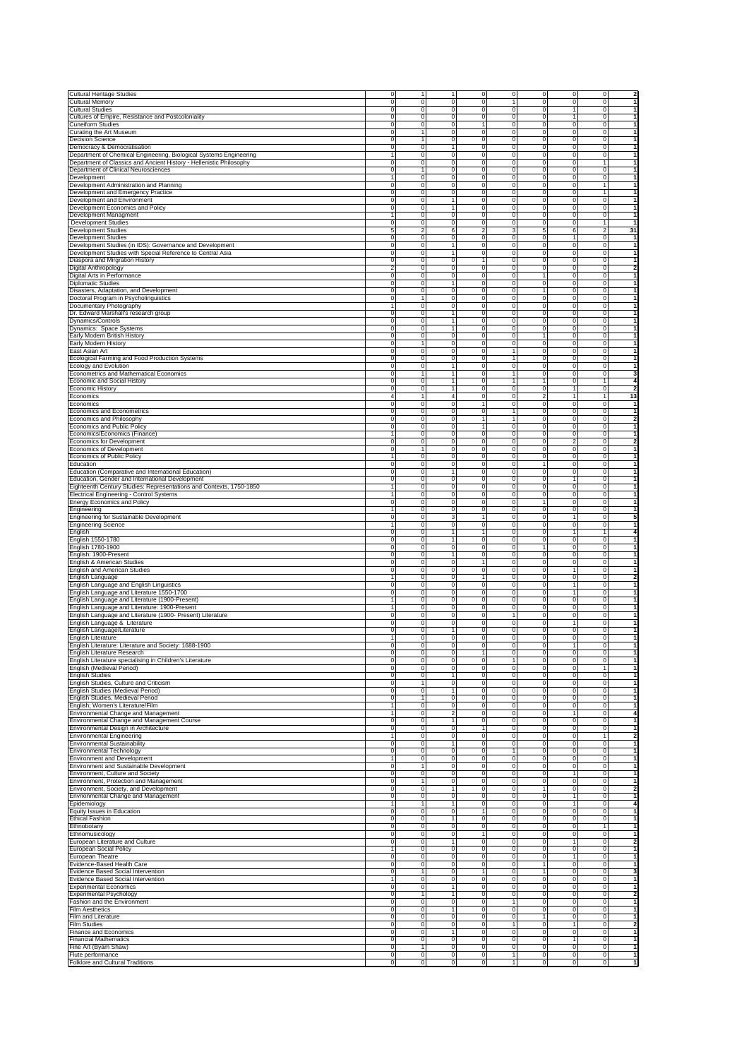| | | | | | | | | | |
|---|---|---|---|---|---|---|---|---|---|
| Cultural Heritage Studies | 0 | 1 | 1 | 0 | 0 | 0 | 0 | 0 | 2 |
| Cultural Memory | 0 | 0 | 0 | 0 | 1 | 0 | 0 | 0 | 1 |
| Cultural Studies | 0 | 0 | 0 | 0 | 0 | 0 | 1 | 0 | 1 |
| Cultures of Empire, Resistance and Postcoloniality | 0 | 0 | 0 | 0 | 0 | 0 | 1 | 0 | 1 |
| Cuneiform Studies | 0 | 0 | 0 | 1 | 0 | 0 | 0 | 0 | 1 |
| Curating the Art Museum | 0 | 1 | 0 | 0 | 0 | 0 | 0 | 0 | 1 |
| Decision Science | 0 | 1 | 0 | 0 | 0 | 0 | 0 | 0 | 1 |
| Democracy & Democratisation | 0 | 0 | 1 | 0 | 0 | 0 | 0 | 0 | 1 |
| Department of Chemical Engineering, Biological Systems Engineering | 1 | 0 | 0 | 0 | 0 | 0 | 0 | 0 | 1 |
| Department of Classics and Ancient History - Hellenistic Philosophy | 0 | 0 | 0 | 0 | 0 | 0 | 0 | 1 | 1 |
| Department of Clinical Neurosciences | 0 | 1 | 0 | 0 | 0 | 0 | 0 | 0 | 1 |
| Development | 1 | 0 | 0 | 0 | 0 | 0 | 0 | 0 | 1 |
| Development Administration and Planning | 0 | 0 | 0 | 0 | 0 | 0 | 0 | 1 | 1 |
| Development and Emergency Practice | 0 | 0 | 0 | 0 | 0 | 0 | 0 | 1 | 1 |
| Development and Environment | 0 | 0 | 1 | 0 | 0 | 0 | 0 | 0 | 1 |
| Development Economics and Policy | 0 | 0 | 1 | 0 | 0 | 0 | 0 | 0 | 1 |
| Development Managment | 1 | 0 | 0 | 0 | 0 | 0 | 0 | 0 | 1 |
| Development Studies | 0 | 0 | 0 | 0 | 0 | 0 | 0 | 1 | 1 |
| Development Studies | 5 | 2 | 6 | 2 | 3 | 5 | 6 | 2 | 31 |
| Development Studies | 0 | 0 | 0 | 0 | 0 | 0 | 1 | 0 | 1 |
| Development Studies (in IDS): Governance and Development | 0 | 0 | 1 | 0 | 0 | 0 | 0 | 0 | 1 |
| Development Studies with Special Reference to Central Asia | 0 | 0 | 1 | 0 | 0 | 0 | 0 | 0 | 1 |
| Diaspora and Mirgration History | 0 | 0 | 0 | 1 | 0 | 0 | 0 | 0 | 1 |
| Digital Anthropology | 2 | 0 | 0 | 0 | 0 | 0 | 0 | 0 | 2 |
| Digital Arts in Performance | 0 | 0 | 0 | 0 | 0 | 1 | 0 | 0 | 1 |
| Diplomatic Studies | 0 | 0 | 1 | 0 | 0 | 0 | 0 | 0 | 1 |
| Disasters, Adaptation, and Development | 0 | 0 | 0 | 0 | 0 | 1 | 0 | 0 | 1 |
| Doctoral Program in Psycholinguistics | 0 | 1 | 0 | 0 | 0 | 0 | 0 | 0 | 1 |
| Documentary Photography | 1 | 0 | 0 | 0 | 0 | 0 | 0 | 0 | 1 |
| Dr. Edward Marshall's research group | 0 | 0 | 1 | 0 | 0 | 0 | 0 | 0 | 1 |
| Dynamics/Controls | 0 | 0 | 1 | 0 | 0 | 0 | 0 | 0 | 1 |
| Dynamics: Space Systems | 0 | 0 | 1 | 0 | 0 | 0 | 0 | 0 | 1 |
| Early Modern British History | 0 | 0 | 0 | 0 | 0 | 1 | 0 | 0 | 1 |
| Early Modern History | 0 | 1 | 0 | 0 | 0 | 0 | 0 | 0 | 1 |
| East Asian Art | 0 | 0 | 0 | 0 | 1 | 0 | 0 | 0 | 1 |
| Ecological Farming and Food Production Systems | 0 | 0 | 0 | 0 | 1 | 0 | 0 | 0 | 1 |
| Ecology and Evolution | 0 | 0 | 1 | 0 | 0 | 0 | 0 | 0 | 1 |
| Econometrics and Mathematical Economics | 0 | 1 | 1 | 0 | 1 | 0 | 0 | 0 | 3 |
| Economic and Social History | 0 | 0 | 1 | 0 | 1 | 1 | 0 | 1 | 4 |
| Economic History | 0 | 0 | 1 | 0 | 0 | 0 | 1 | 0 | 2 |
| Economics | 4 | 1 | 4 | 0 | 0 | 2 | 1 | 1 | 13 |
| Economics | 0 | 0 | 0 | 1 | 0 | 0 | 0 | 0 | 1 |
| Economics and Econometrics | 0 | 0 | 0 | 0 | 1 | 0 | 0 | 0 | 1 |
| Economics and Philosophy | 0 | 0 | 0 | 1 | 1 | 0 | 0 | 0 | 2 |
| Economics and Public Policy | 0 | 0 | 0 | 1 | 0 | 0 | 0 | 0 | 1 |
| Economics/Economics (Finance) | 1 | 0 | 0 | 0 | 0 | 0 | 0 | 0 | 1 |
| Economics for Development | 0 | 0 | 0 | 0 | 0 | 0 | 2 | 0 | 2 |
| Economics of Development | 0 | 1 | 0 | 0 | 0 | 0 | 0 | 0 | 1 |
| Economics of Public Policy | 1 | 0 | 0 | 0 | 0 | 0 | 0 | 0 | 1 |
| Education | 0 | 0 | 0 | 0 | 0 | 1 | 0 | 0 | 1 |
| Education (Comparative and International Education) | 0 | 0 | 1 | 0 | 0 | 0 | 0 | 0 | 1 |
| Education, Gender and International Development | 0 | 0 | 0 | 0 | 0 | 0 | 1 | 0 | 1 |
| Eighteenth Century Studies: Representations and Contexts, 1750-1850 | 1 | 0 | 0 | 0 | 0 | 0 | 0 | 0 | 1 |
| Electrical Engineering - Control Systems | 1 | 0 | 0 | 0 | 0 | 0 | 0 | 0 | 1 |
| Energy Economics and Policy | 0 | 0 | 0 | 0 | 0 | 1 | 0 | 0 | 1 |
| Engineering | 1 | 0 | 0 | 0 | 0 | 0 | 0 | 0 | 1 |
| Engineering for Sustainable Development | 0 | 0 | 3 | 1 | 0 | 0 | 1 | 0 | 5 |
| Engineering Science | 1 | 0 | 0 | 0 | 0 | 0 | 0 | 0 | 1 |
| English | 0 | 0 | 1 | 1 | 0 | 0 | 1 | 1 | 4 |
| English 1550-1780 | 0 | 0 | 1 | 0 | 0 | 0 | 0 | 0 | 1 |
| English 1780-1900 | 0 | 0 | 0 | 0 | 0 | 1 | 0 | 0 | 1 |
| English: 1900-Present | 0 | 0 | 1 | 0 | 0 | 0 | 0 | 0 | 1 |
| English & American Studies | 0 | 0 | 0 | 1 | 0 | 0 | 0 | 0 | 1 |
| English and American Studies | 0 | 0 | 0 | 0 | 0 | 0 | 1 | 0 | 1 |
| English Language | 1 | 0 | 0 | 1 | 0 | 0 | 0 | 0 | 2 |
| English Language and English Linguistics | 0 | 0 | 0 | 0 | 0 | 0 | 1 | 0 | 1 |
| English Language and Literature 1550-1700 | 0 | 0 | 0 | 0 | 0 | 0 | 1 | 0 | 1 |
| English Language and Literature (1900-Present) | 1 | 0 | 0 | 0 | 0 | 0 | 0 | 0 | 1 |
| English Language and Literature: 1900-Present | 1 | 0 | 0 | 0 | 0 | 0 | 0 | 0 | 1 |
| English Language and Literature (1900- Present) Literature | 0 | 0 | 0 | 0 | 1 | 0 | 0 | 0 | 1 |
| English Language & Literature | 0 | 0 | 0 | 0 | 0 | 0 | 1 | 0 | 1 |
| English Language/Literature | 0 | 0 | 1 | 0 | 0 | 0 | 0 | 0 | 1 |
| English Literature | 1 | 0 | 0 | 0 | 0 | 0 | 0 | 0 | 1 |
| English Literature: Literature and Society: 1688-1900 | 0 | 0 | 0 | 0 | 0 | 0 | 1 | 0 | 1 |
| English Literature Research | 0 | 0 | 0 | 1 | 0 | 0 | 0 | 0 | 1 |
| English Literature specialising in Children's Literature | 0 | 0 | 0 | 0 | 1 | 0 | 0 | 0 | 1 |
| English (Medieval Period) | 0 | 0 | 0 | 0 | 0 | 0 | 0 | 1 | 1 |
| English Studies | 0 | 0 | 1 | 0 | 0 | 0 | 0 | 0 | 1 |
| English Studies, Culture and Criticism | 0 | 1 | 0 | 0 | 0 | 0 | 0 | 0 | 1 |
| English Studies (Medieval Period) | 0 | 0 | 1 | 0 | 0 | 0 | 0 | 0 | 1 |
| English Studies, Medieval Period | 0 | 1 | 0 | 0 | 0 | 0 | 0 | 0 | 1 |
| English; Women's Literature/Film | 1 | 0 | 0 | 0 | 0 | 0 | 0 | 0 | 1 |
| Environmental Change and Management | 1 | 0 | 2 | 0 | 0 | 0 | 1 | 0 | 4 |
| Environmental Change and Management Course | 0 | 0 | 1 | 0 | 0 | 0 | 0 | 0 | 1 |
| Environmental Design in Architecture | 0 | 0 | 0 | 1 | 0 | 0 | 0 | 0 | 1 |
| Environmental Engineering | 1 | 0 | 0 | 0 | 0 | 0 | 0 | 1 | 2 |
| Environmental Sustainability | 0 | 0 | 1 | 0 | 0 | 0 | 0 | 0 | 1 |
| Environmental Technology | 0 | 0 | 0 | 0 | 1 | 0 | 0 | 0 | 1 |
| Environment and Development | 1 | 0 | 0 | 0 | 0 | 0 | 0 | 0 | 1 |
| Environment and Sustainable Development | 0 | 1 | 0 | 0 | 0 | 0 | 0 | 0 | 1 |
| Environment, Culture and Society | 0 | 0 | 0 | 0 | 0 | 0 | 1 | 0 | 1 |
| Environment, Protection and Management | 0 | 1 | 0 | 0 | 0 | 0 | 0 | 0 | 1 |
| Environment, Society, and Development | 0 | 0 | 1 | 0 | 0 | 1 | 0 | 0 | 2 |
| Environmental Change and Management | 0 | 0 | 0 | 0 | 0 | 0 | 1 | 0 | 1 |
| Epidemiology | 1 | 1 | 1 | 0 | 0 | 0 | 1 | 0 | 4 |
| Equity Issues in Education | 0 | 0 | 0 | 1 | 0 | 0 | 0 | 0 | 1 |
| Ethical Fashion | 0 | 0 | 1 | 0 | 0 | 0 | 0 | 0 | 1 |
| Ethnobotany | 0 | 0 | 0 | 0 | 0 | 0 | 0 | 1 | 1 |
| Ethnomusicology | 0 | 0 | 0 | 1 | 0 | 0 | 0 | 0 | 1 |
| European Literature and Culture | 0 | 0 | 1 | 0 | 0 | 0 | 1 | 0 | 2 |
| European Social Policy | 1 | 0 | 0 | 0 | 0 | 0 | 0 | 0 | 1 |
| European Theatre | 0 | 0 | 0 | 0 | 0 | 0 | 1 | 0 | 1 |
| Evidence-Based Health Care | 0 | 0 | 0 | 0 | 0 | 1 | 0 | 0 | 1 |
| Evidence Based Social Intervention | 0 | 1 | 0 | 1 | 0 | 1 | 0 | 0 | 3 |
| Evidence Based Social Intervention | 1 | 0 | 0 | 0 | 0 | 0 | 0 | 0 | 1 |
| Experimental Economics | 0 | 0 | 1 | 0 | 0 | 0 | 0 | 0 | 1 |
| Experimental Psychology | 0 | 1 | 1 | 0 | 0 | 0 | 0 | 0 | 2 |
| Fashion and the Environment | 0 | 0 | 0 | 0 | 1 | 0 | 0 | 0 | 1 |
| Film Aesthetics | 0 | 0 | 1 | 0 | 0 | 0 | 0 | 0 | 1 |
| Film and Literature | 0 | 0 | 0 | 0 | 0 | 1 | 0 | 0 | 1 |
| Film Studies | 0 | 0 | 0 | 0 | 1 | 0 | 1 | 0 | 2 |
| Finance and Economics | 0 | 0 | 1 | 0 | 0 | 0 | 0 | 0 | 1 |
| Financial Mathematics | 0 | 0 | 0 | 0 | 0 | 0 | 1 | 0 | 1 |
| Fine Art (Byam Shaw) | 0 | 1 | 0 | 0 | 0 | 0 | 0 | 0 | 1 |
| Flute performance | 0 | 0 | 0 | 0 | 1 | 0 | 0 | 0 | 1 |
| Folklore and Cultural Traditions | 0 | 0 | 0 | 0 | 1 | 0 | 0 | 0 | 1 |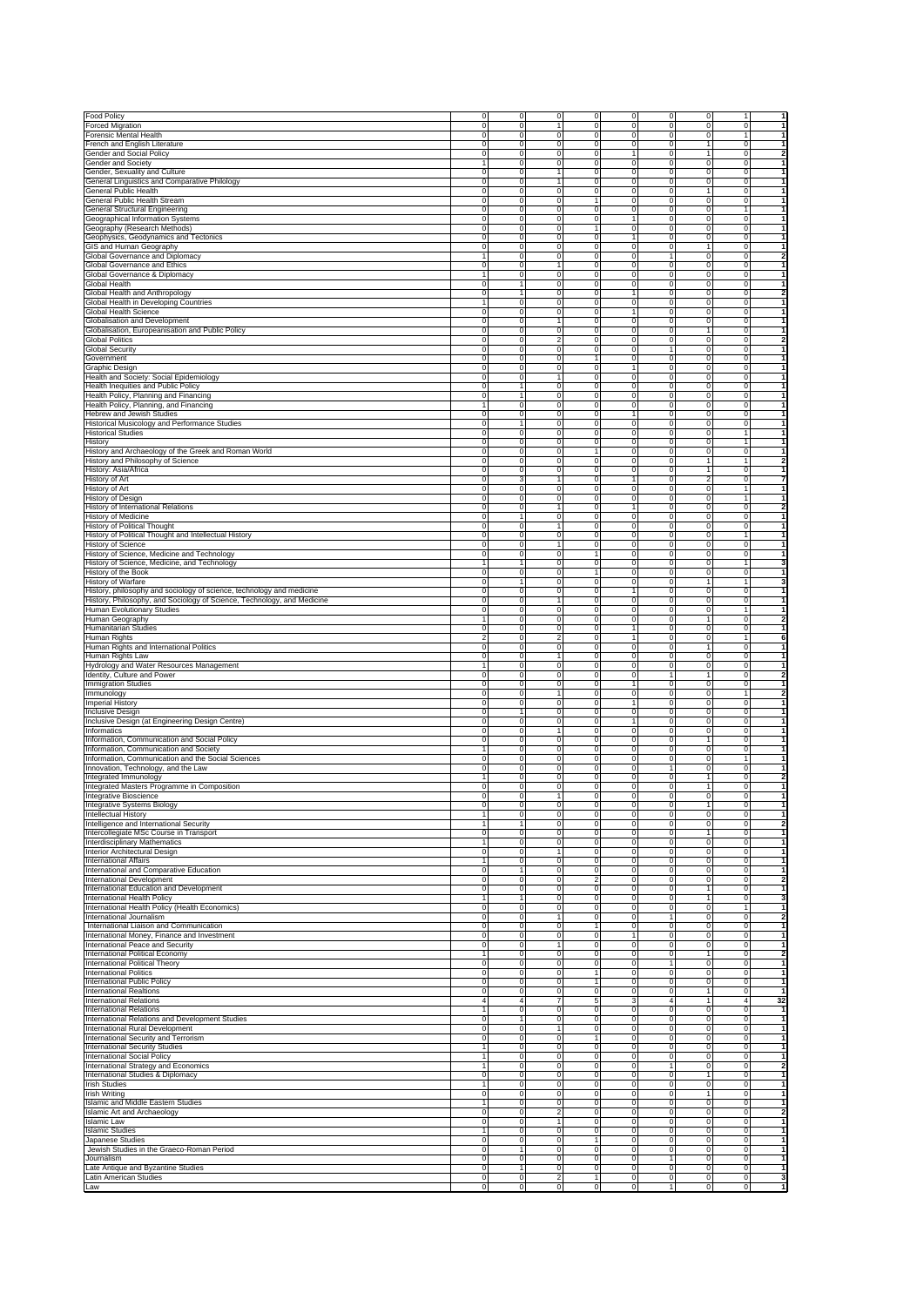| | | | | | | | | | |
|---|---|---|---|---|---|---|---|---|---|
| Food Policy | 0 | 0 | 0 | 0 | 0 | 0 | 0 | 1 | 1 |
| Forced Migration | 0 | 0 | 1 | 0 | 0 | 0 | 0 | 0 | 1 |
| Forensic Mental Health | 0 | 0 | 0 | 0 | 0 | 0 | 0 | 1 | 1 |
| French and English Literature | 0 | 0 | 0 | 0 | 0 | 0 | 1 | 0 | 1 |
| Gender and Social Policy | 0 | 0 | 0 | 0 | 1 | 0 | 1 | 0 | 2 |
| Gender and Society | 1 | 0 | 0 | 0 | 0 | 0 | 0 | 0 | 1 |
| Gender, Sexuality and Culture | 0 | 0 | 1 | 0 | 0 | 0 | 0 | 0 | 1 |
| General Linguistics and Comparative Philology | 0 | 0 | 1 | 0 | 0 | 0 | 0 | 0 | 1 |
| General Public Health | 0 | 0 | 0 | 0 | 0 | 0 | 1 | 0 | 1 |
| General Public Health Stream | 0 | 0 | 0 | 1 | 0 | 0 | 0 | 0 | 1 |
| General Structural Engineering | 0 | 0 | 0 | 0 | 0 | 0 | 0 | 1 | 1 |
| Geographical Information Systems | 0 | 0 | 0 | 0 | 1 | 0 | 0 | 0 | 1 |
| Geography (Research Methods) | 0 | 0 | 0 | 1 | 0 | 0 | 0 | 0 | 1 |
| Geophysics, Geodynamics and Tectonics | 0 | 0 | 0 | 0 | 1 | 0 | 0 | 0 | 1 |
| GIS and Human Geography | 0 | 0 | 0 | 0 | 0 | 0 | 1 | 0 | 1 |
| Global Governance and Diplomacy | 1 | 0 | 0 | 0 | 0 | 1 | 0 | 0 | 2 |
| Global Governance and Ethics | 0 | 0 | 1 | 0 | 0 | 0 | 0 | 0 | 1 |
| Global Governance & Diplomacy | 1 | 0 | 0 | 0 | 0 | 0 | 0 | 0 | 1 |
| Global Health | 0 | 1 | 0 | 0 | 0 | 0 | 0 | 0 | 1 |
| Global Health and Anthropology | 0 | 1 | 0 | 0 | 1 | 0 | 0 | 0 | 2 |
| Global Health in Developing Countries | 1 | 0 | 0 | 0 | 0 | 0 | 0 | 0 | 1 |
| Global Health Science | 0 | 0 | 0 | 0 | 1 | 0 | 0 | 0 | 1 |
| Globalisation and Development | 0 | 0 | 1 | 0 | 0 | 0 | 0 | 0 | 1 |
| Globalisation, Europeanisation and Public Policy | 0 | 0 | 0 | 0 | 0 | 0 | 1 | 0 | 1 |
| Global Politics | 0 | 0 | 2 | 0 | 0 | 0 | 0 | 0 | 2 |
| Global Security | 0 | 0 | 0 | 0 | 0 | 1 | 0 | 0 | 1 |
| Government | 0 | 0 | 0 | 1 | 0 | 0 | 0 | 0 | 1 |
| Graphic Design | 0 | 0 | 0 | 0 | 1 | 0 | 0 | 0 | 1 |
| Health and Society: Social Epidemiology | 0 | 0 | 1 | 0 | 0 | 0 | 0 | 0 | 1 |
| Health Inequities and Public Policy | 0 | 1 | 0 | 0 | 0 | 0 | 0 | 0 | 1 |
| Health Policy, Planning and Financing | 0 | 1 | 0 | 0 | 0 | 0 | 0 | 0 | 1 |
| Health Policy, Planning, and Financing | 1 | 0 | 0 | 0 | 0 | 0 | 0 | 0 | 1 |
| Hebrew and Jewish Studies | 0 | 0 | 0 | 0 | 1 | 0 | 0 | 0 | 1 |
| Historical Musicology and Performance Studies | 0 | 1 | 0 | 0 | 0 | 0 | 0 | 0 | 1 |
| Historical Studies | 0 | 0 | 0 | 0 | 0 | 0 | 0 | 1 | 1 |
| History | 0 | 0 | 0 | 0 | 0 | 0 | 0 | 1 | 1 |
| History and Archaeology of the Greek and Roman World | 0 | 0 | 0 | 1 | 0 | 0 | 0 | 0 | 1 |
| History and Philosophy of Science | 0 | 0 | 0 | 0 | 0 | 0 | 1 | 1 | 2 |
| History: Asia/Africa | 0 | 0 | 0 | 0 | 0 | 0 | 1 | 0 | 1 |
| History of Art | 0 | 3 | 1 | 0 | 1 | 0 | 2 | 0 | 7 |
| History of Art | 0 | 0 | 0 | 0 | 0 | 0 | 0 | 1 | 1 |
| History of Design | 0 | 0 | 0 | 0 | 0 | 0 | 0 | 1 | 1 |
| History of International Relations | 0 | 0 | 1 | 0 | 1 | 0 | 0 | 0 | 2 |
| History of Medicine | 0 | 1 | 0 | 0 | 0 | 0 | 0 | 0 | 1 |
| History of Political Thought | 0 | 0 | 1 | 0 | 0 | 0 | 0 | 0 | 1 |
| History of Political Thought and Intellectual History | 0 | 0 | 0 | 0 | 0 | 0 | 0 | 1 | 1 |
| History of Science | 0 | 0 | 1 | 0 | 0 | 0 | 0 | 0 | 1 |
| History of Science, Medicine and Technology | 0 | 0 | 0 | 1 | 0 | 0 | 0 | 0 | 1 |
| History of Science, Medicine, and Technology | 1 | 1 | 0 | 0 | 0 | 0 | 0 | 1 | 3 |
| History of the Book | 0 | 0 | 0 | 1 | 0 | 0 | 0 | 0 | 1 |
| History of Warfare | 0 | 1 | 0 | 0 | 0 | 0 | 1 | 1 | 3 |
| History, philosophy and sociology of science, technology and medicine | 0 | 0 | 0 | 0 | 1 | 0 | 0 | 0 | 1 |
| History, Philosophy, and Sociology of Science, Technology, and Medicine | 0 | 0 | 1 | 0 | 0 | 0 | 0 | 0 | 1 |
| Human Evolutionary Studies | 0 | 0 | 0 | 0 | 0 | 0 | 0 | 1 | 1 |
| Human Geography | 1 | 0 | 0 | 0 | 0 | 0 | 1 | 0 | 2 |
| Humanitarian Studies | 0 | 0 | 0 | 0 | 1 | 0 | 0 | 0 | 1 |
| Human Rights | 2 | 0 | 2 | 0 | 1 | 0 | 0 | 1 | 6 |
| Human Rights and International Politics | 0 | 0 | 0 | 0 | 0 | 0 | 1 | 0 | 1 |
| Human Rights Law | 0 | 0 | 1 | 0 | 0 | 0 | 0 | 0 | 1 |
| Hydrology and Water Resources Management | 1 | 0 | 0 | 0 | 0 | 0 | 0 | 0 | 1 |
| Identity, Culture and Power | 0 | 0 | 0 | 0 | 0 | 1 | 1 | 0 | 2 |
| Immigration Studies | 0 | 0 | 0 | 0 | 1 | 0 | 0 | 0 | 1 |
| Immunology | 0 | 0 | 1 | 0 | 0 | 0 | 0 | 1 | 2 |
| Imperial History | 0 | 0 | 0 | 0 | 1 | 0 | 0 | 0 | 1 |
| Inclusive Design | 0 | 1 | 0 | 0 | 0 | 0 | 0 | 0 | 1 |
| Inclusive Design (at Engineering Design Centre) | 0 | 0 | 0 | 0 | 1 | 0 | 0 | 0 | 1 |
| Informatics | 0 | 0 | 1 | 0 | 0 | 0 | 0 | 0 | 1 |
| Information, Communication and Social Policy | 0 | 0 | 0 | 0 | 0 | 0 | 1 | 0 | 1 |
| Information, Communication and Society | 1 | 0 | 0 | 0 | 0 | 0 | 0 | 0 | 1 |
| Information, Communication and the Social Sciences | 0 | 0 | 0 | 0 | 0 | 0 | 0 | 1 | 1 |
| Innovation, Technology, and the Law | 0 | 0 | 0 | 0 | 0 | 1 | 0 | 0 | 1 |
| Integrated Immunology | 1 | 0 | 0 | 0 | 0 | 0 | 1 | 0 | 2 |
| Integrated Masters Programme in Composition | 0 | 0 | 0 | 0 | 0 | 0 | 1 | 0 | 1 |
| Integrative Bioscience | 0 | 0 | 1 | 0 | 0 | 0 | 0 | 0 | 1 |
| Integrative Systems Biology | 0 | 0 | 0 | 0 | 0 | 0 | 1 | 0 | 1 |
| Intellectual History | 1 | 0 | 0 | 0 | 0 | 0 | 0 | 0 | 1 |
| Intelligence and International Security | 1 | 1 | 0 | 0 | 0 | 0 | 0 | 0 | 2 |
| Intercollegiate MSc Course in Transport | 0 | 0 | 0 | 0 | 0 | 0 | 1 | 0 | 1 |
| Interdisciplinary Mathematics | 1 | 0 | 0 | 0 | 0 | 0 | 0 | 0 | 1 |
| Interior Architectural Design | 0 | 0 | 1 | 0 | 0 | 0 | 0 | 0 | 1 |
| International Affairs | 1 | 0 | 0 | 0 | 0 | 0 | 0 | 0 | 1 |
| International and Comparative Education | 0 | 1 | 0 | 0 | 0 | 0 | 0 | 0 | 1 |
| International Development | 0 | 0 | 0 | 2 | 0 | 0 | 0 | 0 | 2 |
| International Education and Development | 0 | 0 | 0 | 0 | 0 | 0 | 1 | 0 | 1 |
| International Health Policy | 1 | 1 | 0 | 0 | 0 | 0 | 1 | 0 | 3 |
| International Health Policy (Health Economics) | 0 | 0 | 0 | 0 | 0 | 0 | 0 | 1 | 1 |
| International Journalism | 0 | 0 | 1 | 0 | 0 | 1 | 0 | 0 | 2 |
| International Liaison and Communication | 0 | 0 | 0 | 1 | 0 | 0 | 0 | 0 | 1 |
| International Money, Finance and Investment | 0 | 0 | 0 | 0 | 1 | 0 | 0 | 0 | 1 |
| International Peace and Security | 0 | 0 | 1 | 0 | 0 | 0 | 0 | 0 | 1 |
| International Political Economy | 1 | 0 | 0 | 0 | 0 | 0 | 1 | 0 | 2 |
| International Political Theory | 0 | 0 | 0 | 0 | 0 | 1 | 0 | 0 | 1 |
| International Politics | 0 | 0 | 0 | 1 | 0 | 0 | 0 | 0 | 1 |
| International Public Policy | 0 | 0 | 0 | 1 | 0 | 0 | 0 | 0 | 1 |
| International Realtions | 0 | 0 | 0 | 0 | 0 | 0 | 1 | 0 | 1 |
| International Relations | 4 | 4 | 7 | 5 | 3 | 4 | 1 | 4 | 32 |
| International Relations | 1 | 0 | 0 | 0 | 0 | 0 | 0 | 0 | 1 |
| International Relations and Development Studies | 0 | 1 | 0 | 0 | 0 | 0 | 0 | 0 | 1 |
| International Rural Development | 0 | 0 | 1 | 0 | 0 | 0 | 0 | 0 | 1 |
| International Security and Terrorism | 0 | 0 | 0 | 1 | 0 | 0 | 0 | 0 | 1 |
| International Security Studies | 1 | 0 | 0 | 0 | 0 | 0 | 0 | 0 | 1 |
| International Social Policy | 1 | 0 | 0 | 0 | 0 | 0 | 0 | 0 | 1 |
| International Strategy and Economics | 1 | 0 | 0 | 0 | 0 | 1 | 0 | 0 | 2 |
| International Studies & Diplomacy | 0 | 0 | 0 | 0 | 0 | 0 | 1 | 0 | 1 |
| Irish Studies | 1 | 0 | 0 | 0 | 0 | 0 | 0 | 0 | 1 |
| Irish Writing | 0 | 0 | 0 | 0 | 0 | 0 | 1 | 0 | 1 |
| Islamic and Middle Eastern Studies | 1 | 0 | 0 | 0 | 0 | 0 | 0 | 0 | 1 |
| Islamic Art and Archaeology | 0 | 0 | 2 | 0 | 0 | 0 | 0 | 0 | 2 |
| Islamic Law | 0 | 0 | 1 | 0 | 0 | 0 | 0 | 0 | 1 |
| Islamic Studies | 1 | 0 | 0 | 0 | 0 | 0 | 0 | 0 | 1 |
| Japanese Studies | 0 | 0 | 0 | 1 | 0 | 0 | 0 | 0 | 1 |
| Jewish Studies in the Graeco-Roman Period | 0 | 1 | 0 | 0 | 0 | 0 | 0 | 0 | 1 |
| Journalism | 0 | 0 | 0 | 0 | 0 | 1 | 0 | 0 | 1 |
| Late Antique and Byzantine Studies | 0 | 1 | 0 | 0 | 0 | 0 | 0 | 0 | 1 |
| Latin American Studies | 0 | 0 | 2 | 1 | 0 | 0 | 0 | 0 | 3 |
| Law | 0 | 0 | 0 | 0 | 0 | 1 | 0 | 0 | 1 |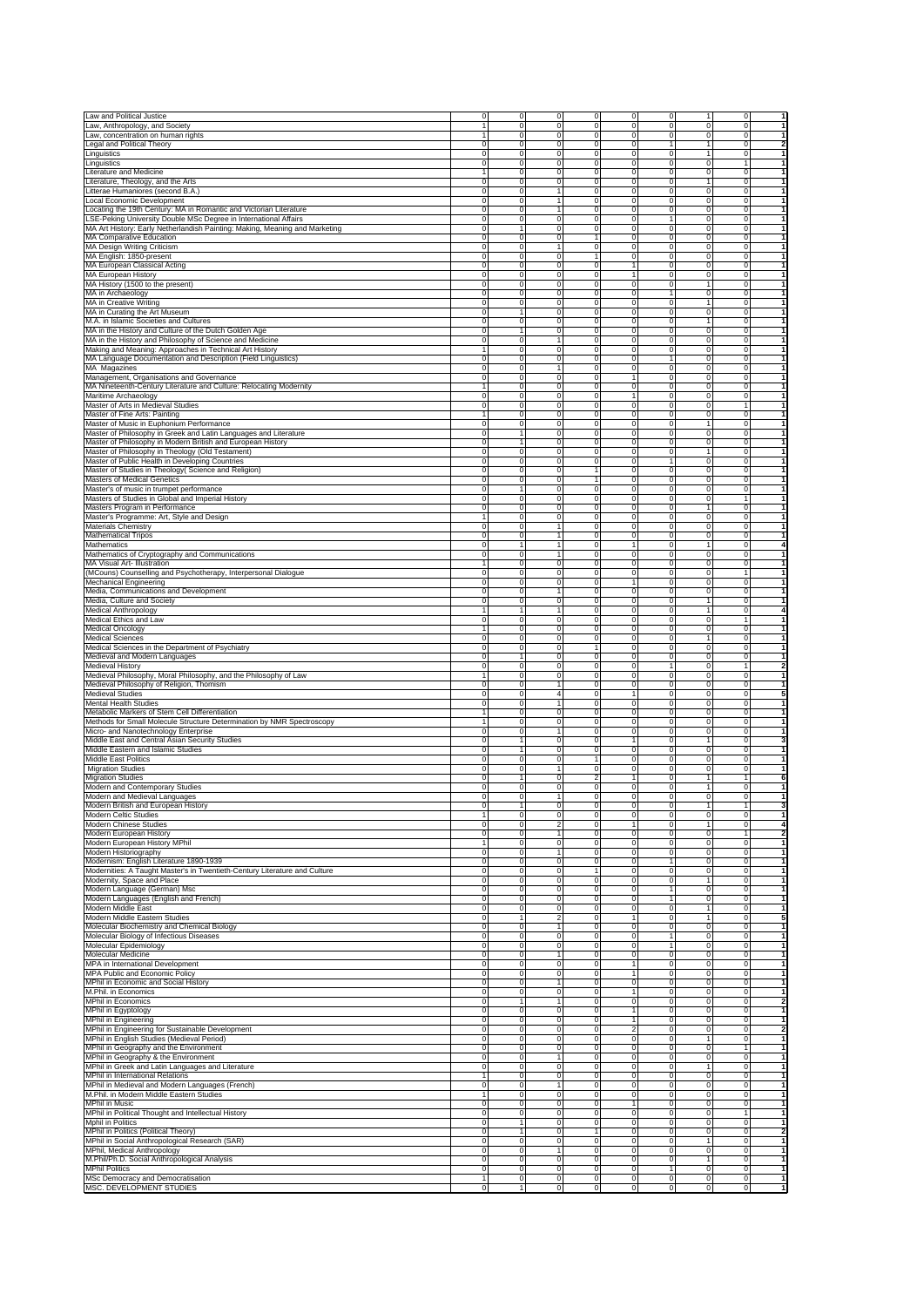| | | | | | | | | | |
|---|---|---|---|---|---|---|---|---|---|
| Law and Political Justice | 0 | 0 | 0 | 0 | 0 | 0 | 1 | 0 | 1 |
| Law, Anthropology, and Society | 1 | 0 | 0 | 0 | 0 | 0 | 0 | 0 | 1 |
| Law, concentration on human rights | 1 | 0 | 0 | 0 | 0 | 0 | 0 | 0 | 1 |
| Legal and Political Theory | 0 | 0 | 0 | 0 | 0 | 1 | 1 | 0 | 2 |
| Linguistics | 0 | 0 | 0 | 0 | 0 | 0 | 1 | 0 | 1 |
| Linguistics | 0 | 0 | 0 | 0 | 0 | 0 | 0 | 1 | 1 |
| Literature and Medicine | 1 | 0 | 0 | 0 | 0 | 0 | 0 | 0 | 1 |
| Literature, Theology, and the Arts | 0 | 0 | 0 | 0 | 0 | 0 | 1 | 0 | 1 |
| Litterae Humaniores (second B.A.) | 0 | 0 | 1 | 0 | 0 | 0 | 0 | 0 | 1 |
| Local Economic Development | 0 | 0 | 1 | 0 | 0 | 0 | 0 | 0 | 1 |
| Locating the 19th Century: MA in Romantic and Victorian Literature | 0 | 0 | 1 | 0 | 0 | 0 | 0 | 0 | 1 |
| LSE-Peking University Double MSc Degree in International Affairs | 0 | 0 | 0 | 0 | 0 | 1 | 0 | 0 | 1 |
| MA Art History: Early Netherlandish Painting: Making, Meaning and Marketing | 0 | 1 | 0 | 0 | 0 | 0 | 0 | 0 | 1 |
| MA Comparative Education | 0 | 0 | 0 | 1 | 0 | 0 | 0 | 0 | 1 |
| MA Design Writing Criticism | 0 | 0 | 1 | 0 | 0 | 0 | 0 | 0 | 1 |
| MA English: 1850-present | 0 | 0 | 0 | 1 | 0 | 0 | 0 | 0 | 1 |
| MA European Classical Acting | 0 | 0 | 0 | 0 | 1 | 0 | 0 | 0 | 1 |
| MA European History | 0 | 0 | 0 | 0 | 1 | 0 | 0 | 0 | 1 |
| MA History (1500 to the present) | 0 | 0 | 0 | 0 | 0 | 0 | 1 | 0 | 1 |
| MA in Archaeology | 0 | 0 | 0 | 0 | 0 | 1 | 0 | 0 | 1 |
| MA in Creative Writing | 0 | 0 | 0 | 0 | 0 | 0 | 1 | 0 | 1 |
| MA in Curating the Art Museum | 0 | 1 | 0 | 0 | 0 | 0 | 0 | 0 | 1 |
| M.A. in Islamic Societies and Cultures | 0 | 0 | 0 | 0 | 0 | 0 | 1 | 0 | 1 |
| MA in the History and Culture of the Dutch Golden Age | 0 | 1 | 0 | 0 | 0 | 0 | 0 | 0 | 1 |
| MA in the History and Philosophy of Science and Medicine | 0 | 0 | 1 | 0 | 0 | 0 | 0 | 0 | 1 |
| Making and Meaning: Approaches in Technical Art History | 1 | 0 | 0 | 0 | 0 | 0 | 0 | 0 | 1 |
| MA Language Documentation and Description (Field Linguistics) | 0 | 0 | 0 | 0 | 0 | 1 | 0 | 0 | 1 |
| MA Magazines | 0 | 0 | 1 | 0 | 0 | 0 | 0 | 0 | 1 |
| Management, Organisations and Governance | 0 | 0 | 0 | 0 | 1 | 0 | 0 | 0 | 1 |
| MA Nineteenth-Century Literature and Culture: Relocating Modernity | 1 | 0 | 0 | 0 | 0 | 0 | 0 | 0 | 1 |
| Maritime Archaeology | 0 | 0 | 0 | 0 | 1 | 0 | 0 | 0 | 1 |
| Master of Arts in Medieval Studies | 0 | 0 | 0 | 0 | 0 | 0 | 0 | 1 | 1 |
| Master of Fine Arts: Painting | 1 | 0 | 0 | 0 | 0 | 0 | 0 | 0 | 1 |
| Master of Music in Euphonium Performance | 0 | 0 | 0 | 0 | 0 | 0 | 1 | 0 | 1 |
| Master of Philosophy in Greek and Latin Languages and Literature | 0 | 1 | 0 | 0 | 0 | 0 | 0 | 0 | 1 |
| Master of Philosophy in Modern British and European History | 0 | 1 | 0 | 0 | 0 | 0 | 0 | 0 | 1 |
| Master of Philosophy in Theology (Old Testament) | 0 | 0 | 0 | 0 | 0 | 0 | 1 | 0 | 1 |
| Master of Public Health in Developing Countries | 0 | 0 | 0 | 0 | 0 | 1 | 0 | 0 | 1 |
| Master of Studies in Theology( Science and Religion) | 0 | 0 | 0 | 1 | 0 | 0 | 0 | 0 | 1 |
| Masters of Medical Genetics | 0 | 0 | 0 | 1 | 0 | 0 | 0 | 0 | 1 |
| Master's of music in trumpet performance | 0 | 1 | 0 | 0 | 0 | 0 | 0 | 0 | 1 |
| Masters of Studies in Global and Imperial History | 0 | 0 | 0 | 0 | 0 | 0 | 0 | 1 | 1 |
| Masters Program in Performance | 0 | 0 | 0 | 0 | 0 | 0 | 1 | 0 | 1 |
| Master's Programme: Art, Style and Design | 1 | 0 | 0 | 0 | 0 | 0 | 0 | 0 | 1 |
| Materials Chemistry | 0 | 0 | 1 | 0 | 0 | 0 | 0 | 0 | 1 |
| Mathematical Tripos | 0 | 0 | 1 | 0 | 0 | 0 | 0 | 0 | 1 |
| Mathematics | 0 | 1 | 1 | 0 | 1 | 0 | 1 | 0 | 4 |
| Mathematics of Cryptography and Communications | 0 | 0 | 1 | 0 | 0 | 0 | 0 | 0 | 1 |
| MA Visual Art- Illustration | 1 | 0 | 0 | 0 | 0 | 0 | 0 | 0 | 1 |
| (MCouns) Counselling and Psychotherapy, Interpersonal Dialogue | 0 | 0 | 0 | 0 | 0 | 0 | 0 | 1 | 1 |
| Mechanical Engineering | 0 | 0 | 0 | 0 | 1 | 0 | 0 | 0 | 1 |
| Media, Communications and Development | 0 | 0 | 1 | 0 | 0 | 0 | 0 | 0 | 1 |
| Media, Culture and Society | 0 | 0 | 0 | 0 | 0 | 0 | 1 | 0 | 1 |
| Medical Anthropology | 1 | 1 | 1 | 0 | 0 | 0 | 1 | 0 | 4 |
| Medical Ethics and Law | 0 | 0 | 0 | 0 | 0 | 0 | 0 | 1 | 1 |
| Medical Oncology | 1 | 0 | 0 | 0 | 0 | 0 | 0 | 0 | 1 |
| Medical Sciences | 0 | 0 | 0 | 0 | 0 | 0 | 1 | 0 | 1 |
| Medical Sciences in the Department of Psychiatry | 0 | 0 | 0 | 1 | 0 | 0 | 0 | 0 | 1 |
| Medieval and Modern Languages | 0 | 1 | 0 | 0 | 0 | 0 | 0 | 0 | 1 |
| Medieval History | 0 | 0 | 0 | 0 | 0 | 1 | 0 | 1 | 2 |
| Medieval Philosophy, Moral Philosophy, and the Philosophy of Law | 1 | 0 | 0 | 0 | 0 | 0 | 0 | 0 | 1 |
| Medieval Philosophy of Religion, Thomism | 0 | 0 | 1 | 0 | 0 | 0 | 0 | 0 | 1 |
| Medieval Studies | 0 | 0 | 4 | 0 | 1 | 0 | 0 | 0 | 5 |
| Mental Health Studies | 0 | 0 | 1 | 0 | 0 | 0 | 0 | 0 | 1 |
| Metabolic Markers of Stem Cell Differentiation | 1 | 0 | 0 | 0 | 0 | 0 | 0 | 0 | 1 |
| Methods for Small Molecule Structure Determination by NMR Spectroscopy | 1 | 0 | 0 | 0 | 0 | 0 | 0 | 0 | 1 |
| Micro- and Nanotechnology Enterprise | 0 | 0 | 1 | 0 | 0 | 0 | 0 | 0 | 1 |
| Middle East and Central Asian Security Studies | 0 | 1 | 0 | 0 | 1 | 0 | 1 | 0 | 3 |
| Middle Eastern and Islamic Studies | 0 | 1 | 0 | 0 | 0 | 0 | 0 | 0 | 1 |
| Middle East Politics | 0 | 0 | 0 | 1 | 0 | 0 | 0 | 0 | 1 |
| Migration Studies | 0 | 0 | 1 | 0 | 0 | 0 | 0 | 0 | 1 |
| Migration Studies | 0 | 1 | 0 | 2 | 1 | 0 | 1 | 1 | 6 |
| Modern and Contemporary Studies | 0 | 0 | 0 | 0 | 0 | 0 | 1 | 0 | 1 |
| Modern and Medieval Languages | 0 | 0 | 1 | 0 | 0 | 0 | 0 | 0 | 1 |
| Modern British and European History | 0 | 1 | 0 | 0 | 0 | 0 | 1 | 1 | 3 |
| Modern Celtic Studies | 1 | 0 | 0 | 0 | 0 | 0 | 0 | 0 | 1 |
| Modern Chinese Studies | 0 | 0 | 2 | 0 | 1 | 0 | 1 | 0 | 4 |
| Modern European History | 0 | 0 | 1 | 0 | 0 | 0 | 0 | 1 | 2 |
| Modern European History MPhil | 1 | 0 | 0 | 0 | 0 | 0 | 0 | 0 | 1 |
| Modern Historiography | 0 | 0 | 1 | 0 | 0 | 0 | 0 | 0 | 1 |
| Modernism: English Literature 1890-1939 | 0 | 0 | 0 | 0 | 0 | 1 | 0 | 0 | 1 |
| Modernities: A Taught Master's in Twentieth-Century Literature and Culture | 0 | 0 | 0 | 1 | 0 | 0 | 0 | 0 | 1 |
| Modernity, Space and Place | 0 | 0 | 0 | 0 | 0 | 0 | 1 | 0 | 1 |
| Modern Language (German) Msc | 0 | 0 | 0 | 0 | 0 | 1 | 0 | 0 | 1 |
| Modern Languages (English and French) | 0 | 0 | 0 | 0 | 0 | 1 | 0 | 0 | 1 |
| Modern Middle East | 0 | 0 | 0 | 0 | 0 | 0 | 1 | 0 | 1 |
| Modern Middle Eastern Studies | 0 | 1 | 2 | 0 | 1 | 0 | 1 | 0 | 5 |
| Molecular Biochemistry and Chemical Biology | 0 | 0 | 1 | 0 | 0 | 0 | 0 | 0 | 1 |
| Molecular Biology of Infectious Diseases | 0 | 0 | 0 | 0 | 0 | 1 | 0 | 0 | 1 |
| Molecular Epidemiology | 0 | 0 | 0 | 0 | 0 | 1 | 0 | 0 | 1 |
| Molecular Medicine | 0 | 0 | 1 | 0 | 0 | 0 | 0 | 0 | 1 |
| MPA in International Development | 0 | 0 | 0 | 0 | 1 | 0 | 0 | 0 | 1 |
| MPA Public and Economic Policy | 0 | 0 | 0 | 0 | 1 | 0 | 0 | 0 | 1 |
| MPhil in Economic and Social History | 0 | 0 | 1 | 0 | 0 | 0 | 0 | 0 | 1 |
| M.Phil. in Economics | 0 | 0 | 0 | 0 | 1 | 0 | 0 | 0 | 1 |
| MPhil in Economics | 0 | 1 | 1 | 0 | 0 | 0 | 0 | 0 | 2 |
| MPhil in Egyptology | 0 | 0 | 0 | 0 | 1 | 0 | 0 | 0 | 1 |
| MPhil in Engineering | 0 | 0 | 0 | 0 | 1 | 0 | 0 | 0 | 1 |
| MPhil in Engineering for Sustainable Development | 0 | 0 | 0 | 0 | 2 | 0 | 0 | 0 | 2 |
| MPhil in English Studies (Medieval Period) | 0 | 0 | 0 | 0 | 0 | 0 | 1 | 0 | 1 |
| MPhil in Geography and the Environment | 0 | 0 | 0 | 0 | 0 | 0 | 0 | 1 | 1 |
| MPhil in Geography & the Environment | 0 | 0 | 1 | 0 | 0 | 0 | 0 | 0 | 1 |
| MPhil in Greek and Latin Languages and Literature | 0 | 0 | 0 | 0 | 0 | 0 | 1 | 0 | 1 |
| MPhil in International Relations | 1 | 0 | 0 | 0 | 0 | 0 | 0 | 0 | 1 |
| MPhil in Medieval and Modern Languages (French) | 0 | 0 | 1 | 0 | 0 | 0 | 0 | 0 | 1 |
| M.Phil. in Modern Middle Eastern Studies | 1 | 0 | 0 | 0 | 0 | 0 | 0 | 0 | 1 |
| MPhil in Music | 0 | 0 | 0 | 0 | 1 | 0 | 0 | 0 | 1 |
| MPhil in Political Thought and Intellectual History | 0 | 0 | 0 | 0 | 0 | 0 | 0 | 1 | 1 |
| Mphil in Politics | 0 | 1 | 0 | 0 | 0 | 0 | 0 | 0 | 1 |
| MPhil in Politics (Political Theory) | 0 | 1 | 0 | 1 | 0 | 0 | 0 | 0 | 2 |
| MPhil in Social Anthropological Research (SAR) | 0 | 0 | 0 | 0 | 0 | 0 | 1 | 0 | 1 |
| MPhil, Medical Anthropology | 0 | 0 | 1 | 0 | 0 | 0 | 0 | 0 | 1 |
| M.Phil/Ph.D. Social Anthropological Analysis | 0 | 0 | 0 | 0 | 0 | 0 | 1 | 0 | 1 |
| MPhil Politics | 0 | 0 | 0 | 0 | 0 | 1 | 0 | 0 | 1 |
| MSc Democracy and Democratisation | 1 | 0 | 0 | 0 | 0 | 0 | 0 | 0 | 1 |
| MSC. DEVELOPMENT STUDIES | 0 | 1 | 0 | 0 | 0 | 0 | 0 | 0 | 1 |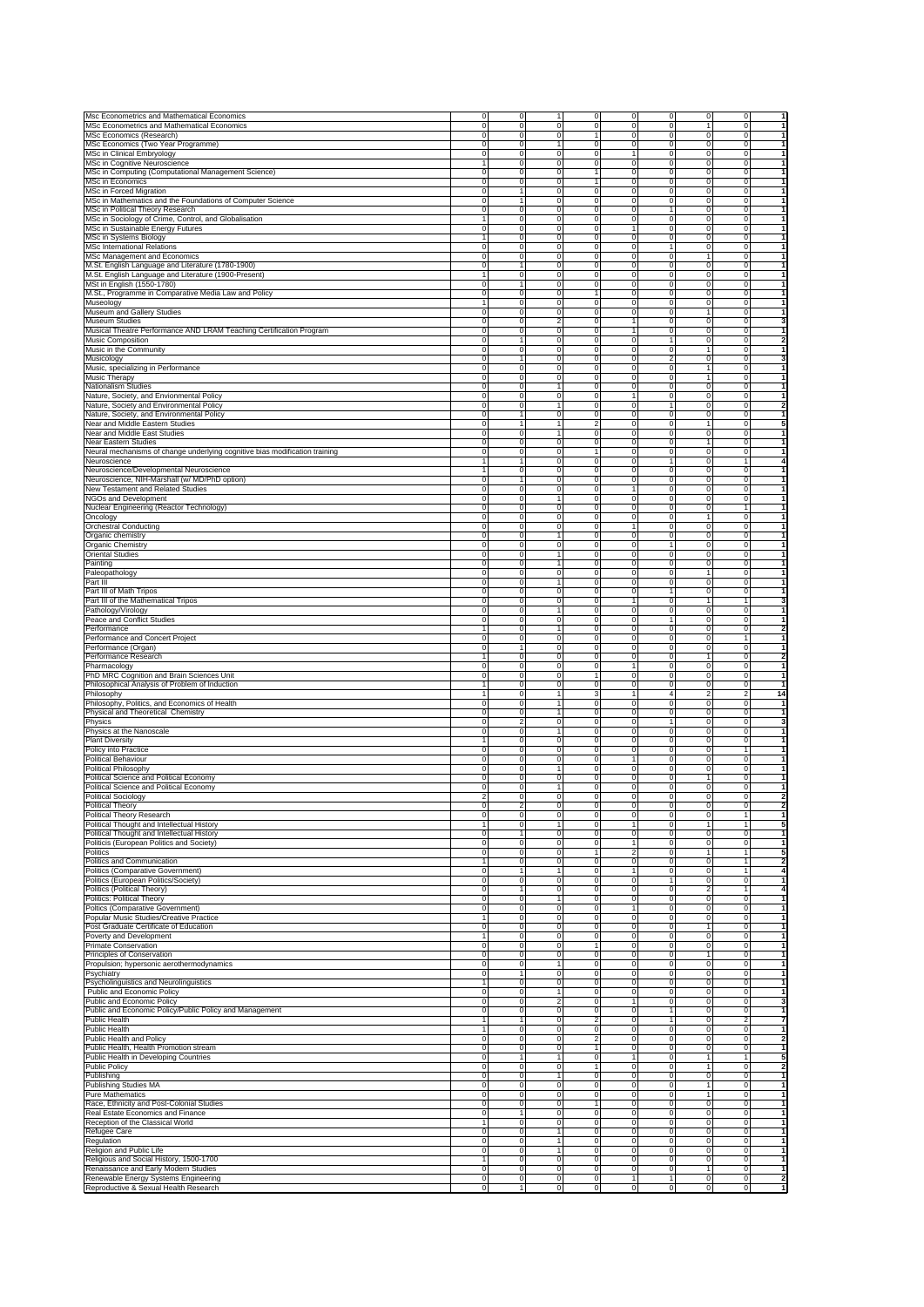| | | | | | | | | | |
|---|---|---|---|---|---|---|---|---|---|
| Msc Econometrics and Mathematical Economics | 0 | 0 | 1 | 0 | 0 | 0 | 0 | 0 | 1 |
| MSc Econometrics and Mathematical Economics | 0 | 0 | 0 | 0 | 0 | 0 | 1 | 0 | 1 |
| MSc Economics (Research) | 0 | 0 | 0 | 1 | 0 | 0 | 0 | 0 | 1 |
| MSc Economics (Two Year Programme) | 0 | 0 | 1 | 0 | 0 | 0 | 0 | 0 | 1 |
| MSc in Clinical Embryology | 0 | 0 | 0 | 0 | 1 | 0 | 0 | 0 | 1 |
| MSc in Cognitive Neuroscience | 1 | 0 | 0 | 0 | 0 | 0 | 0 | 0 | 1 |
| MSc in Computing (Computational Management Science) | 0 | 0 | 0 | 1 | 0 | 0 | 0 | 0 | 1 |
| MSc in Economics | 0 | 0 | 0 | 1 | 0 | 0 | 0 | 0 | 1 |
| MSc in Forced Migration | 0 | 1 | 0 | 0 | 0 | 0 | 0 | 0 | 1 |
| MSc in Mathematics and the Foundations of Computer Science | 0 | 1 | 0 | 0 | 0 | 0 | 0 | 0 | 1 |
| MSc in Political Theory Research | 0 | 0 | 0 | 0 | 0 | 1 | 0 | 0 | 1 |
| MSc in Sociology of Crime, Control, and Globalisation | 1 | 0 | 0 | 0 | 0 | 0 | 0 | 0 | 1 |
| MSc in Sustainable Energy Futures | 0 | 0 | 0 | 0 | 1 | 0 | 0 | 0 | 1 |
| MSc in Systems Biology | 1 | 0 | 0 | 0 | 0 | 0 | 0 | 0 | 1 |
| MSc International Relations | 0 | 0 | 0 | 0 | 0 | 1 | 0 | 0 | 1 |
| MSc Management and Economics | 0 | 0 | 0 | 0 | 0 | 0 | 1 | 0 | 1 |
| M.St. English Language and Literature (1780-1900) | 0 | 1 | 0 | 0 | 0 | 0 | 0 | 0 | 1 |
| M.St. English Language and Literature (1900-Present) | 1 | 0 | 0 | 0 | 0 | 0 | 0 | 0 | 1 |
| MSt in English (1550-1780) | 0 | 1 | 0 | 0 | 0 | 0 | 0 | 0 | 1 |
| M.St., Programme in Comparative Media Law and Policy | 0 | 0 | 0 | 1 | 0 | 0 | 0 | 0 | 1 |
| Museology | 1 | 0 | 0 | 0 | 0 | 0 | 0 | 0 | 1 |
| Museum and Gallery Studies | 0 | 0 | 0 | 0 | 0 | 0 | 1 | 0 | 1 |
| Museum Studies | 0 | 0 | 2 | 0 | 1 | 0 | 0 | 0 | 3 |
| Musical Theatre Performance AND LRAM Teaching Certification Program | 0 | 0 | 0 | 0 | 1 | 0 | 0 | 0 | 1 |
| Music Composition | 0 | 1 | 0 | 0 | 0 | 1 | 0 | 0 | 2 |
| Music in the Community | 0 | 0 | 0 | 0 | 0 | 0 | 1 | 0 | 1 |
| Musicology | 0 | 1 | 0 | 0 | 0 | 2 | 0 | 0 | 3 |
| Music, specializing in Performance | 0 | 0 | 0 | 0 | 0 | 0 | 1 | 0 | 1 |
| Music Therapy | 0 | 0 | 0 | 0 | 0 | 0 | 1 | 0 | 1 |
| Nationalism Studies | 0 | 0 | 1 | 0 | 0 | 0 | 0 | 0 | 1 |
| Nature, Society, and Envionmental Policy | 0 | 0 | 0 | 0 | 1 | 0 | 0 | 0 | 1 |
| Nature, Society and Environmental Policy | 0 | 0 | 1 | 0 | 0 | 1 | 0 | 0 | 2 |
| Nature, Society, and Environmental Policy | 0 | 1 | 0 | 0 | 0 | 0 | 0 | 0 | 1 |
| Near and Middle Eastern Studies | 0 | 1 | 1 | 2 | 0 | 0 | 1 | 0 | 5 |
| Near and Middle East Studies | 0 | 0 | 1 | 0 | 0 | 0 | 0 | 0 | 1 |
| Near Eastern Studies | 0 | 0 | 0 | 0 | 0 | 0 | 1 | 0 | 1 |
| Neural mechanisms of change underlying cognitive bias modification training | 0 | 0 | 0 | 1 | 0 | 0 | 0 | 0 | 1 |
| Neuroscience | 1 | 1 | 0 | 0 | 0 | 1 | 0 | 1 | 4 |
| Neuroscience/Developmental Neuroscience | 1 | 0 | 0 | 0 | 0 | 0 | 0 | 0 | 1 |
| Neuroscience, NIH-Marshall (w/ MD/PhD option) | 0 | 1 | 0 | 0 | 0 | 0 | 0 | 0 | 1 |
| New Testament and Related Studies | 0 | 0 | 0 | 0 | 1 | 0 | 0 | 0 | 1 |
| NGOs and Development | 0 | 0 | 1 | 0 | 0 | 0 | 0 | 0 | 1 |
| Nuclear Engineering (Reactor Technology) | 0 | 0 | 0 | 0 | 0 | 0 | 0 | 1 | 1 |
| Oncology | 0 | 0 | 0 | 0 | 0 | 0 | 1 | 0 | 1 |
| Orchestral Conducting | 0 | 0 | 0 | 0 | 1 | 0 | 0 | 0 | 1 |
| Organic chemistry | 0 | 0 | 1 | 0 | 0 | 0 | 0 | 0 | 1 |
| Organic Chemistry | 0 | 0 | 0 | 0 | 0 | 1 | 0 | 0 | 1 |
| Oriental Studies | 0 | 0 | 1 | 0 | 0 | 0 | 0 | 0 | 1 |
| Painting | 0 | 0 | 1 | 0 | 0 | 0 | 0 | 0 | 1 |
| Paleopathology | 0 | 0 | 0 | 0 | 0 | 0 | 1 | 0 | 1 |
| Part III | 0 | 0 | 1 | 0 | 0 | 0 | 0 | 0 | 1 |
| Part III of Math Tripos | 0 | 0 | 0 | 0 | 0 | 1 | 0 | 0 | 1 |
| Part III of the Mathematical Tripos | 0 | 0 | 0 | 0 | 1 | 0 | 1 | 1 | 3 |
| Pathology/Virology | 0 | 0 | 1 | 0 | 0 | 0 | 0 | 0 | 1 |
| Peace and Conflict Studies | 0 | 0 | 0 | 0 | 0 | 1 | 0 | 0 | 1 |
| Performance | 1 | 0 | 1 | 0 | 0 | 0 | 0 | 0 | 2 |
| Performance and Concert Project | 0 | 0 | 0 | 0 | 0 | 0 | 0 | 1 | 1 |
| Performance (Organ) | 0 | 1 | 0 | 0 | 0 | 0 | 0 | 0 | 1 |
| Performance Research | 1 | 0 | 0 | 0 | 0 | 0 | 1 | 0 | 2 |
| Pharmacology | 0 | 0 | 0 | 0 | 1 | 0 | 0 | 0 | 1 |
| PhD MRC Cognition and Brain Sciences Unit | 0 | 0 | 0 | 1 | 0 | 0 | 0 | 0 | 1 |
| Philosophical Analysis of Problem of Induction | 1 | 0 | 0 | 0 | 0 | 0 | 0 | 0 | 1 |
| Philosophy | 1 | 0 | 1 | 3 | 1 | 4 | 2 | 2 | 14 |
| Philosophy, Politics, and Economics of Health | 0 | 0 | 1 | 0 | 0 | 0 | 0 | 0 | 1 |
| Physical and Theoretical Chemistry | 0 | 0 | 1 | 0 | 0 | 0 | 0 | 0 | 1 |
| Physics | 0 | 2 | 0 | 0 | 0 | 1 | 0 | 0 | 3 |
| Physics at the Nanoscale | 0 | 0 | 1 | 0 | 0 | 0 | 0 | 0 | 1 |
| Plant Diversity | 1 | 0 | 0 | 0 | 0 | 0 | 0 | 0 | 1 |
| Policy into Practice | 0 | 0 | 0 | 0 | 0 | 0 | 0 | 1 | 1 |
| Political Behaviour | 0 | 0 | 0 | 0 | 1 | 0 | 0 | 0 | 1 |
| Political Philosophy | 0 | 0 | 1 | 0 | 0 | 0 | 0 | 0 | 1 |
| Political Science and Political Economy | 0 | 0 | 0 | 0 | 0 | 0 | 1 | 0 | 1 |
| Political Science and Political Economy | 0 | 0 | 1 | 0 | 0 | 0 | 0 | 0 | 1 |
| Political Sociology | 2 | 0 | 0 | 0 | 0 | 0 | 0 | 0 | 2 |
| Political Theory | 0 | 2 | 0 | 0 | 0 | 0 | 0 | 0 | 2 |
| Political Theory Research | 0 | 0 | 0 | 0 | 0 | 0 | 0 | 1 | 1 |
| Political Thought and Intellectual History | 1 | 0 | 1 | 0 | 1 | 0 | 1 | 1 | 5 |
| Political Thought and Intellectual History | 0 | 1 | 0 | 0 | 0 | 0 | 0 | 0 | 1 |
| Politicis (European Politics and Society) | 0 | 0 | 0 | 0 | 1 | 0 | 0 | 0 | 1 |
| Politics | 0 | 0 | 0 | 1 | 2 | 0 | 1 | 1 | 5 |
| Politics and Communication | 1 | 0 | 0 | 0 | 0 | 0 | 0 | 1 | 2 |
| Politics (Comparative Government) | 0 | 1 | 1 | 0 | 1 | 0 | 0 | 1 | 4 |
| Politics (European Politics/Society) | 0 | 0 | 0 | 0 | 0 | 1 | 0 | 0 | 1 |
| Politics (Political Theory) | 0 | 1 | 0 | 0 | 0 | 0 | 2 | 1 | 4 |
| Politics: Political Theory | 0 | 0 | 1 | 0 | 0 | 0 | 0 | 0 | 1 |
| Poltics (Comparative Government) | 0 | 0 | 0 | 0 | 1 | 0 | 0 | 0 | 1 |
| Popular Music Studies/Creative Practice | 1 | 0 | 0 | 0 | 0 | 0 | 0 | 0 | 1 |
| Post Graduate Certificate of Education | 0 | 0 | 0 | 0 | 0 | 0 | 1 | 0 | 1 |
| Poverty and Development | 1 | 0 | 0 | 0 | 0 | 0 | 0 | 0 | 1 |
| Primate Conservation | 0 | 0 | 0 | 1 | 0 | 0 | 0 | 0 | 1 |
| Principles of Conservation | 0 | 0 | 0 | 0 | 0 | 0 | 1 | 0 | 1 |
| Propulsion; hypersonic aerothermodynamics | 0 | 0 | 1 | 0 | 0 | 0 | 0 | 0 | 1 |
| Psychiatry | 0 | 1 | 0 | 0 | 0 | 0 | 0 | 0 | 1 |
| Psycholinguistics and Neurolinguistics | 1 | 0 | 0 | 0 | 0 | 0 | 0 | 0 | 1 |
| Public and Economic Policy | 0 | 0 | 1 | 0 | 0 | 0 | 0 | 0 | 1 |
| Public and Economic Policy | 0 | 0 | 2 | 0 | 1 | 0 | 0 | 0 | 3 |
| Public and Economic Policy/Public Policy and Management | 0 | 0 | 0 | 0 | 0 | 1 | 0 | 0 | 1 |
| Public Health | 1 | 1 | 0 | 2 | 0 | 1 | 0 | 2 | 7 |
| Public Health | 1 | 0 | 0 | 0 | 0 | 0 | 0 | 0 | 1 |
| Public Health and Policy | 0 | 0 | 0 | 2 | 0 | 0 | 0 | 0 | 2 |
| Public Health, Health Promotion stream | 0 | 0 | 0 | 1 | 0 | 0 | 0 | 0 | 1 |
| Public Health in Developing Countries | 0 | 1 | 1 | 0 | 1 | 0 | 1 | 1 | 5 |
| Public Policy | 0 | 0 | 0 | 1 | 0 | 0 | 1 | 0 | 2 |
| Publishing | 0 | 0 | 1 | 0 | 0 | 0 | 0 | 0 | 1 |
| Publishing Studies MA | 0 | 0 | 0 | 0 | 0 | 0 | 1 | 0 | 1 |
| Pure Mathematics | 0 | 0 | 0 | 0 | 0 | 0 | 1 | 0 | 1 |
| Race, Ethnicity and Post-Colonial Studies | 0 | 0 | 0 | 1 | 0 | 0 | 0 | 0 | 1 |
| Real Estate Economics and Finance | 0 | 1 | 0 | 0 | 0 | 0 | 0 | 0 | 1 |
| Reception of the Classical World | 1 | 0 | 0 | 0 | 0 | 0 | 0 | 0 | 1 |
| Refugee Care | 0 | 0 | 1 | 0 | 0 | 0 | 0 | 0 | 1 |
| Regulation | 0 | 0 | 1 | 0 | 0 | 0 | 0 | 0 | 1 |
| Religion and Public Life | 0 | 0 | 1 | 0 | 0 | 0 | 0 | 0 | 1 |
| Religious and Social History, 1500-1700 | 1 | 0 | 0 | 0 | 0 | 0 | 0 | 0 | 1 |
| Renaissance and Early Modern Studies | 0 | 0 | 0 | 0 | 0 | 0 | 1 | 0 | 1 |
| Renewable Energy Systems Engineering | 0 | 0 | 0 | 0 | 1 | 1 | 0 | 0 | 2 |
| Reproductive & Sexual Health Research | 0 | 1 | 0 | 0 | 0 | 0 | 0 | 0 | 1 |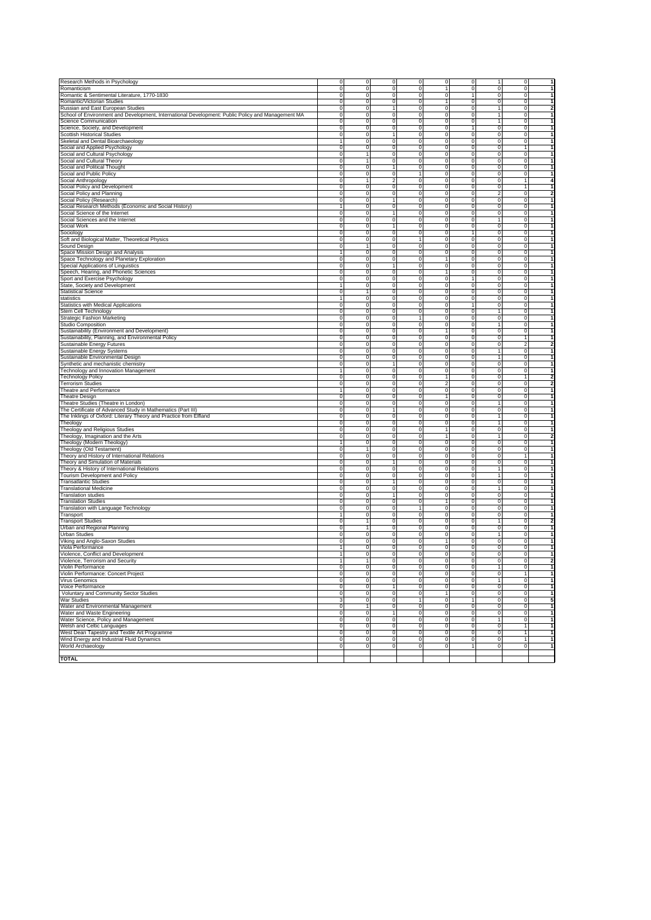| | | | | | | | | | |
|---|---|---|---|---|---|---|---|---|---|
| Research Methods in Psychology | 0 | 0 | 0 | 0 | 0 | 0 | 1 | 0 | 1 |
| Romanticism | 0 | 0 | 0 | 0 | 1 | 0 | 0 | 0 | 1 |
| Romantic & Sentimental Literature, 1770-1830 | 0 | 0 | 0 | 0 | 0 | 1 | 0 | 0 | 1 |
| Romantic/Victorian Studies | 0 | 0 | 0 | 0 | 1 | 0 | 0 | 0 | 1 |
| Russian and East European Studies | 0 | 0 | 1 | 0 | 0 | 0 | 1 | 0 | 2 |
| School of Environment and Development, International Development: Public Policy and Management MA | 0 | 0 | 0 | 0 | 0 | 0 | 1 | 0 | 1 |
| Science Communication | 0 | 0 | 0 | 0 | 0 | 0 | 1 | 0 | 1 |
| Science, Society, and Development | 0 | 0 | 0 | 0 | 0 | 1 | 0 | 0 | 1 |
| Scottish Historical Studies | 0 | 0 | 1 | 0 | 0 | 0 | 0 | 0 | 1 |
| Skeletal and Dental Bioarchaeology | 1 | 0 | 0 | 0 | 0 | 0 | 0 | 0 | 1 |
| Social and Applied Psychology | 0 | 0 | 0 | 0 | 0 | 0 | 0 | 1 | 1 |
| Social and Cultural Psychology | 0 | 1 | 0 | 0 | 0 | 0 | 0 | 0 | 1 |
| Social and Cultural Theory | 0 | 1 | 0 | 0 | 0 | 0 | 0 | 0 | 1 |
| Social and Political Thought | 0 | 0 | 1 | 0 | 0 | 0 | 0 | 0 | 1 |
| Social and Public Policy | 0 | 0 | 0 | 1 | 0 | 0 | 0 | 0 | 1 |
| Social Anthropology | 0 | 1 | 2 | 0 | 0 | 0 | 0 | 1 | 4 |
| Social Policy and Development | 0 | 0 | 0 | 0 | 0 | 0 | 0 | 1 | 1 |
| Social Policy and Planning | 0 | 0 | 0 | 0 | 0 | 0 | 2 | 0 | 2 |
| Social Policy (Research) | 0 | 0 | 1 | 0 | 0 | 0 | 0 | 0 | 1 |
| Social Research Methods (Economic and Social History) | 1 | 0 | 0 | 0 | 0 | 0 | 0 | 0 | 1 |
| Social Science of the Internet | 0 | 0 | 1 | 0 | 0 | 0 | 0 | 0 | 1 |
| Social Sciences and the Internet | 0 | 0 | 0 | 0 | 0 | 0 | 1 | 0 | 1 |
| Social Work | 0 | 0 | 1 | 0 | 0 | 0 | 0 | 0 | 1 |
| Sociology | 0 | 0 | 0 | 0 | 0 | 1 | 0 | 0 | 1 |
| Soft and Biological Matter, Theoretical Physics | 0 | 0 | 0 | 1 | 0 | 0 | 0 | 0 | 1 |
| Sound Design | 0 | 1 | 0 | 0 | 0 | 0 | 0 | 0 | 1 |
| Space Mission Design and Analysis | 1 | 0 | 0 | 0 | 0 | 0 | 0 | 0 | 1 |
| Space Technology and Planetary Exploration | 0 | 0 | 0 | 0 | 1 | 0 | 0 | 0 | 1 |
| Special Applications of Linguistics | 0 | 0 | 1 | 0 | 0 | 0 | 0 | 0 | 1 |
| Speech, Hearing, and Phonetic Sciences | 0 | 0 | 0 | 0 | 1 | 0 | 0 | 0 | 1 |
| Sport and Exercise Psychology | 0 | 0 | 0 | 0 | 0 | 1 | 0 | 0 | 1 |
| State, Society and Development | 1 | 0 | 0 | 0 | 0 | 0 | 0 | 0 | 1 |
| Statistical Science | 0 | 1 | 0 | 0 | 0 | 0 | 0 | 0 | 1 |
| statistics | 1 | 0 | 0 | 0 | 0 | 0 | 0 | 0 | 1 |
| Statistics with Medical Applications | 0 | 0 | 0 | 0 | 0 | 1 | 0 | 0 | 1 |
| Stem Cell Technology | 0 | 0 | 0 | 0 | 0 | 0 | 1 | 0 | 1 |
| Strategic Fashion Marketing | 0 | 0 | 0 | 1 | 0 | 0 | 0 | 0 | 1 |
| Studio Composition | 0 | 0 | 0 | 0 | 0 | 0 | 1 | 0 | 1 |
| Sustainability (Environment and Development) | 0 | 0 | 0 | 0 | 1 | 0 | 0 | 0 | 1 |
| Sustainability, Planning, and Environmental Policy | 0 | 0 | 0 | 0 | 0 | 0 | 0 | 1 | 1 |
| Sustainable Energy Futures | 0 | 0 | 0 | 0 | 0 | 0 | 0 | 2 | 2 |
| Sustainable Energy Systems | 0 | 0 | 0 | 0 | 0 | 0 | 1 | 0 | 1 |
| Sustainable Environmental Design | 0 | 0 | 0 | 0 | 0 | 0 | 1 | 0 | 1 |
| Synthetic and mechanistic chemistry | 0 | 0 | 1 | 0 | 0 | 0 | 0 | 0 | 1 |
| Technology and Innovation Management | 1 | 0 | 0 | 0 | 0 | 0 | 0 | 0 | 1 |
| Technology Policy | 0 | 0 | 0 | 0 | 1 | 0 | 0 | 1 | 2 |
| Terrorism Studies | 0 | 0 | 0 | 0 | 2 | 0 | 0 | 0 | 2 |
| Theatre and Performance | 1 | 0 | 0 | 0 | 0 | 0 | 0 | 0 | 1 |
| Theatre Design | 0 | 0 | 0 | 0 | 1 | 0 | 0 | 0 | 1 |
| Theatre Studies (Theatre in London) | 0 | 0 | 0 | 0 | 0 | 0 | 1 | 0 | 1 |
| The Certificate of Advanced Study in Mathematics (Part III) | 0 | 0 | 1 | 0 | 0 | 0 | 0 | 0 | 1 |
| The Inklings of Oxford: Literary Theory and Practice from Elfland | 0 | 0 | 0 | 0 | 0 | 0 | 1 | 0 | 1 |
| Theology | 0 | 0 | 0 | 0 | 0 | 0 | 1 | 0 | 1 |
| Theology and Religious Studies | 0 | 0 | 0 | 0 | 1 | 0 | 0 | 0 | 1 |
| Theology, Imagination and the Arts | 0 | 0 | 0 | 0 | 1 | 0 | 1 | 0 | 2 |
| Theology (Modern Theology) | 1 | 0 | 0 | 0 | 0 | 0 | 0 | 0 | 1 |
| Theology (Old Testament) | 0 | 1 | 0 | 0 | 0 | 0 | 0 | 0 | 1 |
| Theory and History of International Relations | 0 | 0 | 0 | 0 | 0 | 0 | 0 | 1 | 1 |
| Theory and Simulation of Materials | 0 | 0 | 1 | 0 | 0 | 0 | 0 | 0 | 1 |
| Theory & History of International Relations | 0 | 0 | 0 | 0 | 0 | 0 | 1 | 0 | 1 |
| Tourism Development and Policy | 0 | 0 | 0 | 0 | 0 | 0 | 1 | 0 | 1 |
| Transatlantic Studies | 0 | 0 | 1 | 0 | 0 | 0 | 0 | 0 | 1 |
| Translational Medicine | 0 | 0 | 0 | 0 | 0 | 0 | 1 | 0 | 1 |
| Translation studies | 0 | 0 | 1 | 0 | 0 | 0 | 0 | 0 | 1 |
| Translation Studies | 0 | 0 | 0 | 0 | 1 | 0 | 0 | 0 | 1 |
| Translation with Language Technology | 0 | 0 | 0 | 1 | 0 | 0 | 0 | 0 | 1 |
| Transport | 1 | 0 | 0 | 0 | 0 | 0 | 0 | 0 | 1 |
| Transport Studies | 0 | 1 | 0 | 0 | 0 | 0 | 1 | 0 | 2 |
| Urban and Regional Planning | 0 | 1 | 0 | 0 | 0 | 0 | 0 | 0 | 1 |
| Urban Studies | 0 | 0 | 0 | 0 | 0 | 0 | 1 | 0 | 1 |
| Viking and Anglo-Saxon Studies | 0 | 0 | 0 | 0 | 1 | 0 | 0 | 0 | 1 |
| Viola Performance | 1 | 0 | 0 | 0 | 0 | 0 | 0 | 0 | 1 |
| Violence, Conflict and Development | 1 | 0 | 0 | 0 | 0 | 0 | 0 | 0 | 1 |
| Violence, Terrorism and Security | 1 | 1 | 0 | 0 | 0 | 0 | 0 | 0 | 2 |
| Violin Performance | 0 | 0 | 0 | 0 | 0 | 0 | 1 | 0 | 1 |
| Violin Performance: Concert Project | 0 | 0 | 0 | 0 | 0 | 0 | 0 | 1 | 1 |
| Virus Genomics | 0 | 0 | 0 | 0 | 0 | 0 | 1 | 0 | 1 |
| Voice Performance | 0 | 0 | 1 | 0 | 0 | 0 | 0 | 0 | 1 |
| Voluntary and Community Sector Studies | 0 | 0 | 0 | 0 | 1 | 0 | 0 | 0 | 1 |
| War Studies | 3 | 0 | 0 | 1 | 0 | 1 | 0 | 0 | 5 |
| Water and Environmental Management | 0 | 1 | 0 | 0 | 0 | 0 | 0 | 0 | 1 |
| Water and Waste Engineering | 0 | 0 | 1 | 0 | 0 | 0 | 0 | 0 | 1 |
| Water Science, Policy and Management | 0 | 0 | 0 | 0 | 0 | 0 | 1 | 0 | 1 |
| Welsh and Celtic Languages | 0 | 0 | 0 | 0 | 0 | 0 | 0 | 1 | 1 |
| West Dean Tapestry and Textile Art Programme | 0 | 0 | 0 | 0 | 0 | 0 | 0 | 1 | 1 |
| Wind Energy and Industrial Fluid Dynamics | 0 | 0 | 0 | 0 | 0 | 0 | 0 | 1 | 1 |
| World Archaeology | 0 | 0 | 0 | 0 | 0 | 1 | 0 | 0 | 1 |
| | | | | | | | | | |
| **TOTAL** | | | | | | | | | |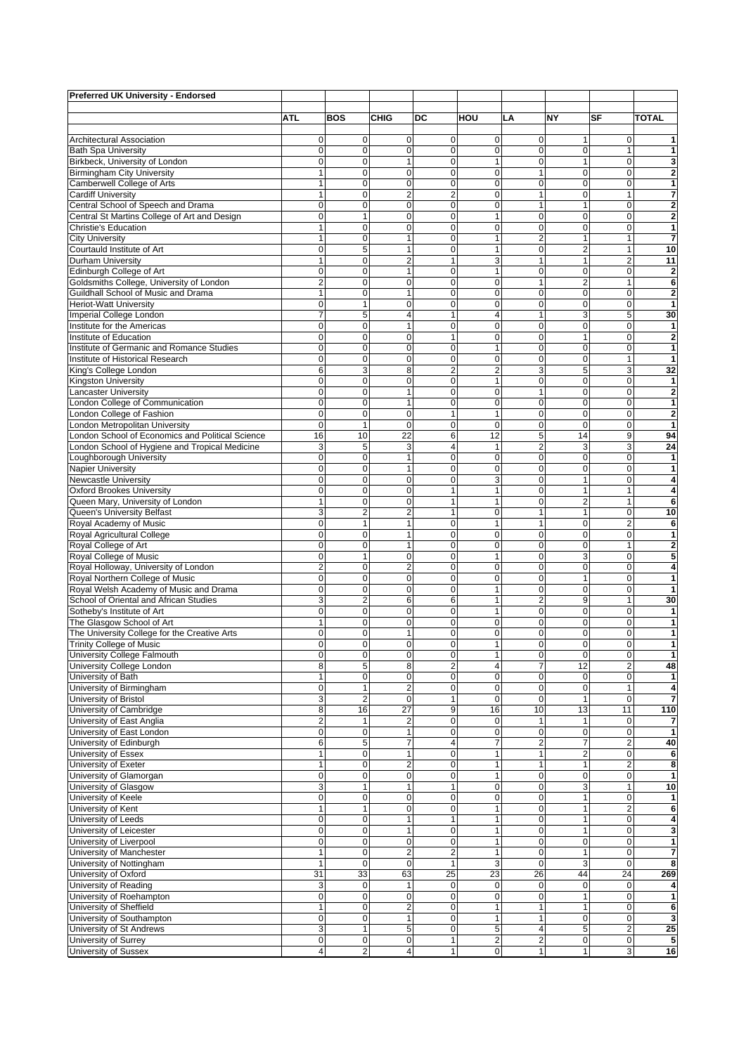**Preferred UK University - Endorsed**

| | ATL | BOS | CHIG | DC | HOU | LA | NY | SF | TOTAL |
|---|---|---|---|---|---|---|---|---|---|
| Architectural Association | 0 | 0 | 0 | 0 | 0 | 0 | 1 | 0 | 1 |
| Bath Spa University | 0 | 0 | 0 | 0 | 0 | 0 | 0 | 1 | 1 |
| Birkbeck, University of London | 0 | 0 | 1 | 0 | 1 | 0 | 1 | 0 | 3 |
| Birmingham City University | 1 | 0 | 0 | 0 | 0 | 1 | 0 | 0 | 2 |
| Camberwell College of Arts | 1 | 0 | 0 | 0 | 0 | 0 | 0 | 0 | 1 |
| Cardiff University | 1 | 0 | 2 | 2 | 0 | 1 | 0 | 1 | 7 |
| Central School of Speech and Drama | 0 | 0 | 0 | 0 | 0 | 1 | 1 | 0 | 2 |
| Central St Martins College of Art and Design | 0 | 1 | 0 | 0 | 1 | 0 | 0 | 0 | 2 |
| Christie's Education | 1 | 0 | 0 | 0 | 0 | 0 | 0 | 0 | 1 |
| City University | 1 | 0 | 1 | 0 | 1 | 2 | 1 | 1 | 7 |
| Courtauld Institute of Art | 0 | 5 | 1 | 0 | 1 | 0 | 2 | 1 | 10 |
| Durham University | 1 | 0 | 2 | 1 | 3 | 1 | 1 | 2 | 11 |
| Edinburgh College of Art | 0 | 0 | 1 | 0 | 1 | 0 | 0 | 0 | 2 |
| Goldsmiths College, University of London | 2 | 0 | 0 | 0 | 0 | 1 | 2 | 1 | 6 |
| Guildhall School of Music and Drama | 1 | 0 | 1 | 0 | 0 | 0 | 0 | 0 | 2 |
| Heriot-Watt University | 0 | 1 | 0 | 0 | 0 | 0 | 0 | 0 | 1 |
| Imperial College London | 7 | 5 | 4 | 1 | 4 | 1 | 3 | 5 | 30 |
| Institute for the Americas | 0 | 0 | 1 | 0 | 0 | 0 | 0 | 0 | 1 |
| Institute of Education | 0 | 0 | 0 | 1 | 0 | 0 | 1 | 0 | 2 |
| Institute of Germanic and Romance Studies | 0 | 0 | 0 | 0 | 1 | 0 | 0 | 0 | 1 |
| Institute of Historical Research | 0 | 0 | 0 | 0 | 0 | 0 | 0 | 1 | 1 |
| King's College London | 6 | 3 | 8 | 2 | 2 | 3 | 5 | 3 | 32 |
| Kingston University | 0 | 0 | 0 | 0 | 1 | 0 | 0 | 0 | 1 |
| Lancaster University | 0 | 0 | 1 | 0 | 0 | 1 | 0 | 0 | 2 |
| London College of Communication | 0 | 0 | 1 | 0 | 0 | 0 | 0 | 0 | 1 |
| London College of Fashion | 0 | 0 | 0 | 1 | 1 | 0 | 0 | 0 | 2 |
| London Metropolitan University | 0 | 1 | 0 | 0 | 0 | 0 | 0 | 0 | 1 |
| London School of Economics and Political Science | 16 | 10 | 22 | 6 | 12 | 5 | 14 | 9 | 94 |
| London School of Hygiene and Tropical Medicine | 3 | 5 | 3 | 4 | 1 | 2 | 3 | 3 | 24 |
| Loughborough University | 0 | 0 | 1 | 0 | 0 | 0 | 0 | 0 | 1 |
| Napier University | 0 | 0 | 1 | 0 | 0 | 0 | 0 | 0 | 1 |
| Newcastle University | 0 | 0 | 0 | 0 | 3 | 0 | 1 | 0 | 4 |
| Oxford Brookes University | 0 | 0 | 0 | 1 | 1 | 0 | 1 | 1 | 4 |
| Queen Mary, University of London | 1 | 0 | 0 | 1 | 1 | 0 | 2 | 1 | 6 |
| Queen's University Belfast | 3 | 2 | 2 | 1 | 0 | 1 | 1 | 0 | 10 |
| Royal Academy of Music | 0 | 1 | 1 | 0 | 1 | 1 | 0 | 2 | 6 |
| Royal Agricultural College | 0 | 0 | 1 | 0 | 0 | 0 | 0 | 0 | 1 |
| Royal College of Art | 0 | 0 | 1 | 0 | 0 | 0 | 0 | 1 | 2 |
| Royal College of Music | 0 | 1 | 0 | 0 | 1 | 0 | 3 | 0 | 5 |
| Royal Holloway, University of London | 2 | 0 | 2 | 0 | 0 | 0 | 0 | 0 | 4 |
| Royal Northern College of Music | 0 | 0 | 0 | 0 | 0 | 0 | 1 | 0 | 1 |
| Royal Welsh Academy of Music and Drama | 0 | 0 | 0 | 0 | 1 | 0 | 0 | 0 | 1 |
| School of Oriental and African Studies | 3 | 2 | 6 | 6 | 1 | 2 | 9 | 1 | 30 |
| Sotheby's Institute of Art | 0 | 0 | 0 | 0 | 1 | 0 | 0 | 0 | 1 |
| The Glasgow School of Art | 1 | 0 | 0 | 0 | 0 | 0 | 0 | 0 | 1 |
| The University College for the Creative Arts | 0 | 0 | 1 | 0 | 0 | 0 | 0 | 0 | 1 |
| Trinity College of Music | 0 | 0 | 0 | 0 | 1 | 0 | 0 | 0 | 1 |
| University College Falmouth | 0 | 0 | 0 | 0 | 1 | 0 | 0 | 0 | 1 |
| University College London | 8 | 5 | 8 | 2 | 4 | 7 | 12 | 2 | 48 |
| University of Bath | 1 | 0 | 0 | 0 | 0 | 0 | 0 | 0 | 1 |
| University of Birmingham | 0 | 1 | 2 | 0 | 0 | 0 | 0 | 1 | 4 |
| University of Bristol | 3 | 2 | 0 | 1 | 0 | 0 | 1 | 0 | 7 |
| University of Cambridge | 8 | 16 | 27 | 9 | 16 | 10 | 13 | 11 | 110 |
| University of East Anglia | 2 | 1 | 2 | 0 | 0 | 1 | 1 | 0 | 7 |
| University of East London | 0 | 0 | 1 | 0 | 0 | 0 | 0 | 0 | 1 |
| University of Edinburgh | 6 | 5 | 7 | 4 | 7 | 2 | 7 | 2 | 40 |
| University of Essex | 1 | 0 | 1 | 0 | 1 | 1 | 2 | 0 | 6 |
| University of Exeter | 1 | 0 | 2 | 0 | 1 | 1 | 1 | 2 | 8 |
| University of Glamorgan | 0 | 0 | 0 | 0 | 1 | 0 | 0 | 0 | 1 |
| University of Glasgow | 3 | 1 | 1 | 1 | 0 | 0 | 3 | 1 | 10 |
| University of Keele | 0 | 0 | 0 | 0 | 0 | 0 | 1 | 0 | 1 |
| University of Kent | 1 | 1 | 0 | 0 | 1 | 0 | 1 | 2 | 6 |
| University of Leeds | 0 | 0 | 1 | 1 | 1 | 0 | 1 | 0 | 4 |
| University of Leicester | 0 | 0 | 1 | 0 | 1 | 0 | 1 | 0 | 3 |
| University of Liverpool | 0 | 0 | 0 | 0 | 1 | 0 | 0 | 0 | 1 |
| University of Manchester | 1 | 0 | 2 | 2 | 1 | 0 | 1 | 0 | 7 |
| University of Nottingham | 1 | 0 | 0 | 1 | 3 | 0 | 3 | 0 | 8 |
| University of Oxford | 31 | 33 | 63 | 25 | 23 | 26 | 44 | 24 | 269 |
| University of Reading | 3 | 0 | 1 | 0 | 0 | 0 | 0 | 0 | 4 |
| University of Roehampton | 0 | 0 | 0 | 0 | 0 | 0 | 1 | 0 | 1 |
| University of Sheffield | 1 | 0 | 2 | 0 | 1 | 1 | 1 | 0 | 6 |
| University of Southampton | 0 | 0 | 1 | 0 | 1 | 1 | 0 | 0 | 3 |
| University of St Andrews | 3 | 1 | 5 | 0 | 5 | 4 | 5 | 2 | 25 |
| University of Surrey | 0 | 0 | 0 | 1 | 2 | 2 | 0 | 0 | 5 |
| University of Sussex | 4 | 2 | 4 | 1 | 0 | 1 | 1 | 3 | 16 |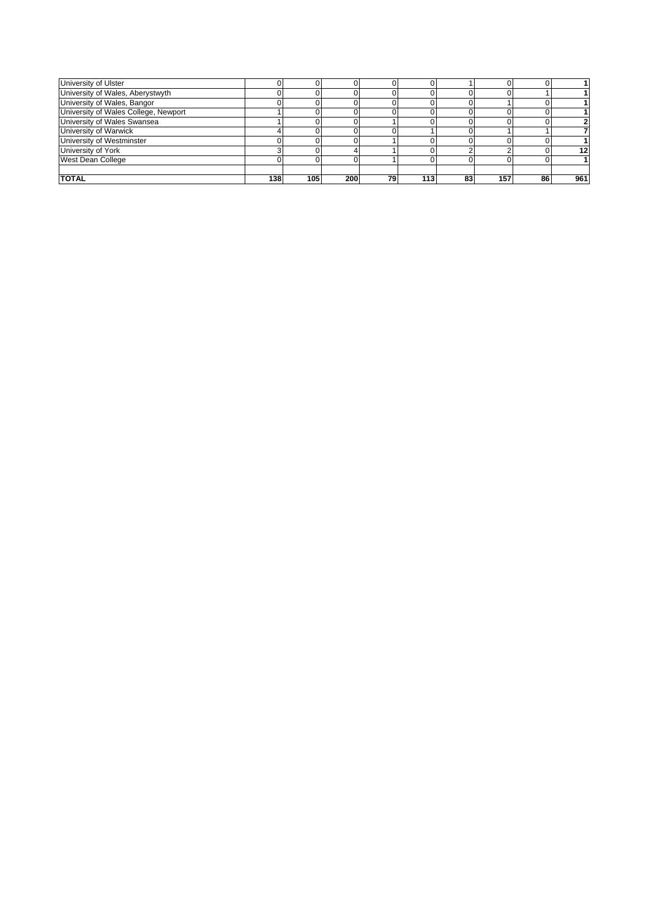| | | | | | | | | | |
|---|---|---|---|---|---|---|---|---|---|
| University of Ulster | 0 | 0 | 0 | 0 | 0 | 1 | 0 | 0 | **1** |
| University of Wales, Aberystwyth | 0 | 0 | 0 | 0 | 0 | 0 | 0 | 1 | **1** |
| University of Wales, Bangor | 0 | 0 | 0 | 0 | 0 | 0 | 1 | 0 | **1** |
| University of Wales College, Newport | 1 | 0 | 0 | 0 | 0 | 0 | 0 | 0 | **1** |
| University of Wales Swansea | 1 | 0 | 0 | 1 | 0 | 0 | 0 | 0 | **2** |
| University of Warwick | 4 | 0 | 0 | 0 | 1 | 0 | 1 | 1 | **7** |
| University of Westminster | 0 | 0 | 0 | 1 | 0 | 0 | 0 | 0 | **1** |
| University of York | 3 | 0 | 4 | 1 | 0 | 2 | 2 | 0 | **12** |
| West Dean College | 0 | 0 | 0 | 1 | 0 | 0 | 0 | 0 | **1** |
| | | | | | | | | | |
| **TOTAL** | **138** | **105** | **200** | **79** | **113** | **83** | **157** | **86** | **961** |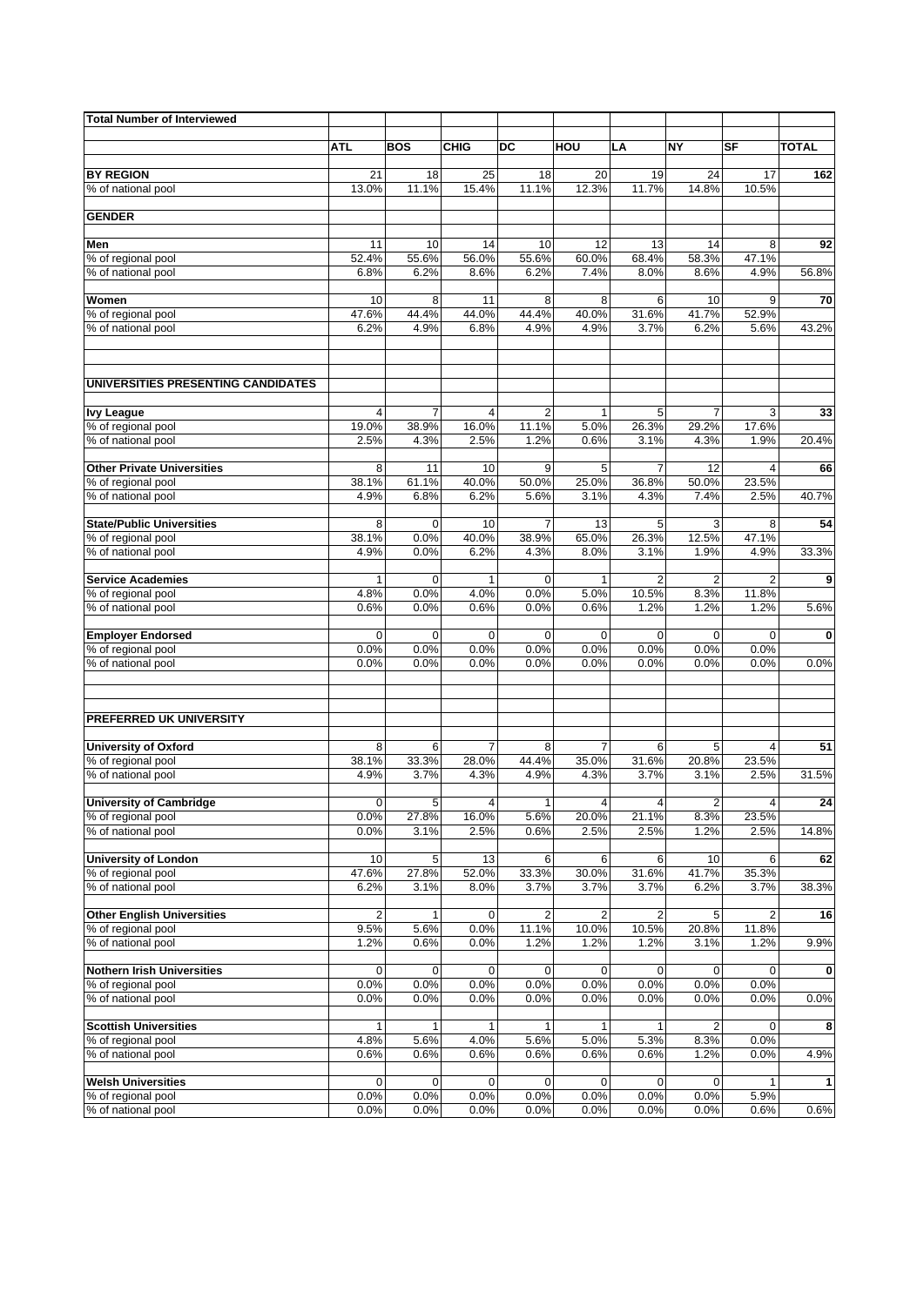| Total Number of Interviewed | | | | | | | | | |
|---|---|---|---|---|---|---|---|---|---|
| | ATL | BOS | CHIG | DC | HOU | LA | NY | SF | TOTAL |
| **BY REGION** | 21 | 18 | 25 | 18 | 20 | 19 | 24 | 17 | **162** |
| % of national pool | 13.0% | 11.1% | 15.4% | 11.1% | 12.3% | 11.7% | 14.8% | 10.5% | |
| **GENDER** | | | | | | | | | |
| **Men** | 11 | 10 | 14 | 10 | 12 | 13 | 14 | 8 | **92** |
| % of regional pool | 52.4% | 55.6% | 56.0% | 55.6% | 60.0% | 68.4% | 58.3% | 47.1% | |
| % of national pool | 6.8% | 6.2% | 8.6% | 6.2% | 7.4% | 8.0% | 8.6% | 4.9% | 56.8% |
| **Women** | 10 | 8 | 11 | 8 | 8 | 6 | 10 | 9 | **70** |
| % of regional pool | 47.6% | 44.4% | 44.0% | 44.4% | 40.0% | 31.6% | 41.7% | 52.9% | |
| % of national pool | 6.2% | 4.9% | 6.8% | 4.9% | 4.9% | 3.7% | 6.2% | 5.6% | 43.2% |
| **UNIVERSITIES PRESENTING CANDIDATES** | | | | | | | | | |
| **Ivy League** | 4 | 7 | 4 | 2 | 1 | 5 | 7 | 3 | **33** |
| % of regional pool | 19.0% | 38.9% | 16.0% | 11.1% | 5.0% | 26.3% | 29.2% | 17.6% | |
| % of national pool | 2.5% | 4.3% | 2.5% | 1.2% | 0.6% | 3.1% | 4.3% | 1.9% | 20.4% |
| **Other Private Universities** | 8 | 11 | 10 | 9 | 5 | 7 | 12 | 4 | **66** |
| % of regional pool | 38.1% | 61.1% | 40.0% | 50.0% | 25.0% | 36.8% | 50.0% | 23.5% | |
| % of national pool | 4.9% | 6.8% | 6.2% | 5.6% | 3.1% | 4.3% | 7.4% | 2.5% | 40.7% |
| **State/Public Universities** | 8 | 0 | 10 | 7 | 13 | 5 | 3 | 8 | **54** |
| % of regional pool | 38.1% | 0.0% | 40.0% | 38.9% | 65.0% | 26.3% | 12.5% | 47.1% | |
| % of national pool | 4.9% | 0.0% | 6.2% | 4.3% | 8.0% | 3.1% | 1.9% | 4.9% | 33.3% |
| **Service Academies** | 1 | 0 | 1 | 0 | 1 | 2 | 2 | 2 | **9** |
| % of regional pool | 4.8% | 0.0% | 4.0% | 0.0% | 5.0% | 10.5% | 8.3% | 11.8% | |
| % of national pool | 0.6% | 0.0% | 0.6% | 0.0% | 0.6% | 1.2% | 1.2% | 1.2% | 5.6% |
| **Employer Endorsed** | 0 | 0 | 0 | 0 | 0 | 0 | 0 | 0 | **0** |
| % of regional pool | 0.0% | 0.0% | 0.0% | 0.0% | 0.0% | 0.0% | 0.0% | 0.0% | |
| % of national pool | 0.0% | 0.0% | 0.0% | 0.0% | 0.0% | 0.0% | 0.0% | 0.0% | 0.0% |
| **PREFERRED UK UNIVERSITY** | | | | | | | | | |
| **University of Oxford** | 8 | 6 | 7 | 8 | 7 | 6 | 5 | 4 | **51** |
| % of regional pool | 38.1% | 33.3% | 28.0% | 44.4% | 35.0% | 31.6% | 20.8% | 23.5% | |
| % of national pool | 4.9% | 3.7% | 4.3% | 4.9% | 4.3% | 3.7% | 3.1% | 2.5% | 31.5% |
| **University of Cambridge** | 0 | 5 | 4 | 1 | 4 | 4 | 2 | 4 | **24** |
| % of regional pool | 0.0% | 27.8% | 16.0% | 5.6% | 20.0% | 21.1% | 8.3% | 23.5% | |
| % of national pool | 0.0% | 3.1% | 2.5% | 0.6% | 2.5% | 2.5% | 1.2% | 2.5% | 14.8% |
| **University of London** | 10 | 5 | 13 | 6 | 6 | 6 | 10 | 6 | **62** |
| % of regional pool | 47.6% | 27.8% | 52.0% | 33.3% | 30.0% | 31.6% | 41.7% | 35.3% | |
| % of national pool | 6.2% | 3.1% | 8.0% | 3.7% | 3.7% | 3.7% | 6.2% | 3.7% | 38.3% |
| **Other English Universities** | 2 | 1 | 0 | 2 | 2 | 2 | 5 | 2 | **16** |
| % of regional pool | 9.5% | 5.6% | 0.0% | 11.1% | 10.0% | 10.5% | 20.8% | 11.8% | |
| % of national pool | 1.2% | 0.6% | 0.0% | 1.2% | 1.2% | 1.2% | 3.1% | 1.2% | 9.9% |
| **Nothern Irish Universities** | 0 | 0 | 0 | 0 | 0 | 0 | 0 | 0 | **0** |
| % of regional pool | 0.0% | 0.0% | 0.0% | 0.0% | 0.0% | 0.0% | 0.0% | 0.0% | |
| % of national pool | 0.0% | 0.0% | 0.0% | 0.0% | 0.0% | 0.0% | 0.0% | 0.0% | 0.0% |
| **Scottish Universities** | 1 | 1 | 1 | 1 | 1 | 1 | 2 | 0 | **8** |
| % of regional pool | 4.8% | 5.6% | 4.0% | 5.6% | 5.0% | 5.3% | 8.3% | 0.0% | |
| % of national pool | 0.6% | 0.6% | 0.6% | 0.6% | 0.6% | 0.6% | 1.2% | 0.0% | 4.9% |
| **Welsh Universities** | 0 | 0 | 0 | 0 | 0 | 0 | 0 | 1 | **1** |
| % of regional pool | 0.0% | 0.0% | 0.0% | 0.0% | 0.0% | 0.0% | 0.0% | 5.9% | |
| % of national pool | 0.0% | 0.0% | 0.0% | 0.0% | 0.0% | 0.0% | 0.0% | 0.6% | 0.6% |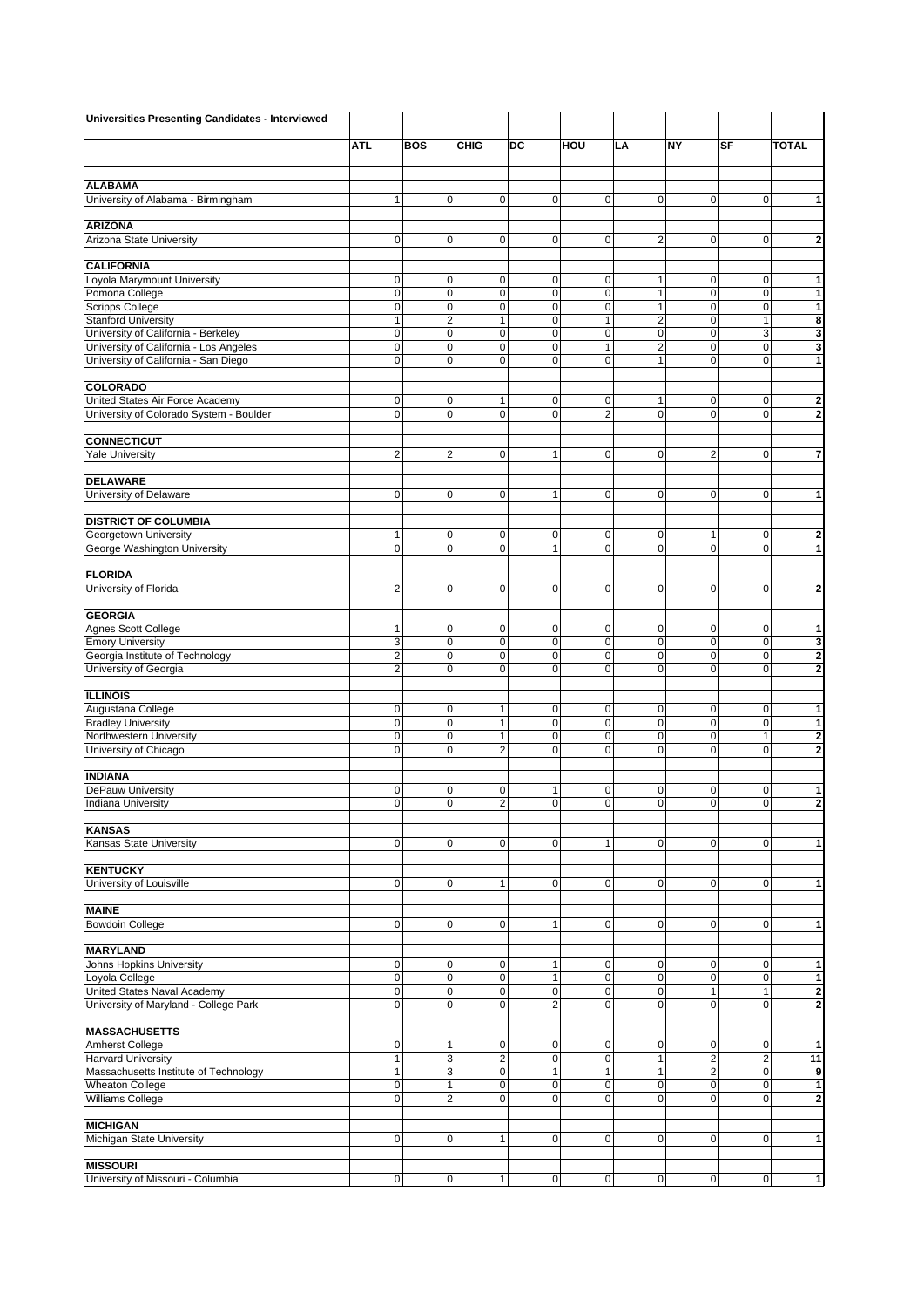| Universities Presenting Candidates - Interviewed | | | | | | | | | |
|---|---|---|---|---|---|---|---|---|---|
| | ATL | BOS | CHIG | DC | HOU | LA | NY | SF | TOTAL |
| **ALABAMA** | | | | | | | | | |
| University of Alabama - Birmingham | 1 | 0 | 0 | 0 | 0 | 0 | 0 | 0 | 1 |
| **ARIZONA** | | | | | | | | | |
| Arizona State University | 0 | 0 | 0 | 0 | 0 | 2 | 0 | 0 | 2 |
| **CALIFORNIA** | | | | | | | | | |
| Loyola Marymount University | 0 | 0 | 0 | 0 | 0 | 1 | 0 | 0 | 1 |
| Pomona College | 0 | 0 | 0 | 0 | 0 | 1 | 0 | 0 | 1 |
| Scripps College | 0 | 0 | 0 | 0 | 0 | 1 | 0 | 0 | 1 |
| Stanford University | 1 | 2 | 1 | 0 | 1 | 2 | 0 | 1 | 8 |
| University of California - Berkeley | 0 | 0 | 0 | 0 | 0 | 0 | 0 | 3 | 3 |
| University of California - Los Angeles | 0 | 0 | 0 | 0 | 1 | 2 | 0 | 0 | 3 |
| University of California - San Diego | 0 | 0 | 0 | 0 | 0 | 1 | 0 | 0 | 1 |
| **COLORADO** | | | | | | | | | |
| United States Air Force Academy | 0 | 0 | 1 | 0 | 0 | 1 | 0 | 0 | 2 |
| University of Colorado System - Boulder | 0 | 0 | 0 | 0 | 2 | 0 | 0 | 0 | 2 |
| **CONNECTICUT** | | | | | | | | | |
| Yale University | 2 | 2 | 0 | 1 | 0 | 0 | 2 | 0 | 7 |
| **DELAWARE** | | | | | | | | | |
| University of Delaware | 0 | 0 | 0 | 1 | 0 | 0 | 0 | 0 | 1 |
| **DISTRICT OF COLUMBIA** | | | | | | | | | |
| Georgetown University | 1 | 0 | 0 | 0 | 0 | 0 | 1 | 0 | 2 |
| George Washington University | 0 | 0 | 0 | 1 | 0 | 0 | 0 | 0 | 1 |
| **FLORIDA** | | | | | | | | | |
| University of Florida | 2 | 0 | 0 | 0 | 0 | 0 | 0 | 0 | 2 |
| **GEORGIA** | | | | | | | | | |
| Agnes Scott College | 1 | 0 | 0 | 0 | 0 | 0 | 0 | 0 | 1 |
| Emory University | 3 | 0 | 0 | 0 | 0 | 0 | 0 | 0 | 3 |
| Georgia Institute of Technology | 2 | 0 | 0 | 0 | 0 | 0 | 0 | 0 | 2 |
| University of Georgia | 2 | 0 | 0 | 0 | 0 | 0 | 0 | 0 | 2 |
| **ILLINOIS** | | | | | | | | | |
| Augustana College | 0 | 0 | 1 | 0 | 0 | 0 | 0 | 0 | 1 |
| Bradley University | 0 | 0 | 1 | 0 | 0 | 0 | 0 | 0 | 1 |
| Northwestern University | 0 | 0 | 1 | 0 | 0 | 0 | 0 | 1 | 2 |
| University of Chicago | 0 | 0 | 2 | 0 | 0 | 0 | 0 | 0 | 2 |
| **INDIANA** | | | | | | | | | |
| DePauw University | 0 | 0 | 0 | 1 | 0 | 0 | 0 | 0 | 1 |
| Indiana University | 0 | 0 | 2 | 0 | 0 | 0 | 0 | 0 | 2 |
| **KANSAS** | | | | | | | | | |
| Kansas State University | 0 | 0 | 0 | 0 | 1 | 0 | 0 | 0 | 1 |
| **KENTUCKY** | | | | | | | | | |
| University of Louisville | 0 | 0 | 1 | 0 | 0 | 0 | 0 | 0 | 1 |
| **MAINE** | | | | | | | | | |
| Bowdoin College | 0 | 0 | 0 | 1 | 0 | 0 | 0 | 0 | 1 |
| **MARYLAND** | | | | | | | | | |
| Johns Hopkins University | 0 | 0 | 0 | 1 | 0 | 0 | 0 | 0 | 1 |
| Loyola College | 0 | 0 | 0 | 1 | 0 | 0 | 0 | 0 | 1 |
| United States Naval Academy | 0 | 0 | 0 | 0 | 0 | 0 | 1 | 1 | 2 |
| University of Maryland - College Park | 0 | 0 | 0 | 2 | 0 | 0 | 0 | 0 | 2 |
| **MASSACHUSETTS** | | | | | | | | | |
| Amherst College | 0 | 1 | 0 | 0 | 0 | 0 | 0 | 0 | 1 |
| Harvard University | 1 | 3 | 2 | 0 | 0 | 1 | 2 | 2 | 11 |
| Massachusetts Institute of Technology | 1 | 3 | 0 | 1 | 1 | 1 | 2 | 0 | 9 |
| Wheaton College | 0 | 1 | 0 | 0 | 0 | 0 | 0 | 0 | 1 |
| Williams College | 0 | 2 | 0 | 0 | 0 | 0 | 0 | 0 | 2 |
| **MICHIGAN** | | | | | | | | | |
| Michigan State University | 0 | 0 | 1 | 0 | 0 | 0 | 0 | 0 | 1 |
| **MISSOURI** | | | | | | | | | |
| University of Missouri - Columbia | 0 | 0 | 1 | 0 | 0 | 0 | 0 | 0 | 1 |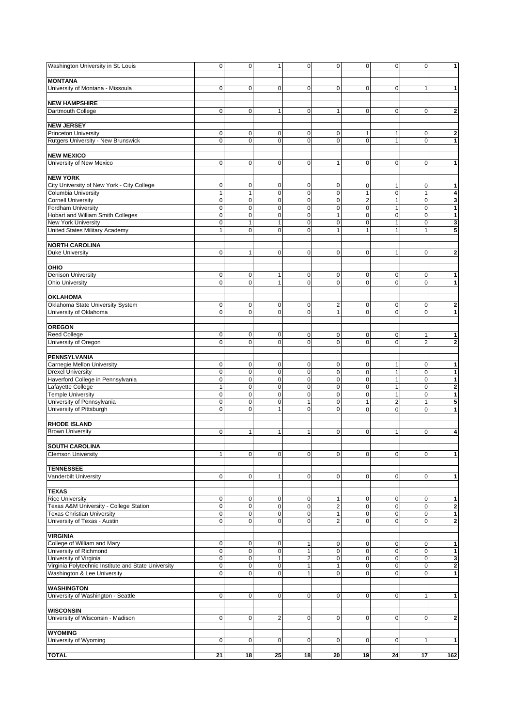| | | | | | | | | | |
|---|---|---|---|---|---|---|---|---|---|
| Washington University in St. Louis | 0 | 0 | 1 | 0 | 0 | 0 | 0 | 0 | **1** |
| | | | | | | | | | |
| **MONTANA** | | | | | | | | | |
| University of Montana - Missoula | 0 | 0 | 0 | 0 | 0 | 0 | 0 | 1 | **1** |
| | | | | | | | | | |
| **NEW HAMPSHIRE** | | | | | | | | | |
| Dartmouth College | 0 | 0 | 1 | 0 | 1 | 0 | 0 | 0 | **2** |
| | | | | | | | | | |
| **NEW JERSEY** | | | | | | | | | |
| Princeton University | 0 | 0 | 0 | 0 | 0 | 1 | 1 | 0 | **2** |
| Rutgers University - New Brunswick | 0 | 0 | 0 | 0 | 0 | 0 | 1 | 0 | **1** |
| | | | | | | | | | |
| **NEW MEXICO** | | | | | | | | | |
| University of New Mexico | 0 | 0 | 0 | 0 | 1 | 0 | 0 | 0 | **1** |
| | | | | | | | | | |
| **NEW YORK** | | | | | | | | | |
| City University of New York - City College | 0 | 0 | 0 | 0 | 0 | 0 | 1 | 0 | **1** |
| Columbia University | 1 | 1 | 0 | 0 | 0 | 1 | 0 | 1 | **4** |
| Cornell University | 0 | 0 | 0 | 0 | 0 | 2 | 1 | 0 | **3** |
| Fordham University | 0 | 0 | 0 | 0 | 0 | 0 | 1 | 0 | **1** |
| Hobart and William Smith Colleges | 0 | 0 | 0 | 0 | 1 | 0 | 0 | 0 | **1** |
| New York University | 0 | 1 | 1 | 0 | 0 | 0 | 1 | 0 | **3** |
| United States Military Academy | 1 | 0 | 0 | 0 | 1 | 1 | 1 | 1 | **5** |
| | | | | | | | | | |
| **NORTH CAROLINA** | | | | | | | | | |
| Duke University | 0 | 1 | 0 | 0 | 0 | 0 | 1 | 0 | **2** |
| | | | | | | | | | |
| **OHIO** | | | | | | | | | |
| Denison University | 0 | 0 | 1 | 0 | 0 | 0 | 0 | 0 | **1** |
| Ohio University | 0 | 0 | 1 | 0 | 0 | 0 | 0 | 0 | **1** |
| | | | | | | | | | |
| **OKLAHOMA** | | | | | | | | | |
| Oklahoma State University System | 0 | 0 | 0 | 0 | 2 | 0 | 0 | 0 | **2** |
| University of Oklahoma | 0 | 0 | 0 | 0 | 1 | 0 | 0 | 0 | **1** |
| | | | | | | | | | |
| **OREGON** | | | | | | | | | |
| Reed College | 0 | 0 | 0 | 0 | 0 | 0 | 0 | 1 | **1** |
| University of Oregon | 0 | 0 | 0 | 0 | 0 | 0 | 0 | 2 | **2** |
| | | | | | | | | | |
| **PENNSYLVANIA** | | | | | | | | | |
| Carnegie Mellon University | 0 | 0 | 0 | 0 | 0 | 0 | 1 | 0 | **1** |
| Drexel University | 0 | 0 | 0 | 0 | 0 | 0 | 1 | 0 | **1** |
| Haverford College in Pennsylvania | 0 | 0 | 0 | 0 | 0 | 0 | 1 | 0 | **1** |
| Lafayette College | 1 | 0 | 0 | 0 | 0 | 0 | 1 | 0 | **2** |
| Temple University | 0 | 0 | 0 | 0 | 0 | 0 | 1 | 0 | **1** |
| University of Pennsylvania | 0 | 0 | 0 | 1 | 0 | 1 | 2 | 1 | **5** |
| University of Pittsburgh | 0 | 0 | 1 | 0 | 0 | 0 | 0 | 0 | **1** |
| | | | | | | | | | |
| **RHODE ISLAND** | | | | | | | | | |
| Brown University | 0 | 1 | 1 | 1 | 0 | 0 | 1 | 0 | **4** |
| | | | | | | | | | |
| **SOUTH CAROLINA** | | | | | | | | | |
| Clemson University | 1 | 0 | 0 | 0 | 0 | 0 | 0 | 0 | **1** |
| | | | | | | | | | |
| **TENNESSEE** | | | | | | | | | |
| Vanderbilt University | 0 | 0 | 1 | 0 | 0 | 0 | 0 | 0 | **1** |
| | | | | | | | | | |
| **TEXAS** | | | | | | | | | |
| Rice University | 0 | 0 | 0 | 0 | 1 | 0 | 0 | 0 | **1** |
| Texas A&M University - College Station | 0 | 0 | 0 | 0 | 2 | 0 | 0 | 0 | **2** |
| Texas Christian University | 0 | 0 | 0 | 0 | 1 | 0 | 0 | 0 | **1** |
| University of Texas - Austin | 0 | 0 | 0 | 0 | 2 | 0 | 0 | 0 | **2** |
| | | | | | | | | | |
| **VIRGINIA** | | | | | | | | | |
| College of William and Mary | 0 | 0 | 0 | 1 | 0 | 0 | 0 | 0 | **1** |
| University of Richmond | 0 | 0 | 0 | 1 | 0 | 0 | 0 | 0 | **1** |
| University of Virginia | 0 | 0 | 1 | 2 | 0 | 0 | 0 | 0 | **3** |
| Virginia Polytechnic Institute and State University | 0 | 0 | 0 | 1 | 1 | 0 | 0 | 0 | **2** |
| Washington & Lee University | 0 | 0 | 0 | 1 | 0 | 0 | 0 | 0 | **1** |
| | | | | | | | | | |
| **WASHINGTON** | | | | | | | | | |
| University of Washington - Seattle | 0 | 0 | 0 | 0 | 0 | 0 | 0 | 1 | **1** |
| | | | | | | | | | |
| **WISCONSIN** | | | | | | | | | |
| University of Wisconsin - Madison | 0 | 0 | 2 | 0 | 0 | 0 | 0 | 0 | **2** |
| | | | | | | | | | |
| **WYOMING** | | | | | | | | | |
| University of Wyoming | 0 | 0 | 0 | 0 | 0 | 0 | 0 | 1 | **1** |
| | | | | | | | | | |
| **TOTAL** | **21** | **18** | **25** | **18** | **20** | **19** | **24** | **17** | **162** |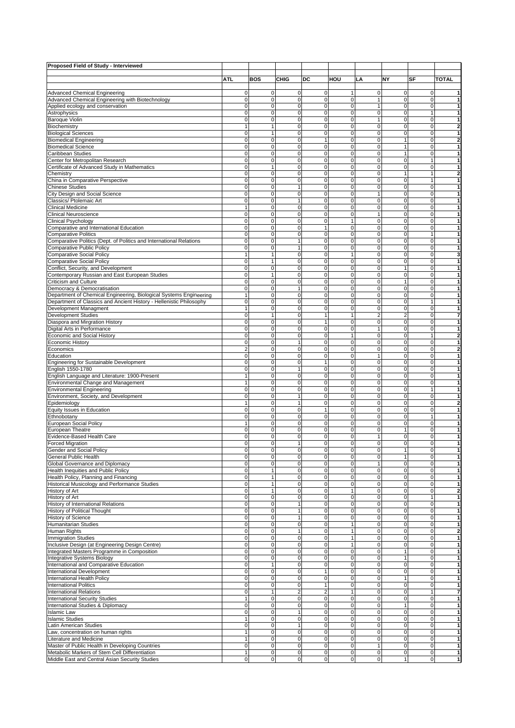**Proposed Field of Study - Interviewed**

| | ATL | BOS | CHIG | DC | HOU | LA | NY | SF | TOTAL |
|---|---|---|---|---|---|---|---|---|---|
| Advanced Chemical Engineering | 0 | 0 | 0 | 0 | 1 | 0 | 0 | 0 | 1 |
| Advanced Chemical Engineering with Biotechnology | 0 | 0 | 0 | 0 | 0 | 1 | 0 | 0 | 1 |
| Applied ecology and conservation | 0 | 0 | 0 | 0 | 0 | 1 | 0 | 0 | 1 |
| Astrophysics | 0 | 0 | 0 | 0 | 0 | 0 | 0 | 1 | 1 |
| Baroque Violin | 0 | 0 | 0 | 0 | 0 | 1 | 0 | 0 | 1 |
| Biochemistry | 1 | 1 | 0 | 0 | 0 | 0 | 0 | 0 | 2 |
| Biological Sciences | 0 | 1 | 0 | 0 | 0 | 0 | 0 | 0 | 1 |
| Biomedical Engineering | 0 | 0 | 0 | 1 | 0 | 0 | 1 | 0 | 2 |
| Biomedical Science | 0 | 0 | 0 | 0 | 0 | 0 | 1 | 0 | 1 |
| Caribbean Studies | 0 | 0 | 0 | 0 | 0 | 0 | 1 | 0 | 1 |
| Center for Metropolitan Research | 0 | 0 | 0 | 0 | 0 | 0 | 0 | 1 | 1 |
| Certificate of Advanced Study in Mathematics | 0 | 1 | 0 | 0 | 0 | 0 | 0 | 0 | 1 |
| Chemistry | 0 | 0 | 0 | 0 | 0 | 0 | 1 | 1 | 2 |
| China in Comparative Perspective | 0 | 0 | 0 | 0 | 0 | 0 | 0 | 1 | 1 |
| Chinese Studies | 0 | 0 | 1 | 0 | 0 | 0 | 0 | 0 | 1 |
| City Design and Social Science | 0 | 0 | 0 | 0 | 0 | 1 | 0 | 0 | 1 |
| Classics/ Ptolemaic Art | 0 | 0 | 1 | 0 | 0 | 0 | 0 | 0 | 1 |
| Clinical Medicine | 1 | 0 | 0 | 0 | 0 | 0 | 0 | 0 | 1 |
| Clinical Neuroscience | 0 | 0 | 0 | 0 | 0 | 1 | 0 | 0 | 1 |
| Clinical Psychology | 0 | 0 | 0 | 0 | 1 | 0 | 0 | 0 | 1 |
| Comparative and International Education | 0 | 0 | 0 | 1 | 0 | 0 | 0 | 0 | 1 |
| Comparative Politics | 0 | 0 | 0 | 0 | 0 | 0 | 0 | 1 | 1 |
| Comparative Politics (Dept. of Politics and International Relations | 0 | 0 | 1 | 0 | 0 | 0 | 0 | 0 | 1 |
| Comparative Public Policy | 0 | 0 | 1 | 0 | 0 | 0 | 0 | 0 | 1 |
| Comparative Social Policy | 1 | 1 | 0 | 0 | 1 | 0 | 0 | 0 | 3 |
| Comparative Social Policy | 0 | 1 | 0 | 0 | 0 | 0 | 0 | 0 | 1 |
| Conflict, Security, and Development | 0 | 0 | 0 | 0 | 0 | 0 | 1 | 0 | 1 |
| Contemporary Russian and East European Studies | 0 | 1 | 0 | 0 | 0 | 0 | 0 | 0 | 1 |
| Criticism and Culture | 0 | 0 | 0 | 0 | 0 | 0 | 1 | 0 | 1 |
| Democracy & Democratisation | 0 | 0 | 1 | 0 | 0 | 0 | 0 | 0 | 1 |
| Department of Chemical Engineering, Biological Systems Engineering | 1 | 0 | 0 | 0 | 0 | 0 | 0 | 0 | 1 |
| Department of Classics and Ancient History - Hellenistic Philosophy | 0 | 0 | 0 | 0 | 0 | 0 | 0 | 1 | 1 |
| Development Managment | 1 | 0 | 0 | 0 | 0 | 0 | 0 | 0 | 1 |
| Development Studies | 0 | 1 | 0 | 1 | 1 | 2 | 2 | 0 | 7 |
| Diaspora and Mirgration History | 0 | 0 | 0 | 1 | 0 | 0 | 0 | 0 | 1 |
| Digital Arts in Performance | 0 | 0 | 0 | 0 | 0 | 1 | 0 | 0 | 1 |
| Economic and Social History | 0 | 0 | 0 | 0 | 1 | 0 | 0 | 1 | 2 |
| Economic History | 0 | 0 | 1 | 0 | 0 | 0 | 0 | 0 | 1 |
| Economics | 2 | 0 | 0 | 0 | 0 | 0 | 0 | 0 | 2 |
| Education | 0 | 0 | 0 | 0 | 0 | 1 | 0 | 0 | 1 |
| Engineering for Sustainable Development | 0 | 0 | 0 | 1 | 0 | 0 | 0 | 0 | 1 |
| English 1550-1780 | 0 | 0 | 1 | 0 | 0 | 0 | 0 | 0 | 1 |
| English Language and Literature: 1900-Present | 1 | 0 | 0 | 0 | 0 | 0 | 0 | 0 | 1 |
| Environmental Change and Management | 1 | 0 | 0 | 0 | 0 | 0 | 0 | 0 | 1 |
| Environmental Engineering | 0 | 0 | 0 | 0 | 0 | 0 | 0 | 1 | 1 |
| Environment, Society, and Development | 0 | 0 | 1 | 0 | 0 | 0 | 0 | 0 | 1 |
| Epidemiology | 1 | 0 | 1 | 0 | 0 | 0 | 0 | 0 | 2 |
| Equity Issues in Education | 0 | 0 | 0 | 1 | 0 | 0 | 0 | 0 | 1 |
| Ethnobotany | 0 | 0 | 0 | 0 | 0 | 0 | 0 | 1 | 1 |
| European Social Policy | 1 | 0 | 0 | 0 | 0 | 0 | 0 | 0 | 1 |
| European Theatre | 0 | 0 | 0 | 0 | 0 | 0 | 1 | 0 | 1 |
| Evidence-Based Health Care | 0 | 0 | 0 | 0 | 0 | 1 | 0 | 0 | 1 |
| Forced Migration | 0 | 0 | 1 | 0 | 0 | 0 | 0 | 0 | 1 |
| Gender and Social Policy | 0 | 0 | 0 | 0 | 0 | 0 | 1 | 0 | 1 |
| General Public Health | 0 | 0 | 0 | 0 | 0 | 0 | 1 | 0 | 1 |
| Global Governance and Diplomacy | 0 | 0 | 0 | 0 | 0 | 1 | 0 | 0 | 1 |
| Health Inequities and Public Policy | 0 | 1 | 0 | 0 | 0 | 0 | 0 | 0 | 1 |
| Health Policy, Planning and Financing | 0 | 1 | 0 | 0 | 0 | 0 | 0 | 0 | 1 |
| Historical Musicology and Performance Studies | 0 | 1 | 0 | 0 | 0 | 0 | 0 | 0 | 1 |
| History of Art | 0 | 1 | 0 | 0 | 1 | 0 | 0 | 0 | 2 |
| History of Art | 0 | 0 | 0 | 0 | 0 | 0 | 0 | 1 | 1 |
| History of International Relations | 0 | 0 | 1 | 0 | 0 | 0 | 0 | 0 | 1 |
| History of Political Thought | 0 | 0 | 1 | 0 | 0 | 0 | 0 | 0 | 1 |
| History of Science | 0 | 0 | 1 | 0 | 0 | 0 | 0 | 0 | 1 |
| Humanitarian Studies | 0 | 0 | 0 | 0 | 1 | 0 | 0 | 0 | 1 |
| Human Rights | 0 | 0 | 1 | 0 | 1 | 0 | 0 | 0 | 2 |
| Immigration Studies | 0 | 0 | 0 | 0 | 1 | 0 | 0 | 0 | 1 |
| Inclusive Design (at Engineering Design Centre) | 0 | 0 | 0 | 0 | 1 | 0 | 0 | 0 | 1 |
| Integrated Masters Programme in Composition | 0 | 0 | 0 | 0 | 0 | 0 | 1 | 0 | 1 |
| Integrative Systems Biology | 0 | 0 | 0 | 0 | 0 | 0 | 1 | 0 | 1 |
| International and Comparative Education | 0 | 1 | 0 | 0 | 0 | 0 | 0 | 0 | 1 |
| International Development | 0 | 0 | 0 | 1 | 0 | 0 | 0 | 0 | 1 |
| International Health Policy | 0 | 0 | 0 | 0 | 0 | 0 | 1 | 0 | 1 |
| International Politics | 0 | 0 | 0 | 1 | 0 | 0 | 0 | 0 | 1 |
| International Relations | 0 | 1 | 2 | 2 | 1 | 0 | 0 | 1 | 7 |
| International Security Studies | 1 | 0 | 0 | 0 | 0 | 0 | 0 | 0 | 1 |
| International Studies & Diplomacy | 0 | 0 | 0 | 0 | 0 | 0 | 1 | 0 | 1 |
| Islamic Law | 0 | 0 | 1 | 0 | 0 | 0 | 0 | 0 | 1 |
| Islamic Studies | 1 | 0 | 0 | 0 | 0 | 0 | 0 | 0 | 1 |
| Latin American Studies | 0 | 0 | 1 | 0 | 0 | 0 | 0 | 0 | 1 |
| Law, concentration on human rights | 1 | 0 | 0 | 0 | 0 | 0 | 0 | 0 | 1 |
| Literature and Medicine | 1 | 0 | 0 | 0 | 0 | 0 | 0 | 0 | 1 |
| Master of Public Health in Developing Countries | 0 | 0 | 0 | 0 | 0 | 1 | 0 | 0 | 1 |
| Metabolic Markers of Stem Cell Differentiation | 1 | 0 | 0 | 0 | 0 | 0 | 0 | 0 | 1 |
| Middle East and Central Asian Security Studies | 0 | 0 | 0 | 0 | 0 | 0 | 1 | 0 | 1 |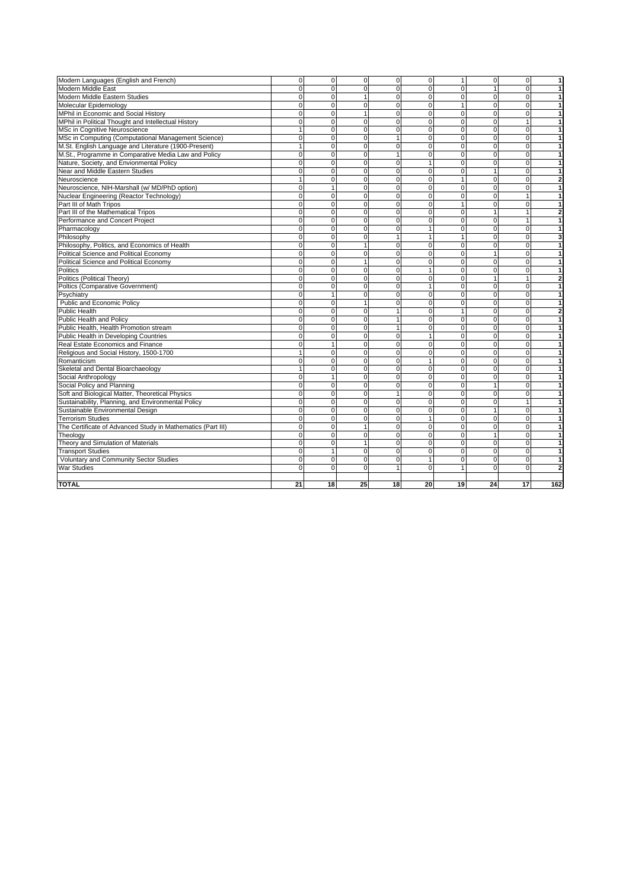| | | | | | | | | | |
|---|---|---|---|---|---|---|---|---|---|
| Modern Languages (English and French) | 0 | 0 | 0 | 0 | 0 | 1 | 0 | 0 | 1 |
| Modern Middle East | 0 | 0 | 0 | 0 | 0 | 0 | 1 | 0 | 1 |
| Modern Middle Eastern Studies | 0 | 0 | 1 | 0 | 0 | 0 | 0 | 0 | 1 |
| Molecular Epidemiology | 0 | 0 | 0 | 0 | 0 | 1 | 0 | 0 | 1 |
| MPhil in Economic and Social History | 0 | 0 | 1 | 0 | 0 | 0 | 0 | 0 | 1 |
| MPhil in Political Thought and Intellectual History | 0 | 0 | 0 | 0 | 0 | 0 | 0 | 1 | 1 |
| MSc in Cognitive Neuroscience | 1 | 0 | 0 | 0 | 0 | 0 | 0 | 0 | 1 |
| MSc in Computing (Computational Management Science) | 0 | 0 | 0 | 1 | 0 | 0 | 0 | 0 | 1 |
| M.St. English Language and Literature (1900-Present) | 1 | 0 | 0 | 0 | 0 | 0 | 0 | 0 | 1 |
| M.St., Programme in Comparative Media Law and Policy | 0 | 0 | 0 | 1 | 0 | 0 | 0 | 0 | 1 |
| Nature, Society, and Envionmental Policy | 0 | 0 | 0 | 0 | 1 | 0 | 0 | 0 | 1 |
| Near and Middle Eastern Studies | 0 | 0 | 0 | 0 | 0 | 0 | 1 | 0 | 1 |
| Neuroscience | 1 | 0 | 0 | 0 | 0 | 1 | 0 | 0 | 2 |
| Neuroscience, NIH-Marshall (w/ MD/PhD option) | 0 | 1 | 0 | 0 | 0 | 0 | 0 | 0 | 1 |
| Nuclear Engineering (Reactor Technology) | 0 | 0 | 0 | 0 | 0 | 0 | 0 | 1 | 1 |
| Part III of Math Tripos | 0 | 0 | 0 | 0 | 0 | 1 | 0 | 0 | 1 |
| Part III of the Mathematical Tripos | 0 | 0 | 0 | 0 | 0 | 0 | 1 | 1 | 2 |
| Performance and Concert Project | 0 | 0 | 0 | 0 | 0 | 0 | 0 | 1 | 1 |
| Pharmacology | 0 | 0 | 0 | 0 | 1 | 0 | 0 | 0 | 1 |
| Philosophy | 0 | 0 | 0 | 1 | 1 | 1 | 0 | 0 | 3 |
| Philosophy, Politics, and Economics of Health | 0 | 0 | 1 | 0 | 0 | 0 | 0 | 0 | 1 |
| Political Science and Political Economy | 0 | 0 | 0 | 0 | 0 | 0 | 1 | 0 | 1 |
| Political Science and Political Economy | 0 | 0 | 1 | 0 | 0 | 0 | 0 | 0 | 1 |
| Politics | 0 | 0 | 0 | 0 | 1 | 0 | 0 | 0 | 1 |
| Politics (Political Theory) | 0 | 0 | 0 | 0 | 0 | 0 | 1 | 1 | 2 |
| Poltics (Comparative Government) | 0 | 0 | 0 | 0 | 1 | 0 | 0 | 0 | 1 |
| Psychiatry | 0 | 1 | 0 | 0 | 0 | 0 | 0 | 0 | 1 |
| Public and Economic Policy | 0 | 0 | 1 | 0 | 0 | 0 | 0 | 0 | 1 |
| Public Health | 0 | 0 | 0 | 1 | 0 | 1 | 0 | 0 | 2 |
| Public Health and Policy | 0 | 0 | 0 | 1 | 0 | 0 | 0 | 0 | 1 |
| Public Health, Health Promotion stream | 0 | 0 | 0 | 1 | 0 | 0 | 0 | 0 | 1 |
| Public Health in Developing Countries | 0 | 0 | 0 | 0 | 1 | 0 | 0 | 0 | 1 |
| Real Estate Economics and Finance | 0 | 1 | 0 | 0 | 0 | 0 | 0 | 0 | 1 |
| Religious and Social History, 1500-1700 | 1 | 0 | 0 | 0 | 0 | 0 | 0 | 0 | 1 |
| Romanticism | 0 | 0 | 0 | 0 | 1 | 0 | 0 | 0 | 1 |
| Skeletal and Dental Bioarchaeology | 1 | 0 | 0 | 0 | 0 | 0 | 0 | 0 | 1 |
| Social Anthropology | 0 | 1 | 0 | 0 | 0 | 0 | 0 | 0 | 1 |
| Social Policy and Planning | 0 | 0 | 0 | 0 | 0 | 0 | 1 | 0 | 1 |
| Soft and Biological Matter, Theoretical Physics | 0 | 0 | 0 | 1 | 0 | 0 | 0 | 0 | 1 |
| Sustainability, Planning, and Environmental Policy | 0 | 0 | 0 | 0 | 0 | 0 | 0 | 1 | 1 |
| Sustainable Environmental Design | 0 | 0 | 0 | 0 | 0 | 0 | 1 | 0 | 1 |
| Terrorism Studies | 0 | 0 | 0 | 0 | 1 | 0 | 0 | 0 | 1 |
| The Certificate of Advanced Study in Mathematics (Part III) | 0 | 0 | 1 | 0 | 0 | 0 | 0 | 0 | 1 |
| Theology | 0 | 0 | 0 | 0 | 0 | 0 | 1 | 0 | 1 |
| Theory and Simulation of Materials | 0 | 0 | 1 | 0 | 0 | 0 | 0 | 0 | 1 |
| Transport Studies | 0 | 1 | 0 | 0 | 0 | 0 | 0 | 0 | 1 |
| Voluntary and Community Sector Studies | 0 | 0 | 0 | 0 | 1 | 0 | 0 | 0 | 1 |
| War Studies | 0 | 0 | 0 | 1 | 0 | 1 | 0 | 0 | 2 |
| | | | | | | | | | |
| **TOTAL** | **21** | **18** | **25** | **18** | **20** | **19** | **24** | **17** | **162** |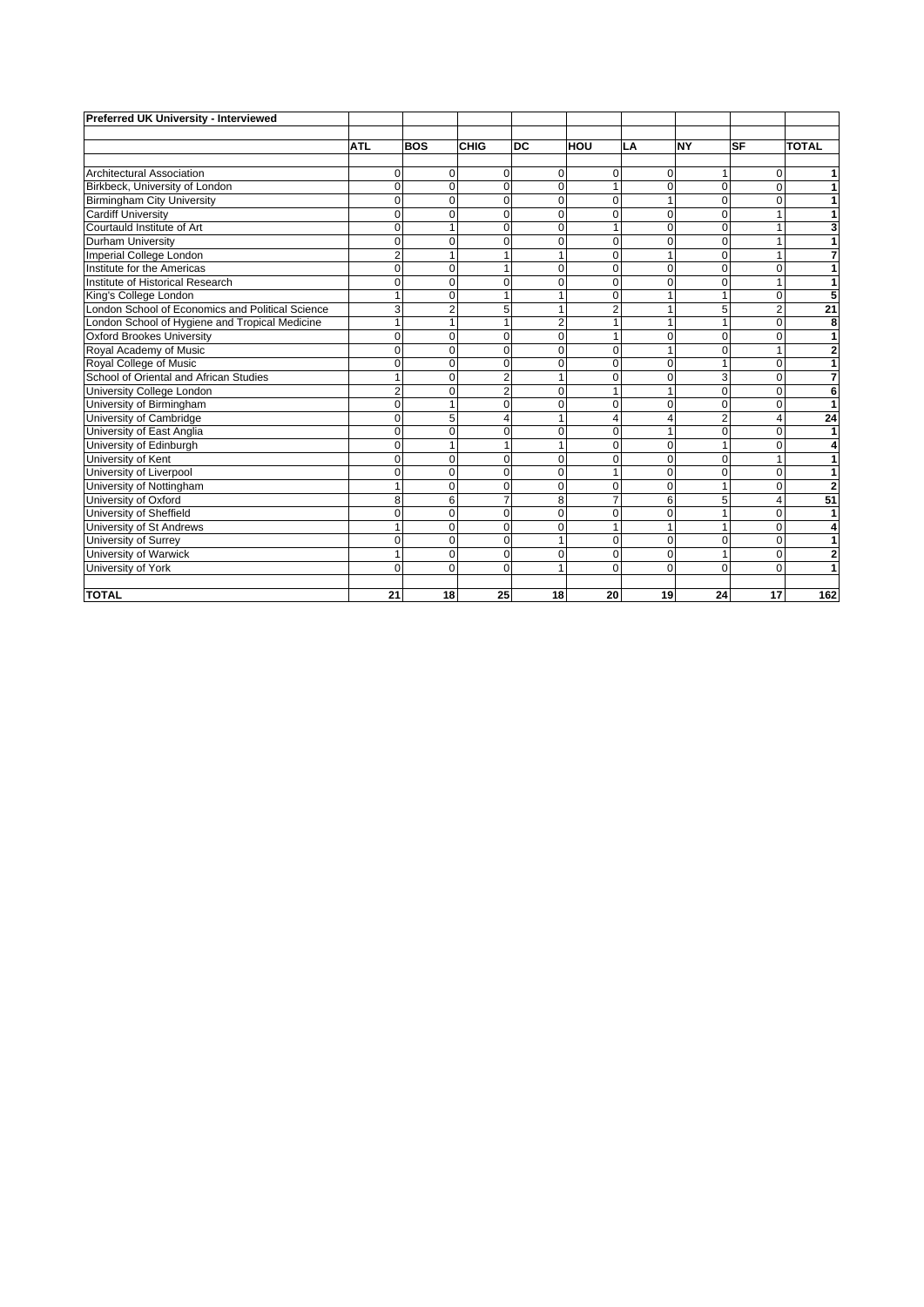**Preferred UK University - Interviewed**

| | ATL | BOS | CHIG | DC | HOU | LA | NY | SF | TOTAL |
|---|---|---|---|---|---|---|---|---|---|
| Architectural Association | 0 | 0 | 0 | 0 | 0 | 0 | 1 | 0 | **1** |
| Birkbeck, University of London | 0 | 0 | 0 | 0 | 1 | 0 | 0 | 0 | **1** |
| Birmingham City University | 0 | 0 | 0 | 0 | 0 | 1 | 0 | 0 | **1** |
| Cardiff University | 0 | 0 | 0 | 0 | 0 | 0 | 0 | 1 | **1** |
| Courtauld Institute of Art | 0 | 1 | 0 | 0 | 1 | 0 | 0 | 1 | **3** |
| Durham University | 0 | 0 | 0 | 0 | 0 | 0 | 0 | 1 | **1** |
| Imperial College London | 2 | 1 | 1 | 1 | 0 | 1 | 0 | 1 | **7** |
| Institute for the Americas | 0 | 0 | 1 | 0 | 0 | 0 | 0 | 0 | **1** |
| Institute of Historical Research | 0 | 0 | 0 | 0 | 0 | 0 | 0 | 1 | **1** |
| King's College London | 1 | 0 | 1 | 1 | 0 | 1 | 1 | 0 | **5** |
| London School of Economics and Political Science | 3 | 2 | 5 | 1 | 2 | 1 | 5 | 2 | **21** |
| London School of Hygiene and Tropical Medicine | 1 | 1 | 1 | 2 | 1 | 1 | 1 | 0 | **8** |
| Oxford Brookes University | 0 | 0 | 0 | 0 | 1 | 0 | 0 | 0 | **1** |
| Royal Academy of Music | 0 | 0 | 0 | 0 | 0 | 1 | 0 | 1 | **2** |
| Royal College of Music | 0 | 0 | 0 | 0 | 0 | 0 | 1 | 0 | **1** |
| School of Oriental and African Studies | 1 | 0 | 2 | 1 | 0 | 0 | 3 | 0 | **7** |
| University College London | 2 | 0 | 2 | 0 | 1 | 1 | 0 | 0 | **6** |
| University of Birmingham | 0 | 1 | 0 | 0 | 0 | 0 | 0 | 0 | **1** |
| University of Cambridge | 0 | 5 | 4 | 1 | 4 | 4 | 2 | 4 | **24** |
| University of East Anglia | 0 | 0 | 0 | 0 | 0 | 1 | 0 | 0 | **1** |
| University of Edinburgh | 0 | 1 | 1 | 1 | 0 | 0 | 1 | 0 | **4** |
| University of Kent | 0 | 0 | 0 | 0 | 0 | 0 | 0 | 1 | **1** |
| University of Liverpool | 0 | 0 | 0 | 0 | 1 | 0 | 0 | 0 | **1** |
| University of Nottingham | 1 | 0 | 0 | 0 | 0 | 0 | 1 | 0 | **2** |
| University of Oxford | 8 | 6 | 7 | 8 | 7 | 6 | 5 | 4 | **51** |
| University of Sheffield | 0 | 0 | 0 | 0 | 0 | 0 | 1 | 0 | **1** |
| University of St Andrews | 1 | 0 | 0 | 0 | 1 | 1 | 1 | 0 | **4** |
| University of Surrey | 0 | 0 | 0 | 1 | 0 | 0 | 0 | 0 | **1** |
| University of Warwick | 1 | 0 | 0 | 0 | 0 | 0 | 1 | 0 | **2** |
| University of York | 0 | 0 | 0 | 1 | 0 | 0 | 0 | 0 | **1** |
| **TOTAL** | **21** | **18** | **25** | **18** | **20** | **19** | **24** | **17** | **162** |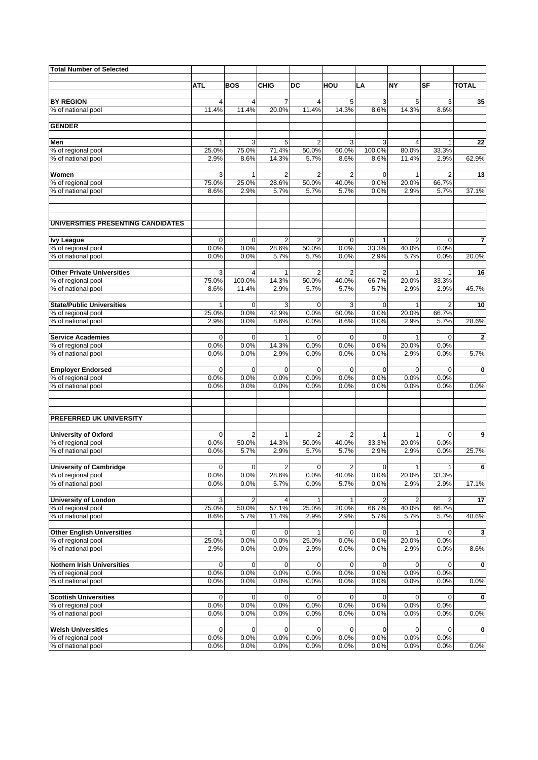| Total Number of Selected | | | | | | | | | |
|---|---|---|---|---|---|---|---|---|---|
| | **ATL** | **BOS** | **CHIG** | **DC** | **HOU** | **LA** | **NY** | **SF** | **TOTAL** |
| **BY REGION** | 4 | 4 | 7 | 4 | 5 | 3 | 5 | 3 | **35** |
| % of national pool | 11.4% | 11.4% | 20.0% | 11.4% | 14.3% | 8.6% | 14.3% | 8.6% | |
| **GENDER** | | | | | | | | | |
| **Men** | 1 | 3 | 5 | 2 | 3 | 3 | 4 | 1 | **22** |
| % of regional pool | 25.0% | 75.0% | 71.4% | 50.0% | 60.0% | 100.0% | 80.0% | 33.3% | |
| % of national pool | 2.9% | 8.6% | 14.3% | 5.7% | 8.6% | 8.6% | 11.4% | 2.9% | 62.9% |
| **Women** | 3 | 1 | 2 | 2 | 2 | 0 | 1 | 2 | **13** |
| % of regional pool | 75.0% | 25.0% | 28.6% | 50.0% | 40.0% | 0.0% | 20.0% | 66.7% | |
| % of national pool | 8.6% | 2.9% | 5.7% | 5.7% | 5.7% | 0.0% | 2.9% | 5.7% | 37.1% |
| **UNIVERSITIES PRESENTING CANDIDATES** | | | | | | | | | |
| **Ivy League** | 0 | 0 | 2 | 2 | 0 | 1 | 2 | 0 | **7** |
| % of regional pool | 0.0% | 0.0% | 28.6% | 50.0% | 0.0% | 33.3% | 40.0% | 0.0% | |
| % of national pool | 0.0% | 0.0% | 5.7% | 5.7% | 0.0% | 2.9% | 5.7% | 0.0% | 20.0% |
| **Other Private Universities** | 3 | 4 | 1 | 2 | 2 | 2 | 1 | 1 | **16** |
| % of regional pool | 75.0% | 100.0% | 14.3% | 50.0% | 40.0% | 66.7% | 20.0% | 33.3% | |
| % of national pool | 8.6% | 11.4% | 2.9% | 5.7% | 5.7% | 5.7% | 2.9% | 2.9% | 45.7% |
| **State/Public Universities** | 1 | 0 | 3 | 0 | 3 | 0 | 1 | 2 | **10** |
| % of regional pool | 25.0% | 0.0% | 42.9% | 0.0% | 60.0% | 0.0% | 20.0% | 66.7% | |
| % of national pool | 2.9% | 0.0% | 8.6% | 0.0% | 8.6% | 0.0% | 2.9% | 5.7% | 28.6% |
| **Service Academies** | 0 | 0 | 1 | 0 | 0 | 0 | 1 | 0 | **2** |
| % of regional pool | 0.0% | 0.0% | 14.3% | 0.0% | 0.0% | 0.0% | 20.0% | 0.0% | |
| % of national pool | 0.0% | 0.0% | 2.9% | 0.0% | 0.0% | 0.0% | 2.9% | 0.0% | 5.7% |
| **Employer Endorsed** | 0 | 0 | 0 | 0 | 0 | 0 | 0 | 0 | **0** |
| % of regional pool | 0.0% | 0.0% | 0.0% | 0.0% | 0.0% | 0.0% | 0.0% | 0.0% | |
| % of national pool | 0.0% | 0.0% | 0.0% | 0.0% | 0.0% | 0.0% | 0.0% | 0.0% | 0.0% |
| **PREFERRED UK UNIVERSITY** | | | | | | | | | |
| **University of Oxford** | 0 | 2 | 1 | 2 | 2 | 1 | 1 | 0 | **9** |
| % of regional pool | 0.0% | 50.0% | 14.3% | 50.0% | 40.0% | 33.3% | 20.0% | 0.0% | |
| % of national pool | 0.0% | 5.7% | 2.9% | 5.7% | 5.7% | 2.9% | 2.9% | 0.0% | 25.7% |
| **University of Cambridge** | 0 | 0 | 2 | 0 | 2 | 0 | 1 | 1 | **6** |
| % of regional pool | 0.0% | 0.0% | 28.6% | 0.0% | 40.0% | 0.0% | 20.0% | 33.3% | |
| % of national pool | 0.0% | 0.0% | 5.7% | 0.0% | 5.7% | 0.0% | 2.9% | 2.9% | 17.1% |
| **University of London** | 3 | 2 | 4 | 1 | 1 | 2 | 2 | 2 | **17** |
| % of regional pool | 75.0% | 50.0% | 57.1% | 25.0% | 20.0% | 66.7% | 40.0% | 66.7% | |
| % of national pool | 8.6% | 5.7% | 11.4% | 2.9% | 2.9% | 5.7% | 5.7% | 5.7% | 48.6% |
| **Other English Universities** | 1 | 0 | 0 | 1 | 0 | 0 | 1 | 0 | **3** |
| % of regional pool | 25.0% | 0.0% | 0.0% | 25.0% | 0.0% | 0.0% | 20.0% | 0.0% | |
| % of national pool | 2.9% | 0.0% | 0.0% | 2.9% | 0.0% | 0.0% | 2.9% | 0.0% | 8.6% |
| **Nothern Irish Universities** | 0 | 0 | 0 | 0 | 0 | 0 | 0 | 0 | **0** |
| % of regional pool | 0.0% | 0.0% | 0.0% | 0.0% | 0.0% | 0.0% | 0.0% | 0.0% | |
| % of national pool | 0.0% | 0.0% | 0.0% | 0.0% | 0.0% | 0.0% | 0.0% | 0.0% | 0.0% |
| **Scottish Universities** | 0 | 0 | 0 | 0 | 0 | 0 | 0 | 0 | **0** |
| % of regional pool | 0.0% | 0.0% | 0.0% | 0.0% | 0.0% | 0.0% | 0.0% | 0.0% | |
| % of national pool | 0.0% | 0.0% | 0.0% | 0.0% | 0.0% | 0.0% | 0.0% | 0.0% | 0.0% |
| **Welsh Universities** | 0 | 0 | 0 | 0 | 0 | 0 | 0 | 0 | **0** |
| % of regional pool | 0.0% | 0.0% | 0.0% | 0.0% | 0.0% | 0.0% | 0.0% | 0.0% | |
| % of national pool | 0.0% | 0.0% | 0.0% | 0.0% | 0.0% | 0.0% | 0.0% | 0.0% | 0.0% |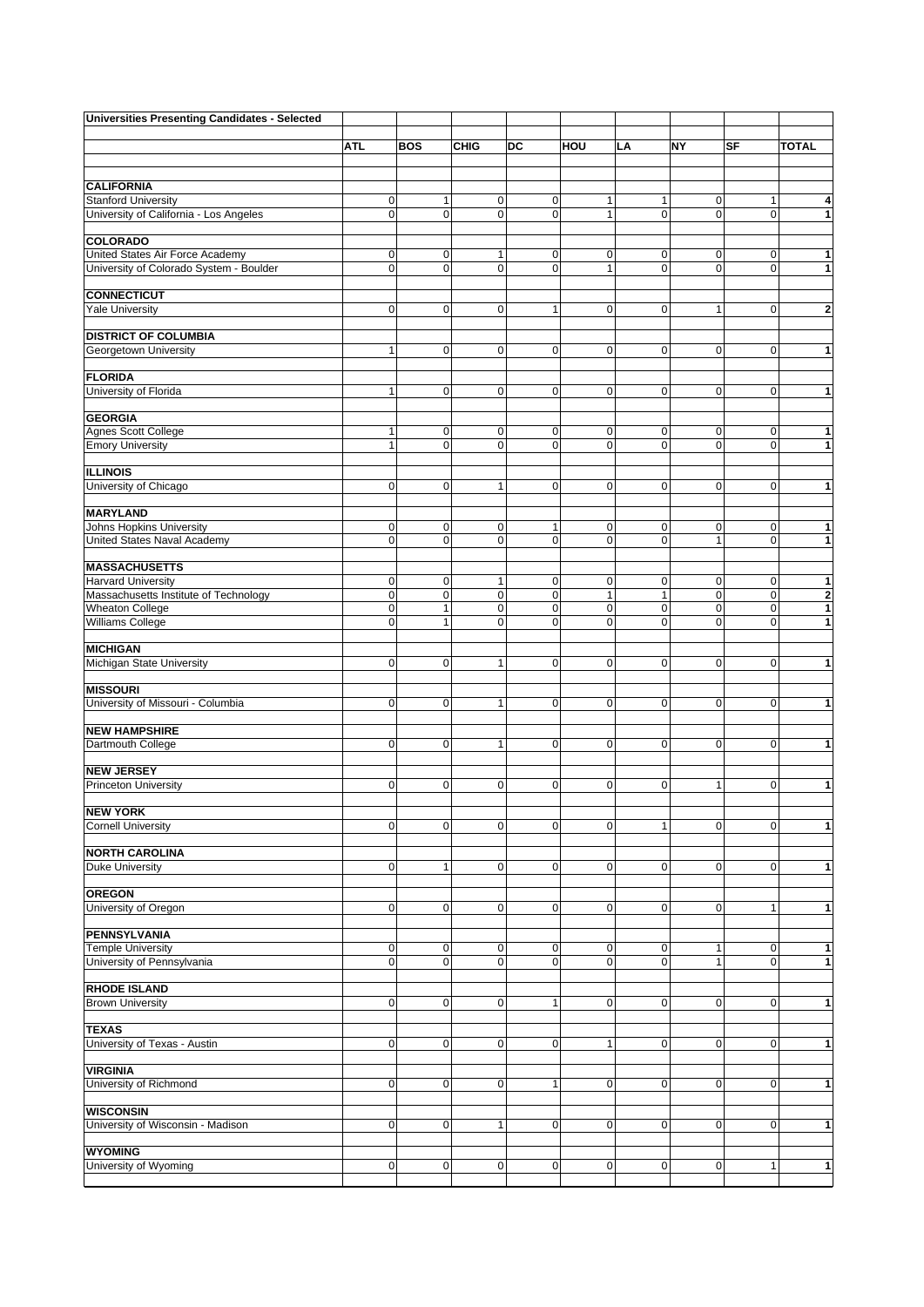| Universities Presenting Candidates - Selected | | | | | | | | | |
|---|---|---|---|---|---|---|---|---|---|
| | ATL | BOS | CHIG | DC | HOU | LA | NY | SF | TOTAL |
| **CALIFORNIA** | | | | | | | | | |
| Stanford University | 0 | 1 | 0 | 0 | 1 | 1 | 0 | 1 | 4 |
| University of California - Los Angeles | 0 | 0 | 0 | 0 | 1 | 0 | 0 | 0 | 1 |
| **COLORADO** | | | | | | | | | |
| United States Air Force Academy | 0 | 0 | 1 | 0 | 0 | 0 | 0 | 0 | 1 |
| University of Colorado System - Boulder | 0 | 0 | 0 | 0 | 1 | 0 | 0 | 0 | 1 |
| **CONNECTICUT** | | | | | | | | | |
| Yale University | 0 | 0 | 0 | 1 | 0 | 0 | 1 | 0 | 2 |
| **DISTRICT OF COLUMBIA** | | | | | | | | | |
| Georgetown University | 1 | 0 | 0 | 0 | 0 | 0 | 0 | 0 | 1 |
| **FLORIDA** | | | | | | | | | |
| University of Florida | 1 | 0 | 0 | 0 | 0 | 0 | 0 | 0 | 1 |
| **GEORGIA** | | | | | | | | | |
| Agnes Scott College | 1 | 0 | 0 | 0 | 0 | 0 | 0 | 0 | 1 |
| Emory University | 1 | 0 | 0 | 0 | 0 | 0 | 0 | 0 | 1 |
| **ILLINOIS** | | | | | | | | | |
| University of Chicago | 0 | 0 | 1 | 0 | 0 | 0 | 0 | 0 | 1 |
| **MARYLAND** | | | | | | | | | |
| Johns Hopkins University | 0 | 0 | 0 | 1 | 0 | 0 | 0 | 0 | 1 |
| United States Naval Academy | 0 | 0 | 0 | 0 | 0 | 0 | 1 | 0 | 1 |
| **MASSACHUSETTS** | | | | | | | | | |
| Harvard University | 0 | 0 | 1 | 0 | 0 | 0 | 0 | 0 | 1 |
| Massachusetts Institute of Technology | 0 | 0 | 0 | 0 | 1 | 1 | 0 | 0 | 2 |
| Wheaton College | 0 | 1 | 0 | 0 | 0 | 0 | 0 | 0 | 1 |
| Williams College | 0 | 1 | 0 | 0 | 0 | 0 | 0 | 0 | 1 |
| **MICHIGAN** | | | | | | | | | |
| Michigan State University | 0 | 0 | 1 | 0 | 0 | 0 | 0 | 0 | 1 |
| **MISSOURI** | | | | | | | | | |
| University of Missouri - Columbia | 0 | 0 | 1 | 0 | 0 | 0 | 0 | 0 | 1 |
| **NEW HAMPSHIRE** | | | | | | | | | |
| Dartmouth College | 0 | 0 | 1 | 0 | 0 | 0 | 0 | 0 | 1 |
| **NEW JERSEY** | | | | | | | | | |
| Princeton University | 0 | 0 | 0 | 0 | 0 | 0 | 1 | 0 | 1 |
| **NEW YORK** | | | | | | | | | |
| Cornell University | 0 | 0 | 0 | 0 | 0 | 1 | 0 | 0 | 1 |
| **NORTH CAROLINA** | | | | | | | | | |
| Duke University | 0 | 1 | 0 | 0 | 0 | 0 | 0 | 0 | 1 |
| **OREGON** | | | | | | | | | |
| University of Oregon | 0 | 0 | 0 | 0 | 0 | 0 | 0 | 1 | 1 |
| **PENNSYLVANIA** | | | | | | | | | |
| Temple University | 0 | 0 | 0 | 0 | 0 | 0 | 1 | 0 | 1 |
| University of Pennsylvania | 0 | 0 | 0 | 0 | 0 | 0 | 1 | 0 | 1 |
| **RHODE ISLAND** | | | | | | | | | |
| Brown University | 0 | 0 | 0 | 1 | 0 | 0 | 0 | 0 | 1 |
| **TEXAS** | | | | | | | | | |
| University of Texas - Austin | 0 | 0 | 0 | 0 | 1 | 0 | 0 | 0 | 1 |
| **VIRGINIA** | | | | | | | | | |
| University of Richmond | 0 | 0 | 0 | 1 | 0 | 0 | 0 | 0 | 1 |
| **WISCONSIN** | | | | | | | | | |
| University of Wisconsin - Madison | 0 | 0 | 1 | 0 | 0 | 0 | 0 | 0 | 1 |
| **WYOMING** | | | | | | | | | |
| University of Wyoming | 0 | 0 | 0 | 0 | 0 | 0 | 0 | 1 | 1 |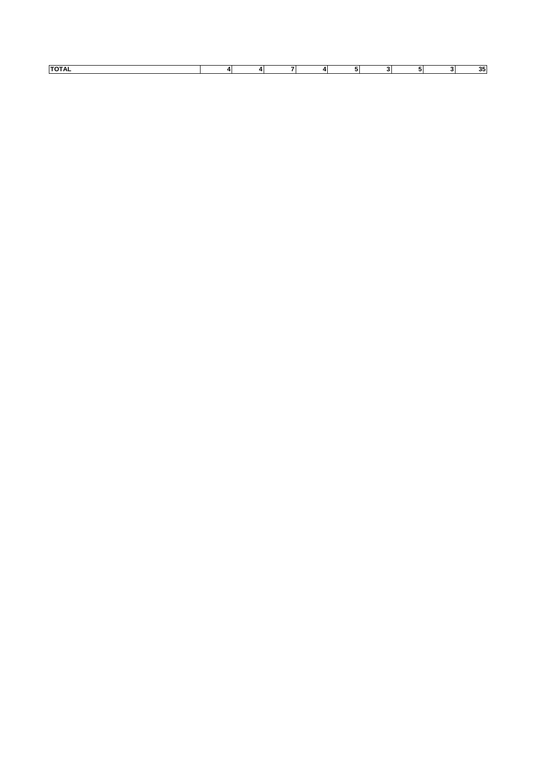| TOTAL | 4 | 4 | 7 | 4 | 5 | 3 | 5 | 3 | 35 |
|---|---|---|---|---|---|---|---|---|---|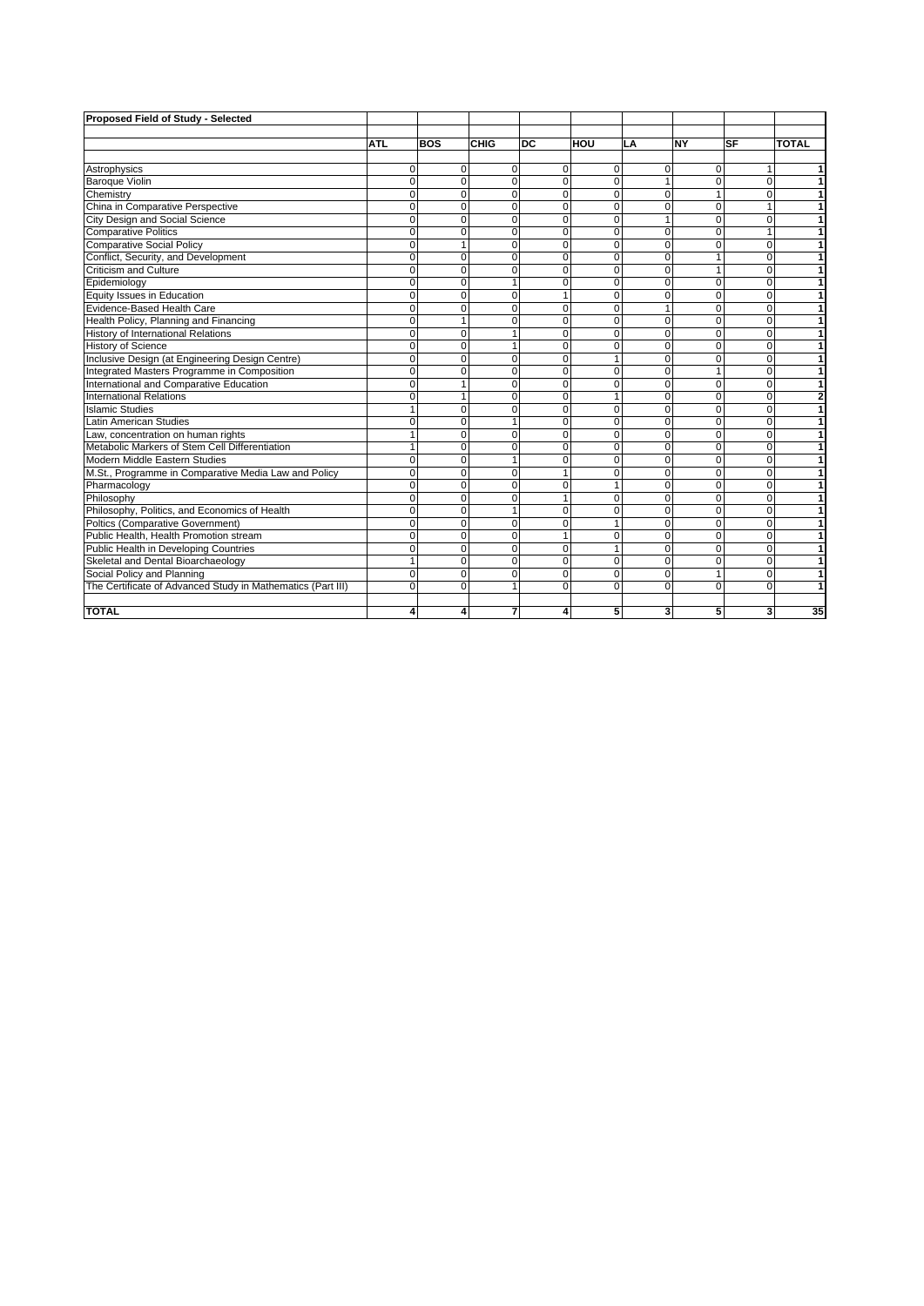| Proposed Field of Study - Selected | | | | | | | | | |
|---|---|---|---|---|---|---|---|---|---|
| | ATL | BOS | CHIG | DC | HOU | LA | NY | SF | TOTAL |
| Astrophysics | 0 | 0 | 0 | 0 | 0 | 0 | 0 | 1 | 1 |
| Baroque Violin | 0 | 0 | 0 | 0 | 0 | 1 | 0 | 0 | 1 |
| Chemistry | 0 | 0 | 0 | 0 | 0 | 0 | 1 | 0 | 1 |
| China in Comparative Perspective | 0 | 0 | 0 | 0 | 0 | 0 | 0 | 1 | 1 |
| City Design and Social Science | 0 | 0 | 0 | 0 | 0 | 1 | 0 | 0 | 1 |
| Comparative Politics | 0 | 0 | 0 | 0 | 0 | 0 | 0 | 1 | 1 |
| Comparative Social Policy | 0 | 1 | 0 | 0 | 0 | 0 | 0 | 0 | 1 |
| Conflict, Security, and Development | 0 | 0 | 0 | 0 | 0 | 0 | 1 | 0 | 1 |
| Criticism and Culture | 0 | 0 | 0 | 0 | 0 | 0 | 1 | 0 | 1 |
| Epidemiology | 0 | 0 | 1 | 0 | 0 | 0 | 0 | 0 | 1 |
| Equity Issues in Education | 0 | 0 | 0 | 1 | 0 | 0 | 0 | 0 | 1 |
| Evidence-Based Health Care | 0 | 0 | 0 | 0 | 0 | 1 | 0 | 0 | 1 |
| Health Policy, Planning and Financing | 0 | 1 | 0 | 0 | 0 | 0 | 0 | 0 | 1 |
| History of International Relations | 0 | 0 | 1 | 0 | 0 | 0 | 0 | 0 | 1 |
| History of Science | 0 | 0 | 1 | 0 | 0 | 0 | 0 | 0 | 1 |
| Inclusive Design (at Engineering Design Centre) | 0 | 0 | 0 | 0 | 1 | 0 | 0 | 0 | 1 |
| Integrated Masters Programme in Composition | 0 | 0 | 0 | 0 | 0 | 0 | 1 | 0 | 1 |
| International and Comparative Education | 0 | 1 | 0 | 0 | 0 | 0 | 0 | 0 | 1 |
| International Relations | 0 | 1 | 0 | 0 | 1 | 0 | 0 | 0 | 2 |
| Islamic Studies | 1 | 0 | 0 | 0 | 0 | 0 | 0 | 0 | 1 |
| Latin American Studies | 0 | 0 | 1 | 0 | 0 | 0 | 0 | 0 | 1 |
| Law, concentration on human rights | 1 | 0 | 0 | 0 | 0 | 0 | 0 | 0 | 1 |
| Metabolic Markers of Stem Cell Differentiation | 1 | 0 | 0 | 0 | 0 | 0 | 0 | 0 | 1 |
| Modern Middle Eastern Studies | 0 | 0 | 1 | 0 | 0 | 0 | 0 | 0 | 1 |
| M.St., Programme in Comparative Media Law and Policy | 0 | 0 | 0 | 1 | 0 | 0 | 0 | 0 | 1 |
| Pharmacology | 0 | 0 | 0 | 0 | 1 | 0 | 0 | 0 | 1 |
| Philosophy | 0 | 0 | 0 | 1 | 0 | 0 | 0 | 0 | 1 |
| Philosophy, Politics, and Economics of Health | 0 | 0 | 1 | 0 | 0 | 0 | 0 | 0 | 1 |
| Poltics (Comparative Government) | 0 | 0 | 0 | 0 | 1 | 0 | 0 | 0 | 1 |
| Public Health, Health Promotion stream | 0 | 0 | 0 | 1 | 0 | 0 | 0 | 0 | 1 |
| Public Health in Developing Countries | 0 | 0 | 0 | 0 | 1 | 0 | 0 | 0 | 1 |
| Skeletal and Dental Bioarchaeology | 1 | 0 | 0 | 0 | 0 | 0 | 0 | 0 | 1 |
| Social Policy and Planning | 0 | 0 | 0 | 0 | 0 | 0 | 1 | 0 | 1 |
| The Certificate of Advanced Study in Mathematics (Part III) | 0 | 0 | 1 | 0 | 0 | 0 | 0 | 0 | 1 |
| **TOTAL** | **4** | **4** | **7** | **4** | **5** | **3** | **5** | **3** | **35** |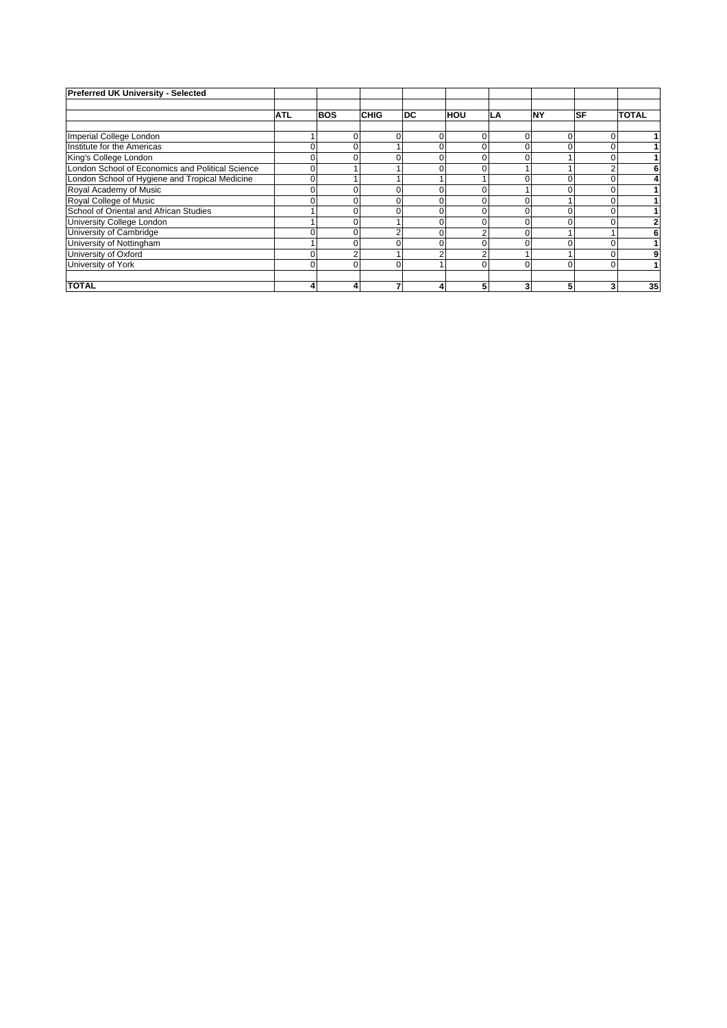| Preferred UK University - Selected | | | | | | | | | |
|---|---|---|---|---|---|---|---|---|---|
| | **ATL** | **BOS** | **CHIG** | **DC** | **HOU** | **LA** | **NY** | **SF** | **TOTAL** |
| Imperial College London | 1 | 0 | 0 | 0 | 0 | 0 | 0 | 0 | **1** |
| Institute for the Americas | 0 | 0 | 1 | 0 | 0 | 0 | 0 | 0 | **1** |
| King's College London | 0 | 0 | 0 | 0 | 0 | 0 | 1 | 0 | **1** |
| London School of Economics and Political Science | 0 | 1 | 1 | 0 | 0 | 1 | 1 | 2 | **6** |
| London School of Hygiene and Tropical Medicine | 0 | 1 | 1 | 1 | 1 | 0 | 0 | 0 | **4** |
| Royal Academy of Music | 0 | 0 | 0 | 0 | 0 | 1 | 0 | 0 | **1** |
| Royal College of Music | 0 | 0 | 0 | 0 | 0 | 0 | 1 | 0 | **1** |
| School of Oriental and African Studies | 1 | 0 | 0 | 0 | 0 | 0 | 0 | 0 | **1** |
| University College London | 1 | 0 | 1 | 0 | 0 | 0 | 0 | 0 | **2** |
| University of Cambridge | 0 | 0 | 2 | 0 | 2 | 0 | 1 | 1 | **6** |
| University of Nottingham | 1 | 0 | 0 | 0 | 0 | 0 | 0 | 0 | **1** |
| University of Oxford | 0 | 2 | 1 | 2 | 2 | 1 | 1 | 0 | **9** |
| University of York | 0 | 0 | 0 | 1 | 0 | 0 | 0 | 0 | **1** |
| **TOTAL** | **4** | **4** | **7** | **4** | **5** | **3** | **5** | **3** | **35** |